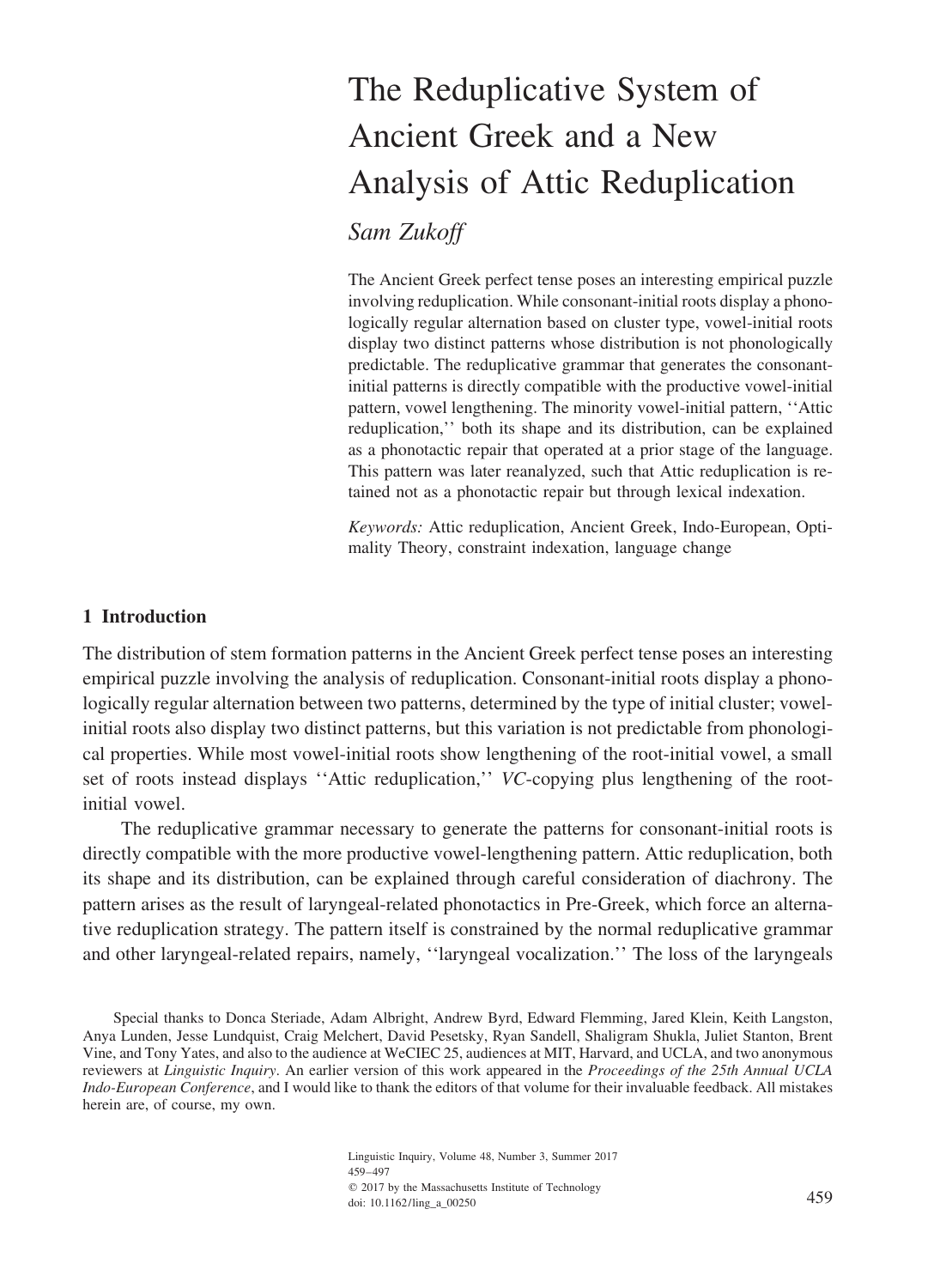# The Reductive System of Ancient Greek and a New Analysis of Attic Reduplication

*Sam Zukoff*

The Ancient Greek perfect tense poses an interesting empirical puzzle involving reduplication. While consonant-initial roots display a phonologically regular alternation based on cluster type, vowel-initial roots display two distinct patterns whose distribution is not phonologically predictable. The reduplicative grammar that generates the consonant-initial patterns is directly compatible with the productive vowel-initial pattern, vowel lengthening. The minority vowel-initial pattern, ''Attic reduplication,'' both its shape and its distribution, can be explained as a phonotactic repair that operated at a prior stage of the language. This pattern was later reanalyzed, such that Attic reduplication is retained not as a phonotactic repair but through lexical indexation.

*Keywords:* Attic reduplication, Ancient Greek, Indo-European, Optimality Theory, constraint indexation, language change

## 1 Introduction

The distribution of stem formation patterns in the Ancient Greek perfect tense poses an interesting empirical puzzle involving the analysis of reduplication. Consonant-initial roots display a phonologically regular alternation between two patterns, determined by the type of initial cluster; vowel-initial roots also display two distinct patterns, but this variation is not predictable from phonological properties. While most vowel-initial roots show lengthening of the root-initial vowel, a small set of roots instead displays ''Attic reduplication,'' *VC*-copying plus lengthening of the root-initial vowel.

The reduplicative grammar necessary to generate the patterns for consonant-initial roots is directly compatible with the more productive vowel-lengthening pattern. Attic reduplication, both its shape and its distribution, can be explained through careful consideration of diachrony. The pattern arises as the result of laryngeal-related phonotactics in Pre-Greek, which force an alternative reduplication strategy. The pattern itself is constrained by the normal reduplicative grammar and other laryngeal-related repairs, namely, ''laryngeal vocalization.'' The loss of the laryngeals

Special thanks to Donca Steriade, Adam Albright, Andrew Byrd, Edward Flemming, Jared Klein, Keith Langston, Anya Lunden, Jesse Lundquist, Craig Melchert, David Pesetsky, Ryan Sandell, Shaligram Shukla, Juliet Stanton, Brent Vine, and Tony Yates, and also to the audience at WeCIEC 25, audiences at MIT, Harvard, and UCLA, and two anonymous reviewers at *Linguistic Inquiry*. An earlier version of this work appeared in the *Proceedings of the 25th Annual UCLA Indo-European Conference*, and I would like to thank the editors of that volume for their invaluable feedback. All mistakes herein are, of course, my own.

Linguistic Inquiry, Volume 48, Number 3, Summer 2017
459–497
© 2017 by the Massachusetts Institute of Technology
doi: 10.1162/ling_a_00250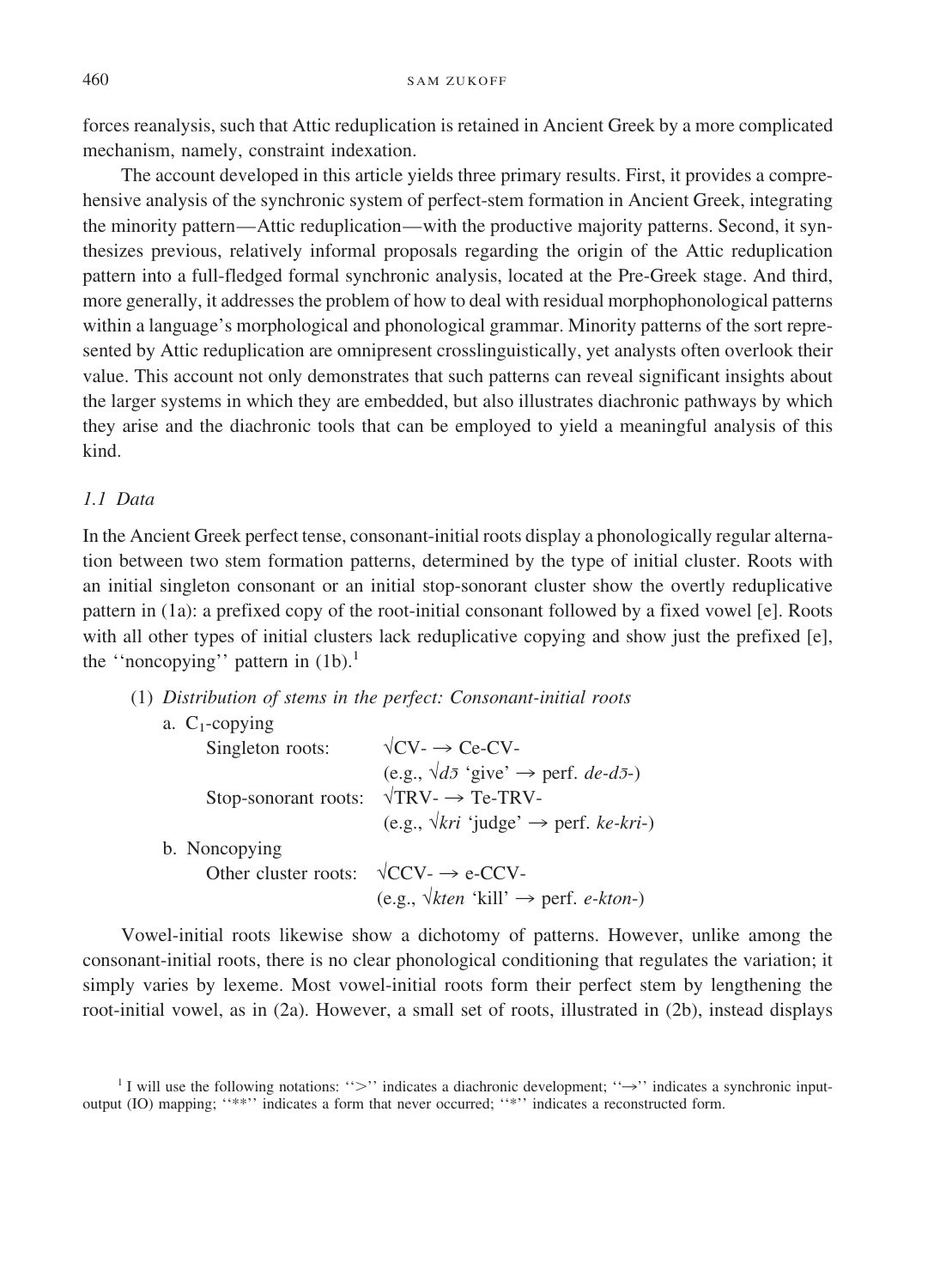forces reanalysis, such that Attic reduplication is retained in Ancient Greek by a more complicated mechanism, namely, constraint indexation.

The account developed in this article yields three primary results. First, it provides a comprehensive analysis of the synchronic system of perfect-stem formation in Ancient Greek, integrating the minority pattern—Attic reduplication—with the productive majority patterns. Second, it synthesizes previous, relatively informal proposals regarding the origin of the Attic reduplication pattern into a full-fledged formal synchronic analysis, located at the Pre-Greek stage. And third, more generally, it addresses the problem of how to deal with residual morphophonological patterns within a language's morphological and phonological grammar. Minority patterns of the sort represented by Attic reduplication are omnipresent crosslinguistically, yet analysts often overlook their value. This account not only demonstrates that such patterns can reveal significant insights about the larger systems in which they are embedded, but also illustrates diachronic pathways by which they arise and the diachronic tools that can be employed to yield a meaningful analysis of this kind.

### *1.1 Data*

In the Ancient Greek perfect tense, consonant-initial roots display a phonologically regular alternation between two stem formation patterns, determined by the type of initial cluster. Roots with an initial singleton consonant or an initial stop-sonorant cluster show the overtly reduplicative pattern in (1a): a prefixed copy of the root-initial consonant followed by a fixed vowel [e]. Roots with all other types of initial clusters lack reduplicative copying and show just the prefixed [e], the ''noncopying'' pattern in (1b).[1]

(1) *Distribution of stems in the perfect: Consonant-initial roots*

a. $C_1$-copying

Singleton roots: √CV- → Ce-CV-
(e.g., √*dɔ̄* 'give' → perf. *de-dɔ̄-*)

Stop-sonorant roots: √TRV- → Te-TRV-
(e.g., √*kri* 'judge' → perf. *ke-kri-*)

b. Noncopying

Other cluster roots: √CCV- → e-CCV-
(e.g., √*kten* 'kill' → perf. *e-kton-*)

Vowel-initial roots likewise show a dichotomy of patterns. However, unlike among the consonant-initial roots, there is no clear phonological conditioning that regulates the variation; it simply varies by lexeme. Most vowel-initial roots form their perfect stem by lengthening the root-initial vowel, as in (2a). However, a small set of roots, illustrated in (2b), instead displays

[1] I will use the following notations: ''>'' indicates a diachronic development; ''→'' indicates a synchronic input-output (IO) mapping; ''**'' indicates a form that never occurred; ''*'' indicates a reconstructed form.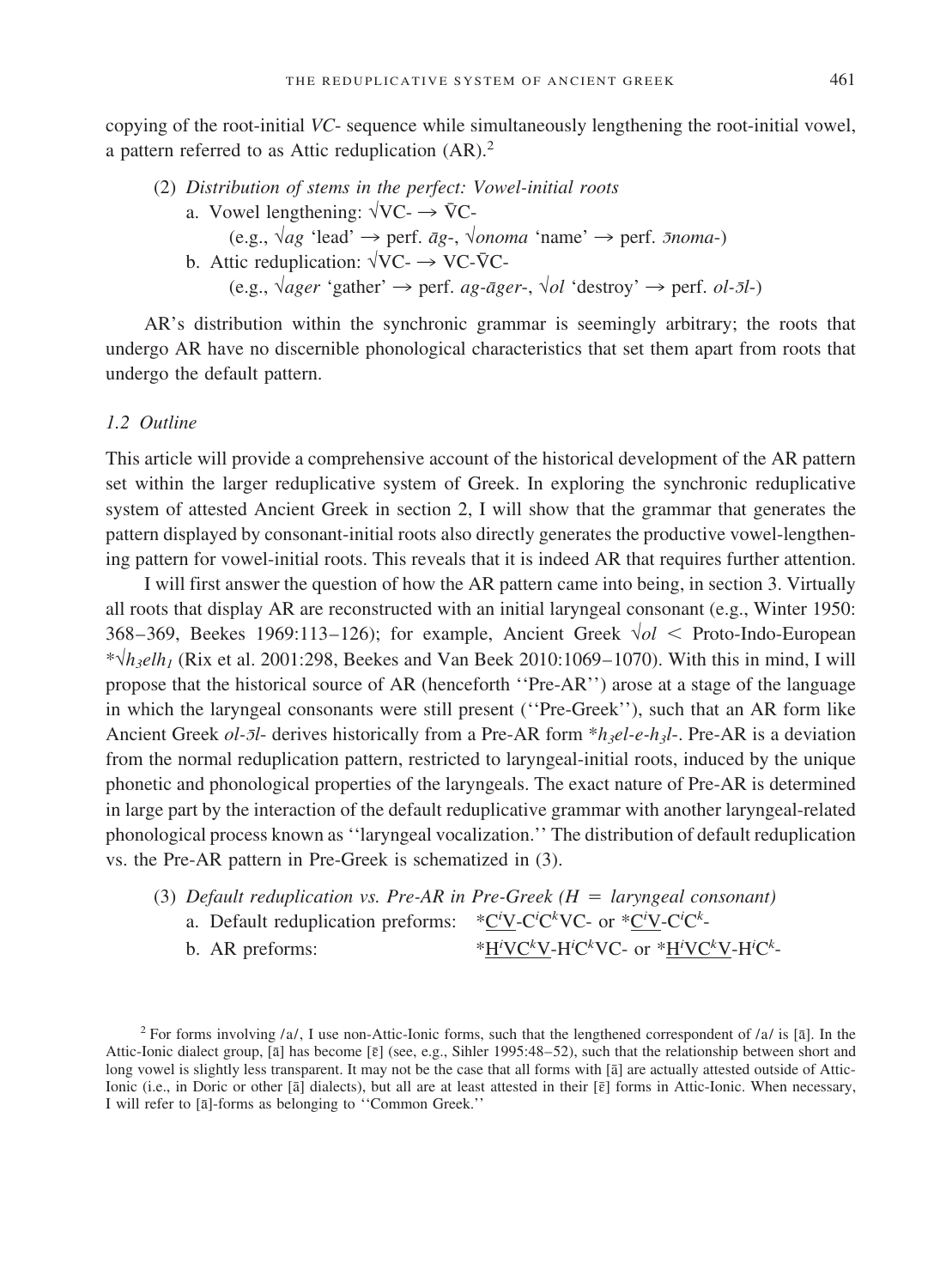copying of the root-initial *VC-* sequence while simultaneously lengthening the root-initial vowel, a pattern referred to as Attic reduplication (AR).[2]

(2) *Distribution of stems in the perfect: Vowel-initial roots*

a. Vowel lengthening: √VC- → V̄C-
   (e.g., √*ag* 'lead' → perf. *āg-*, √*onoma* 'name' → perf. *ōnoma-*)

b. Attic reduplication: √VC- → VC-V̄C-
   (e.g., √*ager* 'gather' → perf. *ag-āger-*, √*ol* 'destroy' → perf. *ol-ōl-*)

AR's distribution within the synchronic grammar is seemingly arbitrary; the roots that undergo AR have no discernible phonological characteristics that set them apart from roots that undergo the default pattern.

### *1.2 Outline*

This article will provide a comprehensive account of the historical development of the AR pattern set within the larger reduplicative system of Greek. In exploring the synchronic reduplicative system of attested Ancient Greek in section 2, I will show that the grammar that generates the pattern displayed by consonant-initial roots also directly generates the productive vowel-lengthening pattern for vowel-initial roots. This reveals that it is indeed AR that requires further attention.

I will first answer the question of how the AR pattern came into being, in section 3. Virtually all roots that display AR are reconstructed with an initial laryngeal consonant (e.g., Winter 1950: 368–369, Beekes 1969:113–126); for example, Ancient Greek √*ol* < Proto-Indo-European *√$h_3elh_1$ (Rix et al. 2001:298, Beekes and Van Beek 2010:1069–1070). With this in mind, I will propose that the historical source of AR (henceforth ''Pre-AR'') arose at a stage of the language in which the laryngeal consonants were still present (''Pre-Greek''), such that an AR form like Ancient Greek *ol-ōl-* derives historically from a Pre-AR form *$h_3el$-$e$-$h_3l$-. Pre-AR is a deviation from the normal reduplication pattern, restricted to laryngeal-initial roots, induced by the unique phonetic and phonological properties of the laryngeals. The exact nature of Pre-AR is determined in large part by the interaction of the default reduplicative grammar with another laryngeal-related phonological process known as ''laryngeal vocalization.'' The distribution of default reduplication vs. the Pre-AR pattern in Pre-Greek is schematized in (3).

(3) *Default reduplication vs. Pre-AR in Pre-Greek (H = laryngeal consonant)*

a. Default reduplication preforms: *$\underline{C^iV}$-$C^iC^kVC$- or *$\underline{C^iV}$-$C^iC^k$-

b. AR preforms: *$\underline{H^iVC^kV}$-$H^iC^kVC$- or *$\underline{H^iVC^kV}$-$H^iC^k$-

[2] For forms involving /a/, I use non-Attic-Ionic forms, such that the lengthened correspondent of /a/ is [ā]. In the Attic-Ionic dialect group, [ā] has become [ē] (see, e.g., Sihler 1995:48–52), such that the relationship between short and long vowel is slightly less transparent. It may not be the case that all forms with [ā] are actually attested outside of Attic-Ionic (i.e., in Doric or other [ā] dialects), but all are at least attested in their [ē] forms in Attic-Ionic. When necessary, I will refer to [ā]-forms as belonging to ''Common Greek.''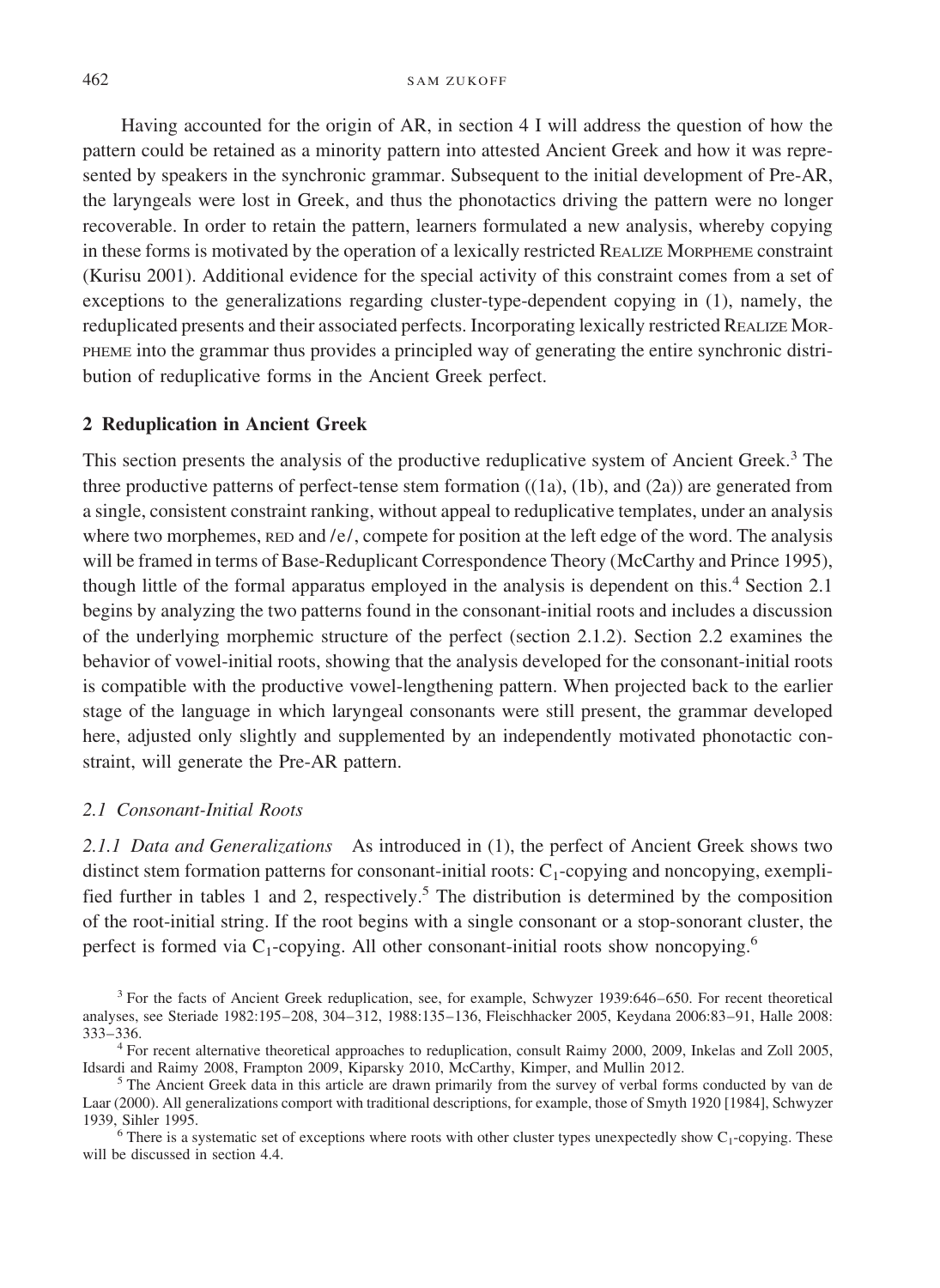Having accounted for the origin of AR, in section 4 I will address the question of how the pattern could be retained as a minority pattern into attested Ancient Greek and how it was represented by speakers in the synchronic grammar. Subsequent to the initial development of Pre-AR, the laryngeals were lost in Greek, and thus the phonotactics driving the pattern were no longer recoverable. In order to retain the pattern, learners formulated a new analysis, whereby copying in these forms is motivated by the operation of a lexically restricted REALIZE MORPHEME constraint (Kurisu 2001). Additional evidence for the special activity of this constraint comes from a set of exceptions to the generalizations regarding cluster-type-dependent copying in (1), namely, the reduplicated presents and their associated perfects. Incorporating lexically restricted REALIZE MORPHEME into the grammar thus provides a principled way of generating the entire synchronic distribution of reduplicative forms in the Ancient Greek perfect.

## 2 Reduplication in Ancient Greek

This section presents the analysis of the productive reduplicative system of Ancient Greek.[3] The three productive patterns of perfect-tense stem formation ((1a), (1b), and (2a)) are generated from a single, consistent constraint ranking, without appeal to reduplicative templates, under an analysis where two morphemes, RED and /e/, compete for position at the left edge of the word. The analysis will be framed in terms of Base-Reduplicant Correspondence Theory (McCarthy and Prince 1995), though little of the formal apparatus employed in the analysis is dependent on this.[4] Section 2.1 begins by analyzing the two patterns found in the consonant-initial roots and includes a discussion of the underlying morphemic structure of the perfect (section 2.1.2). Section 2.2 examines the behavior of vowel-initial roots, showing that the analysis developed for the consonant-initial roots is compatible with the productive vowel-lengthening pattern. When projected back to the earlier stage of the language in which laryngeal consonants were still present, the grammar developed here, adjusted only slightly and supplemented by an independently motivated phonotactic constraint, will generate the Pre-AR pattern.

### *2.1 Consonant-Initial Roots*

*2.1.1 Data and Generalizations* As introduced in (1), the perfect of Ancient Greek shows two distinct stem formation patterns for consonant-initial roots: $C_1$-copying and noncopying, exemplified further in tables 1 and 2, respectively.[5] The distribution is determined by the composition of the root-initial string. If the root begins with a single consonant or a stop-sonorant cluster, the perfect is formed via $C_1$-copying. All other consonant-initial roots show noncopying.[6]

[3] For the facts of Ancient Greek reduplication, see, for example, Schwyzer 1939:646–650. For recent theoretical analyses, see Steriade 1982:195–208, 304–312, 1988:135–136, Fleischhacker 2005, Keydana 2006:83–91, Halle 2008: 333–336.

[4] For recent alternative theoretical approaches to reduplication, consult Raimy 2000, 2009, Inkelas and Zoll 2005, Idsardi and Raimy 2008, Frampton 2009, Kiparsky 2010, McCarthy, Kimper, and Mullin 2012.

[5] The Ancient Greek data in this article are drawn primarily from the survey of verbal forms conducted by van de Laar (2000). All generalizations comport with traditional descriptions, for example, those of Smyth 1920 [1984], Schwyzer 1939, Sihler 1995.

[6] There is a systematic set of exceptions where roots with other cluster types unexpectedly show $C_1$-copying. These will be discussed in section 4.4.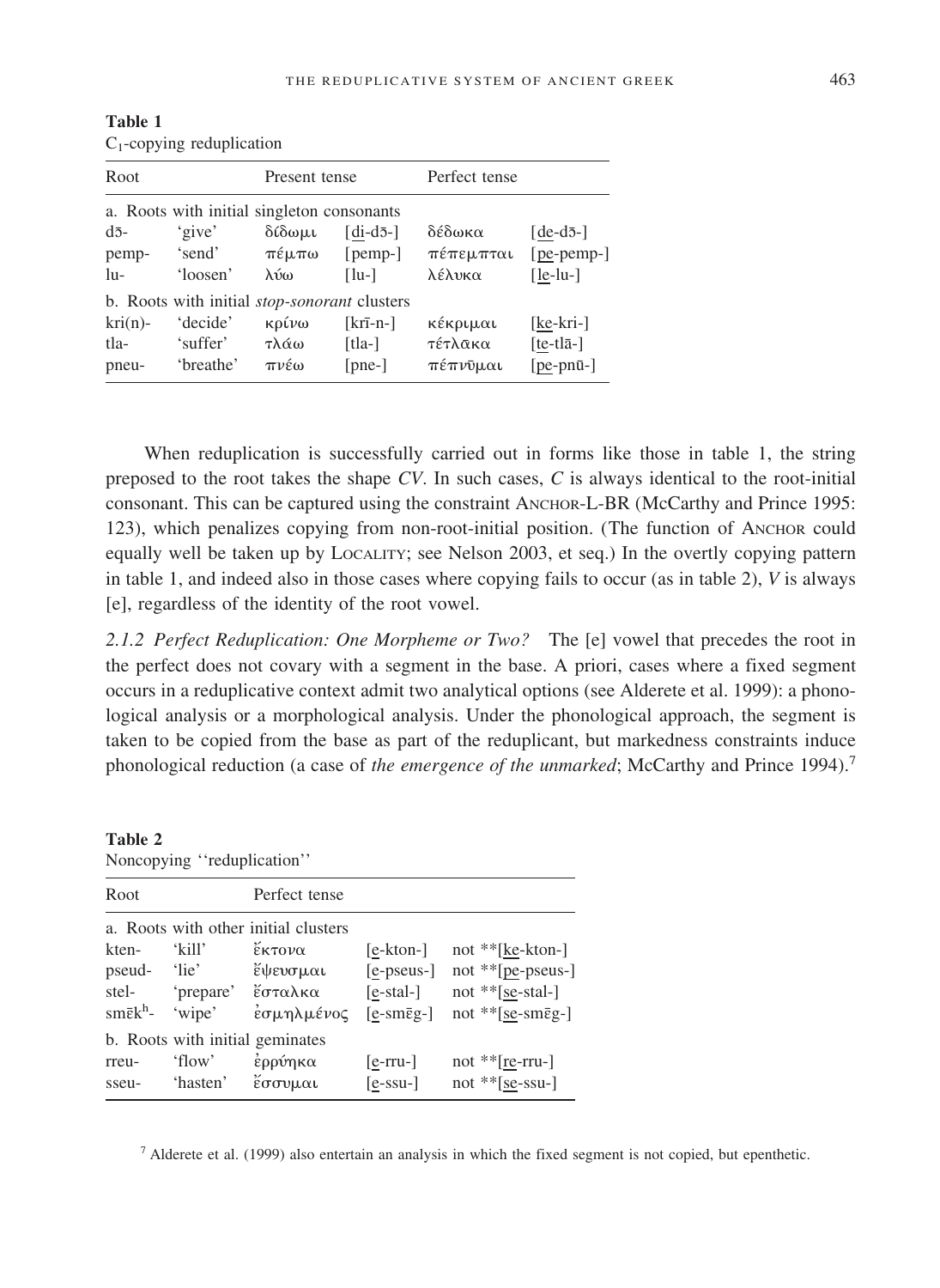**Table 1**
$C_1$-copying reduplication

| Root | | Present tense | | Perfect tense | |
|---|---|---|---|---|---|
| a. Roots with initial singleton consonants | | | | | |
| dō- | 'give' | δίδωμι | [<u>di</u>-dō-] | δέδωκα | [<u>de</u>-dō-] |
| pemp- | 'send' | πέμπω | [pemp-] | πέπεμπται | [<u>pe</u>-pemp-] |
| lu- | 'loosen' | λύω | [lu-] | λέλυκα | [<u>le</u>-lu-] |
| b. Roots with initial *stop-sonorant* clusters | | | | | |
| kri(n)- | 'decide' | κρίνω | [krī-n-] | κέκριμαι | [<u>ke</u>-kri-] |
| tla- | 'suffer' | τλάω | [tla-] | τέτλᾱκα | [<u>te</u>-tlā-] |
| pneu- | 'breathe' | πνέω | [pne-] | πέπνῡμαι | [<u>pe</u>-pnū-] |

When reduplication is successfully carried out in forms like those in table 1, the string preposed to the root takes the shape *CV*. In such cases, *C* is always identical to the root-initial consonant. This can be captured using the constraint ANCHOR-L-BR (McCarthy and Prince 1995: 123), which penalizes copying from non-root-initial position. (The function of ANCHOR could equally well be taken up by LOCALITY; see Nelson 2003, et seq.) In the overtly copying pattern in table 1, and indeed also in those cases where copying fails to occur (as in table 2), *V* is always [e], regardless of the identity of the root vowel.

*2.1.2 Perfect Reduplication: One Morpheme or Two?* The [e] vowel that precedes the root in the perfect does not covary with a segment in the base. A priori, cases where a fixed segment occurs in a reduplicative context admit two analytical options (see Alderete et al. 1999): a phonological analysis or a morphological analysis. Under the phonological approach, the segment is taken to be copied from the base as part of the reduplicant, but markedness constraints induce phonological reduction (a case of *the emergence of the unmarked*; McCarthy and Prince 1994).[7]

**Table 2**
Noncopying ''reduplication''

| Root | | Perfect tense | | |
|---|---|---|---|---|
| a. Roots with other initial clusters | | | | |
| kten- | 'kill' | ἔκτονα | [<u>e</u>-kton-] | not **[<u>ke</u>-kton-] |
| pseud- | 'lie' | ἔψευσμαι | [<u>e</u>-pseus-] | not **[<u>pe</u>-pseus-] |
| stel- | 'prepare' | ἔσταλκα | [<u>e</u>-stal-] | not **[<u>se</u>-stal-] |
| smēk$^{h}$- | 'wipe' | ἐσμηλμένος | [<u>e</u>-smēg-] | not **[<u>se</u>-smēg-] |
| b. Roots with initial geminates | | | | |
| rreu- | 'flow' | ἐρρύηκα | [<u>e</u>-rru-] | not **[<u>re</u>-rru-] |
| sseu- | 'hasten' | ἔσσυμαι | [<u>e</u>-ssu-] | not **[<u>se</u>-ssu-] |

[7] Alderete et al. (1999) also entertain an analysis in which the fixed segment is not copied, but epenthetic.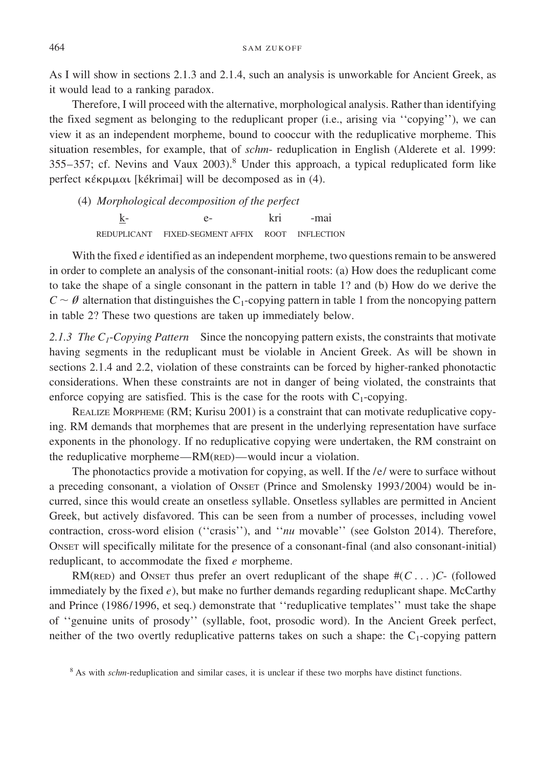As I will show in sections 2.1.3 and 2.1.4, such an analysis is unworkable for Ancient Greek, as it would lead to a ranking paradox.

Therefore, I will proceed with the alternative, morphological analysis. Rather than identifying the fixed segment as belonging to the reduplicant proper (i.e., arising via ''copying''), we can view it as an independent morpheme, bound to cooccur with the reduplicative morpheme. This situation resembles, for example, that of *schm-* reduplication in English (Alderete et al. 1999: 355–357; cf. Nevins and Vaux 2003).[8] Under this approach, a typical reduplicated form like perfect κέκριμαι [kékrimai] will be decomposed as in (4).

(4) *Morphological decomposition of the perfect*

| <u>k</u>- | e- | kri | -mai |
|---|---|---|---|
| REDUPLICANT | FIXED-SEGMENT AFFIX | ROOT | INFLECTION |

With the fixed *e* identified as an independent morpheme, two questions remain to be answered in order to complete an analysis of the consonant-initial roots: (a) How does the reduplicant come to take the shape of a single consonant in the pattern in table 1? and (b) How do we derive the $C \sim \emptyset$ alternation that distinguishes the $C_1$-copying pattern in table 1 from the noncopying pattern in table 2? These two questions are taken up immediately below.

*2.1.3 The $C_1$-Copying Pattern* Since the noncopying pattern exists, the constraints that motivate having segments in the reduplicant must be violable in Ancient Greek. As will be shown in sections 2.1.4 and 2.2, violation of these constraints can be forced by higher-ranked phonotactic considerations. When these constraints are not in danger of being violated, the constraints that enforce copying are satisfied. This is the case for the roots with $C_1$-copying.

REALIZE MORPHEME (RM; Kurisu 2001) is a constraint that can motivate reduplicative copying. RM demands that morphemes that are present in the underlying representation have surface exponents in the phonology. If no reduplicative copying were undertaken, the RM constraint on the reduplicative morpheme—RM(RED)—would incur a violation.

The phonotactics provide a motivation for copying, as well. If the /e/ were to surface without a preceding consonant, a violation of ONSET (Prince and Smolensky 1993/2004) would be incurred, since this would create an onsetless syllable. Onsetless syllables are permitted in Ancient Greek, but actively disfavored. This can be seen from a number of processes, including vowel contraction, cross-word elision (''crasis''), and ''*nu* movable'' (see Golston 2014). Therefore, ONSET will specifically militate for the presence of a consonant-final (and also consonant-initial) reduplicant, to accommodate the fixed *e* morpheme.

RM(RED) and ONSET thus prefer an overt reduplicant of the shape #(*C* . . . )*C*- (followed immediately by the fixed *e*), but make no further demands regarding reduplicant shape. McCarthy and Prince (1986/1996, et seq.) demonstrate that ''reduplicative templates'' must take the shape of ''genuine units of prosody'' (syllable, foot, prosodic word). In the Ancient Greek perfect, neither of the two overtly reduplicative patterns takes on such a shape: the $C_1$-copying pattern

[8] As with *schm*-reduplication and similar cases, it is unclear if these two morphs have distinct functions.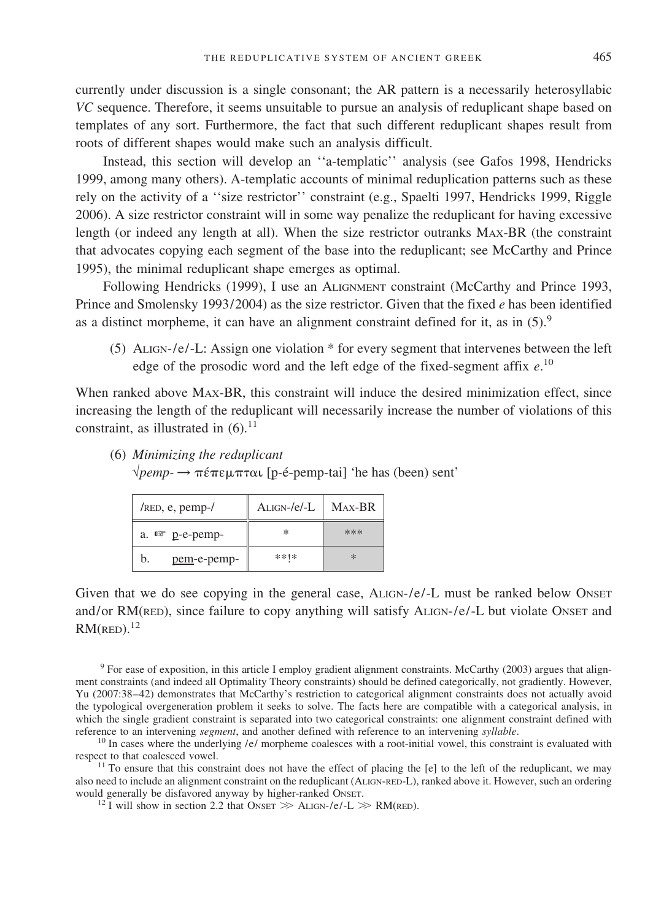currently under discussion is a single consonant; the AR pattern is a necessarily heterosyllabic *VC* sequence. Therefore, it seems unsuitable to pursue an analysis of reduplicant shape based on templates of any sort. Furthermore, the fact that such different reduplicant shapes result from roots of different shapes would make such an analysis difficult.

Instead, this section will develop an ''a-templatic'' analysis (see Gafos 1998, Hendricks 1999, among many others). A-templatic accounts of minimal reduplication patterns such as these rely on the activity of a ''size restrictor'' constraint (e.g., Spaelti 1997, Hendricks 1999, Riggle 2006). A size restrictor constraint will in some way penalize the reduplicant for having excessive length (or indeed any length at all). When the size restrictor outranks MAX-BR (the constraint that advocates copying each segment of the base into the reduplicant; see McCarthy and Prince 1995), the minimal reduplicant shape emerges as optimal.

Following Hendricks (1999), I use an ALIGNMENT constraint (McCarthy and Prince 1993, Prince and Smolensky 1993/2004) as the size restrictor. Given that the fixed *e* has been identified as a distinct morpheme, it can have an alignment constraint defined for it, as in (5).[9]

(5) ALIGN-/e/-L: Assign one violation * for every segment that intervenes between the left edge of the prosodic word and the left edge of the fixed-segment affix *e*.[10]

When ranked above MAX-BR, this constraint will induce the desired minimization effect, since increasing the length of the reduplicant will necessarily increase the number of violations of this constraint, as illustrated in (6).[11]

(6) *Minimizing the reduplicant*
√*pemp-* → πέπεμπται [p̲-é-pemp-tai] 'he has (been) sent'

| /RED, e, pemp-/ | ALIGN-/e/-L | MAX-BR |
|---|---|---|
| a. ☞ p̲-e-pemp- | * | *** |
| b. p̲e̲m̲-e-pemp- | **!* | * |

Given that we do see copying in the general case, ALIGN-/e/-L must be ranked below ONSET and/or RM(RED), since failure to copy anything will satisfy ALIGN-/e/-L but violate ONSET and RM(RED).[12]

[9] For ease of exposition, in this article I employ gradient alignment constraints. McCarthy (2003) argues that alignment constraints (and indeed all Optimality Theory constraints) should be defined categorically, not gradiently. However, Yu (2007:38–42) demonstrates that McCarthy's restriction to categorical alignment constraints does not actually avoid the typological overgeneration problem it seeks to solve. The facts here are compatible with a categorical analysis, in which the single gradient constraint is separated into two categorical constraints: one alignment constraint defined with reference to an intervening *segment*, and another defined with reference to an intervening *syllable*.

[10] In cases where the underlying /e/ morpheme coalesces with a root-initial vowel, this constraint is evaluated with respect to that coalesced vowel.

[11] To ensure that this constraint does not have the effect of placing the [e] to the left of the reduplicant, we may also need to include an alignment constraint on the reduplicant (ALIGN-RED-L), ranked above it. However, such an ordering would generally be disfavored anyway by higher-ranked ONSET.

[12] I will show in section 2.2 that ONSET ≫ ALIGN-/e/-L ≫ RM(RED).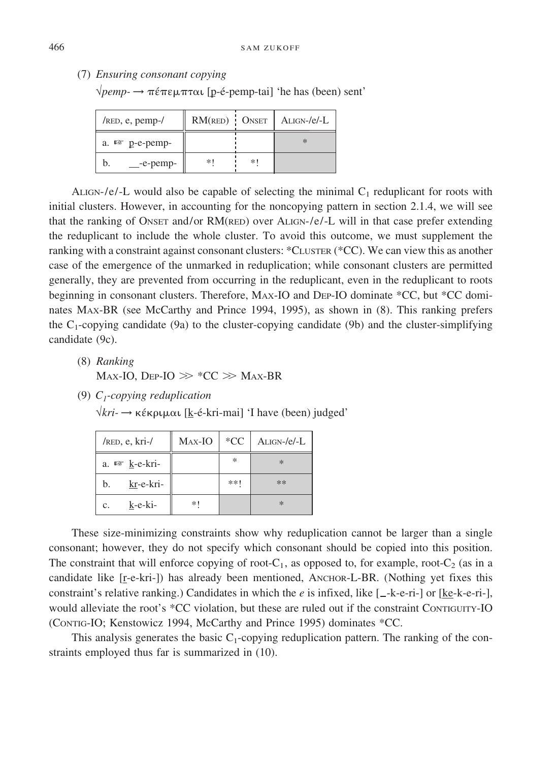(7) *Ensuring consonant copying*

√*pemp-* → πέπεμπται [p̲-é-pemp-tai] 'he has (been) sent'

| /RED, e, pemp-/ | RM(RED) | ONSET | ALIGN-/e/-L |
|---|---|---|---|
| a. ☞ p̲-e-pemp- | | | * |
| b. \_\_-e-pemp- | *! | *! | |

ALIGN-/e/-L would also be capable of selecting the minimal $C_1$ reduplicant for roots with initial clusters. However, in accounting for the noncopying pattern in section 2.1.4, we will see that the ranking of ONSET and/or RM(RED) over ALIGN-/e/-L will in that case prefer extending the reduplicant to include the whole cluster. To avoid this outcome, we must supplement the ranking with a constraint against consonant clusters: *CLUSTER (*CC). We can view this as another case of the emergence of the unmarked in reduplication; while consonant clusters are permitted generally, they are prevented from occurring in the reduplicant, even in the reduplicant to roots beginning in consonant clusters. Therefore, MAX-IO and DEP-IO dominate *CC, but *CC dominates MAX-BR (see McCarthy and Prince 1994, 1995), as shown in (8). This ranking prefers the $C_1$-copying candidate (9a) to the cluster-copying candidate (9b) and the cluster-simplifying candidate (9c).

(8) *Ranking*

MAX-IO, DEP-IO ≫ *CC ≫ MAX-BR

(9) *$C_1$-copying reduplication*

√*kri-* → κέκριμαι [k̲-é-kri-mai] 'I have (been) judged'

| /RED, e, kri-/ | MAX-IO | *CC | ALIGN-/e/-L |
|---|---|---|---|
| a. ☞ k̲-e-kri- | | * | * |
| b. k̲r̲-e-kri- | | **! | ** |
| c. k̲-e-ki- | *! | | * |

These size-minimizing constraints show why reduplication cannot be larger than a single consonant; however, they do not specify which consonant should be copied into this position. The constraint that will enforce copying of root-$C_1$, as opposed to, for example, root-$C_2$ (as in a candidate like [r̲-e-kri-]) has already been mentioned, ANCHOR-L-BR. (Nothing yet fixes this constraint's relative ranking.) Candidates in which the *e* is infixed, like [\_-k-e-ri-] or [k̲e̲-k-e-ri-], would alleviate the root's *CC violation, but these are ruled out if the constraint CONTIGUITY-IO (CONTIG-IO; Kenstowicz 1994, McCarthy and Prince 1995) dominates *CC.

This analysis generates the basic $C_1$-copying reduplication pattern. The ranking of the constraints employed thus far is summarized in (10).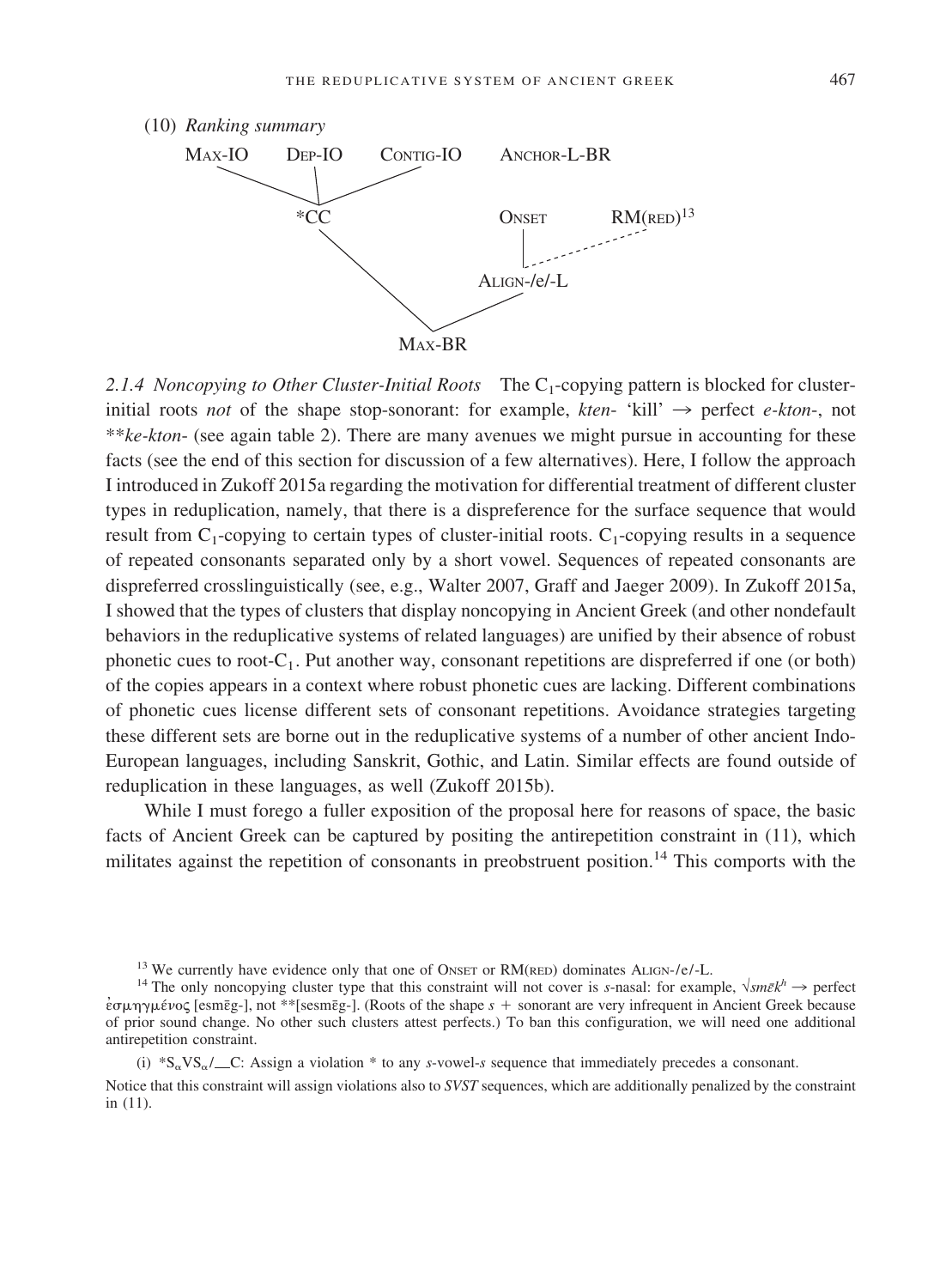(10) *Ranking summary*

```
MAX-IO    DEP-IO    CONTIG-IO        ANCHOR-L-BR
      \      |      /
          *CC                  ONSET      RM(RED)
            \                    |      .-'
             \               ALIGN-/e/-L
              \              /
                 MAX-BR
```

[13]

*2.1.4 Noncopying to Other Cluster-Initial Roots* The $C_1$-copying pattern is blocked for cluster-initial roots *not* of the shape stop-sonorant: for example, *kten-* 'kill' → perfect *e-kton-*, not \*\**ke-kton-* (see again table 2). There are many avenues we might pursue in accounting for these facts (see the end of this section for discussion of a few alternatives). Here, I follow the approach I introduced in Zukoff 2015a regarding the motivation for differential treatment of different cluster types in reduplication, namely, that there is a dispreference for the surface sequence that would result from $C_1$-copying to certain types of cluster-initial roots. $C_1$-copying results in a sequence of repeated consonants separated only by a short vowel. Sequences of repeated consonants are dispreferred crosslinguistically (see, e.g., Walter 2007, Graff and Jaeger 2009). In Zukoff 2015a, I showed that the types of clusters that display noncopying in Ancient Greek (and other nondefault behaviors in the reduplicative systems of related languages) are unified by their absence of robust phonetic cues to root-$C_1$. Put another way, consonant repetitions are dispreferred if one (or both) of the copies appears in a context where robust phonetic cues are lacking. Different combinations of phonetic cues license different sets of consonant repetitions. Avoidance strategies targeting these different sets are borne out in the reduplicative systems of a number of other ancient Indo-European languages, including Sanskrit, Gothic, and Latin. Similar effects are found outside of reduplication in these languages, as well (Zukoff 2015b).

While I must forego a fuller exposition of the proposal here for reasons of space, the basic facts of Ancient Greek can be captured by positing the antirepetition constraint in (11), which militates against the repetition of consonants in preobstruent position.[14] This comports with the

---

[13] We currently have evidence only that one of ONSET or RM(RED) dominates ALIGN-/e/-L.

[14] The only noncopying cluster type that this constraint will not cover is *s*-nasal: for example, $\sqrt{sm\bar{e}k^h}$ → perfect ἐσμηγμένος [esmēg-], not \*\*[sesmēg-]. (Roots of the shape *s* + sonorant are very infrequent in Ancient Greek because of prior sound change. No other such clusters attest perfects.) To ban this configuration, we will need one additional antirepetition constraint.

(i) $*S_\alpha VS_\alpha/\_\_C$: Assign a violation \* to any *s*-vowel-*s* sequence that immediately precedes a consonant.

Notice that this constraint will assign violations also to *SVST* sequences, which are additionally penalized by the constraint in (11).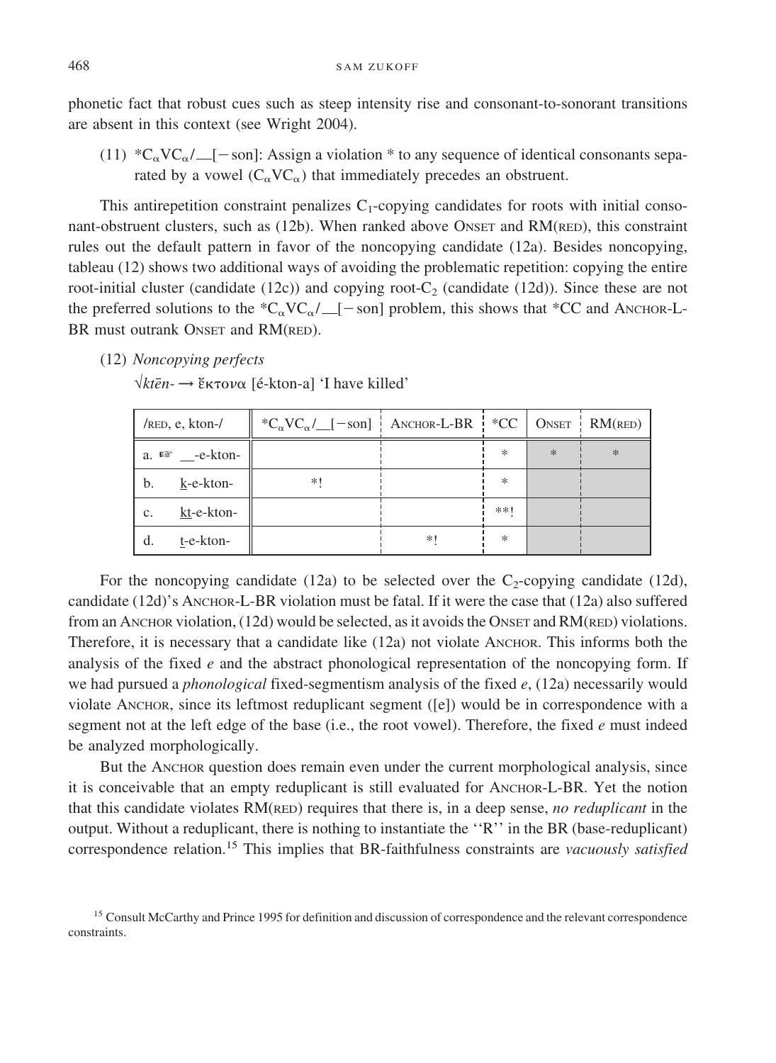phonetic fact that robust cues such as steep intensity rise and consonant-to-sonorant transitions are absent in this context (see Wright 2004).

(11) $*C_\alpha VC_\alpha/\_\_[-\text{son}]$: Assign a violation * to any sequence of identical consonants separated by a vowel ($C_\alpha VC_\alpha$) that immediately precedes an obstruent.

This antirepetition constraint penalizes $C_1$-copying candidates for roots with initial consonant-obstruent clusters, such as (12b). When ranked above ONSET and RM(RED), this constraint rules out the default pattern in favor of the noncopying candidate (12a). Besides noncopying, tableau (12) shows two additional ways of avoiding the problematic repetition: copying the entire root-initial cluster (candidate (12c)) and copying root-$C_2$ (candidate (12d)). Since these are not the preferred solutions to the $*C_\alpha VC_\alpha/\_\_[-\text{son}]$ problem, this shows that *CC and ANCHOR-L-BR must outrank ONSET and RM(RED).

(12) *Noncopying perfects*

√*ktēn-* → ἔκτονα [é-kton-a] 'I have killed'

| /RED, e, kton-/ | $*C_\alpha VC_\alpha/\_\_[-\text{son}]$ | ANCHOR-L-BR | *CC | ONSET | RM(RED) |
|---|---|---|---|---|---|
| a. ☞ \_\_-e-kton- | | | * | * | * |
| b. k-e-kton- | *! | | * | | |
| c. kt-e-kton- | | | **! | | |
| d. t-e-kton- | | *! | * | | |

For the noncopying candidate (12a) to be selected over the $C_2$-copying candidate (12d), candidate (12d)'s ANCHOR-L-BR violation must be fatal. If it were the case that (12a) also suffered from an ANCHOR violation, (12d) would be selected, as it avoids the ONSET and RM(RED) violations. Therefore, it is necessary that a candidate like (12a) not violate ANCHOR. This informs both the analysis of the fixed *e* and the abstract phonological representation of the noncopying form. If we had pursued a *phonological* fixed-segmentism analysis of the fixed *e*, (12a) necessarily would violate ANCHOR, since its leftmost reduplicant segment ([e]) would be in correspondence with a segment not at the left edge of the base (i.e., the root vowel). Therefore, the fixed *e* must indeed be analyzed morphologically.

But the ANCHOR question does remain even under the current morphological analysis, since it is conceivable that an empty reduplicant is still evaluated for ANCHOR-L-BR. Yet the notion that this candidate violates RM(RED) requires that there is, in a deep sense, *no reduplicant* in the output. Without a reduplicant, there is nothing to instantiate the ''R'' in the BR (base-reduplicant) correspondence relation.[15] This implies that BR-faithfulness constraints are *vacuously satisfied*

[15] Consult McCarthy and Prince 1995 for definition and discussion of correspondence and the relevant correspondence constraints.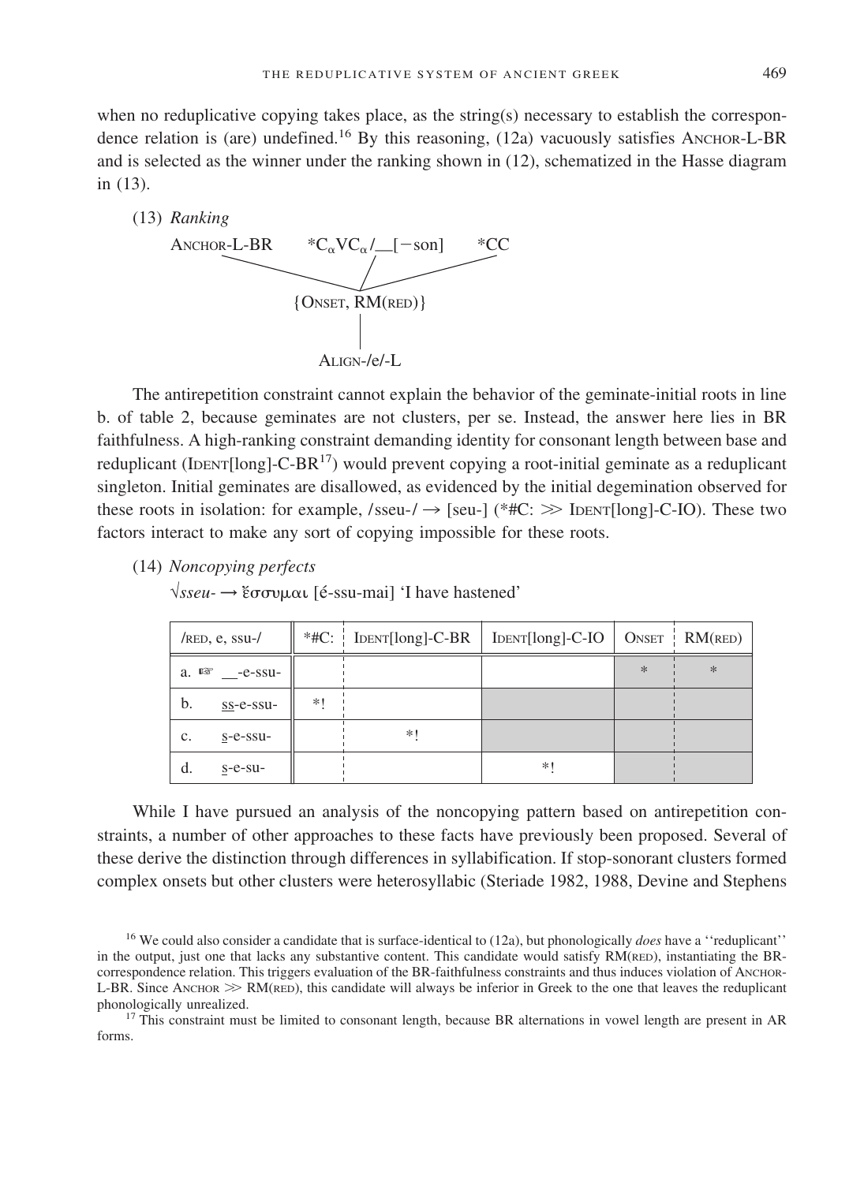when no reduplicative copying takes place, as the string(s) necessary to establish the correspondence relation is (are) undefined.[16] By this reasoning, (12a) vacuously satisfies ANCHOR-L-BR and is selected as the winner under the ranking shown in (12), schematized in the Hasse diagram in (13).

(13) *Ranking*

```
ANCHOR-L-BR     *CαVCα/__[−son]     *CC
          \            /              /
           {ONSET, RM(RED)}
                  |
              ALIGN-/e/-L
```

The antirepetition constraint cannot explain the behavior of the geminate-initial roots in line b. of table 2, because geminates are not clusters, per se. Instead, the answer here lies in BR faithfulness. A high-ranking constraint demanding identity for consonant length between base and reduplicant (IDENT[long]-C-BR[17]) would prevent copying a root-initial geminate as a reduplicant singleton. Initial geminates are disallowed, as evidenced by the initial degemination observed for these roots in isolation: for example, /sseu-/ → [seu-] (*#C: ≫ IDENT[long]-C-IO). These two factors interact to make any sort of copying impossible for these roots.

(14) *Noncopying perfects*

√*sseu-* → ἔσσυμαι [é-ssu-mai] 'I have hastened'

| /RED, e, ssu-/ | *#C: | IDENT[long]-C-BR | IDENT[long]-C-IO | ONSET | RM(RED) |
|---|---|---|---|---|---|
| a. ☞ __-e-ssu- | | | | * | * |
| b. ss-e-ssu- | *! | | | | |
| c. s-e-ssu- | | *! | | | |
| d. s-e-su- | | | *! | | |

While I have pursued an analysis of the noncopying pattern based on antirepetition constraints, a number of other approaches to these facts have previously been proposed. Several of these derive the distinction through differences in syllabification. If stop-sonorant clusters formed complex onsets but other clusters were heterosyllabic (Steriade 1982, 1988, Devine and Stephens

[16] We could also consider a candidate that is surface-identical to (12a), but phonologically *does* have a "reduplicant" in the output, just one that lacks any substantive content. This candidate would satisfy RM(RED), instantiating the BR-correspondence relation. This triggers evaluation of the BR-faithfulness constraints and thus induces violation of ANCHOR-L-BR. Since ANCHOR ≫ RM(RED), this candidate will always be inferior in Greek to the one that leaves the reduplicant phonologically unrealized.

[17] This constraint must be limited to consonant length, because BR alternations in vowel length are present in AR forms.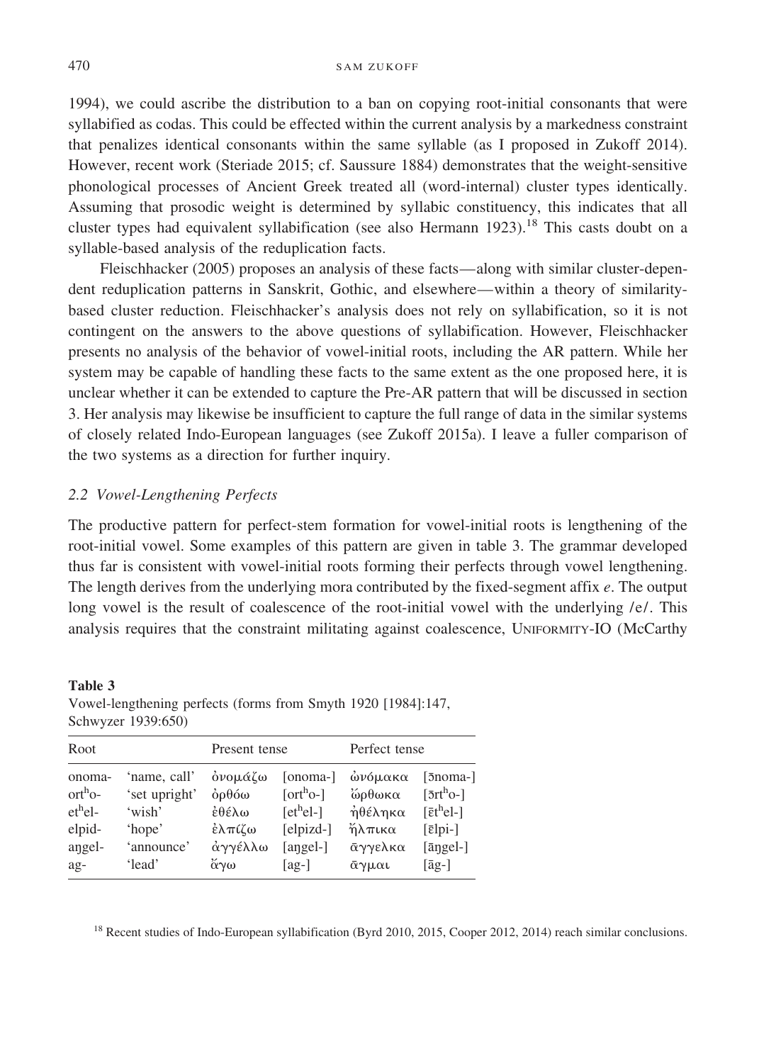1994), we could ascribe the distribution to a ban on copying root-initial consonants that were syllabified as codas. This could be effected within the current analysis by a markedness constraint that penalizes identical consonants within the same syllable (as I proposed in Zukoff 2014). However, recent work (Steriade 2015; cf. Saussure 1884) demonstrates that the weight-sensitive phonological processes of Ancient Greek treated all (word-internal) cluster types identically. Assuming that prosodic weight is determined by syllabic constituency, this indicates that all cluster types had equivalent syllabification (see also Hermann 1923).[18] This casts doubt on a syllable-based analysis of the reduplication facts.

Fleischhacker (2005) proposes an analysis of these facts—along with similar cluster-dependent reduplication patterns in Sanskrit, Gothic, and elsewhere—within a theory of similarity-based cluster reduction. Fleischhacker's analysis does not rely on syllabification, so it is not contingent on the answers to the above questions of syllabification. However, Fleischhacker presents no analysis of the behavior of vowel-initial roots, including the AR pattern. While her system may be capable of handling these facts to the same extent as the one proposed here, it is unclear whether it can be extended to capture the Pre-AR pattern that will be discussed in section 3. Her analysis may likewise be insufficient to capture the full range of data in the similar systems of closely related Indo-European languages (see Zukoff 2015a). I leave a fuller comparison of the two systems as a direction for further inquiry.

### *2.2 Vowel-Lengthening Perfects*

The productive pattern for perfect-stem formation for vowel-initial roots is lengthening of the root-initial vowel. Some examples of this pattern are given in table 3. The grammar developed thus far is consistent with vowel-initial roots forming their perfects through vowel lengthening. The length derives from the underlying mora contributed by the fixed-segment affix *e*. The output long vowel is the result of coalescence of the root-initial vowel with the underlying /e/. This analysis requires that the constraint militating against coalescence, UNIFORMITY-IO (McCarthy

**Table 3**
Vowel-lengthening perfects (forms from Smyth 1920 [1984]:147, Schwyzer 1939:650)

| Root | | Present tense | | Perfect tense | |
|---|---|---|---|---|---|
| onoma- | 'name, call' | ὀνομάζω | [onoma-] | ὠνόμακα | [ɔ̄noma-] |
| ort^ho- | 'set upright' | ὀρθόω | [ort^ho-] | ὤρθωκα | [ɔ̄rt^ho-] |
| et^hel- | 'wish' | ἐθέλω | [et^hel-] | ἠθέληκα | [ɛ̄t^hel-] |
| elpid- | 'hope' | ἐλπίζω | [elpizd-] | ἤλπικα | [ɛ̄lpi-] |
| aŋgel- | 'announce' | ἀγγέλλω | [aŋgel-] | ᾱγγελκα | [āŋgel-] |
| ag- | 'lead' | ἄγω | [ag-] | ᾱγμαι | [āg-] |

[18] Recent studies of Indo-European syllabification (Byrd 2010, 2015, Cooper 2012, 2014) reach similar conclusions.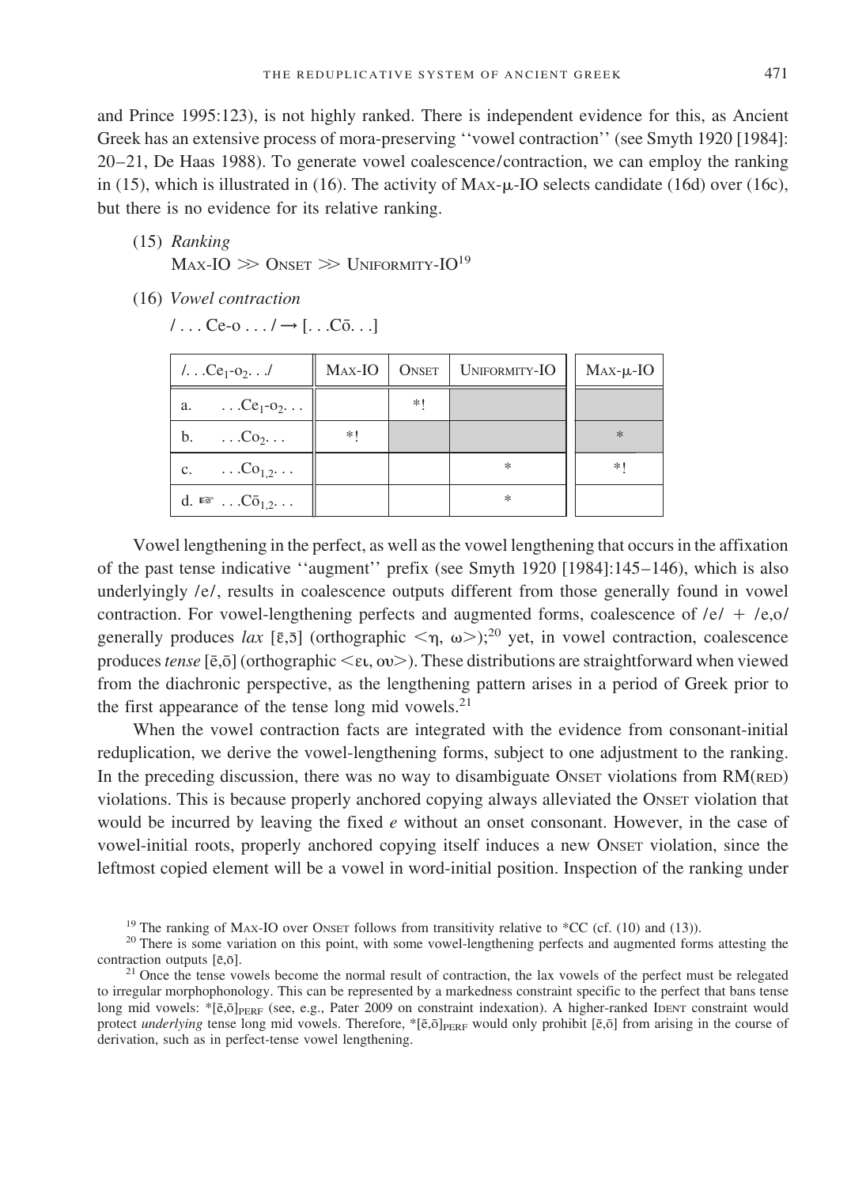and Prince 1995:123), is not highly ranked. There is independent evidence for this, as Ancient Greek has an extensive process of mora-preserving ''vowel contraction'' (see Smyth 1920 [1984]: 20–21, De Haas 1988). To generate vowel coalescence/contraction, we can employ the ranking in (15), which is illustrated in (16). The activity of MAX-μ-IO selects candidate (16d) over (16c), but there is no evidence for its relative ranking.

(15) *Ranking*
MAX-IO ≫ ONSET ≫ UNIFORMITY-IO[19]

(16) *Vowel contraction*
/ . . . Ce-o . . . / → [. . .Cō. . .]

| /. . .$Ce_1$-$o_2$. . ./ | MAX-IO | ONSET | UNIFORMITY-IO | MAX-μ-IO |
|---|---|---|---|---|
| a. . . .$Ce_1$-$o_2$. . . | | *! | | |
| b. . . .$Co_2$. . . | *! | | | * |
| c. . . .$Co_{1,2}$. . . | | | * | *! |
| d. ☞ . . .$C\bar{o}_{1,2}$. . . | | | * | |

Vowel lengthening in the perfect, as well as the vowel lengthening that occurs in the affixation of the past tense indicative ''augment'' prefix (see Smyth 1920 [1984]:145–146), which is also underlyingly /e/, results in coalescence outputs different from those generally found in vowel contraction. For vowel-lengthening perfects and augmented forms, coalescence of /e/ + /e,o/ generally produces *lax* [ɛ̄,ɔ̄] (orthographic <η, ω>);[20] yet, in vowel contraction, coalescence produces *tense* [ē,ō] (orthographic <ει, ου>). These distributions are straightforward when viewed from the diachronic perspective, as the lengthening pattern arises in a period of Greek prior to the first appearance of the tense long mid vowels.[21]

When the vowel contraction facts are integrated with the evidence from consonant-initial reduplication, we derive the vowel-lengthening forms, subject to one adjustment to the ranking. In the preceding discussion, there was no way to disambiguate ONSET violations from RM(RED) violations. This is because properly anchored copying always alleviated the ONSET violation that would be incurred by leaving the fixed *e* without an onset consonant. However, in the case of vowel-initial roots, properly anchored copying itself induces a new ONSET violation, since the leftmost copied element will be a vowel in word-initial position. Inspection of the ranking under

[19] The ranking of MAX-IO over ONSET follows from transitivity relative to *CC (cf. (10) and (13)).

[20] There is some variation on this point, with some vowel-lengthening perfects and augmented forms attesting the contraction outputs [ē,ō].

[21] Once the tense vowels become the normal result of contraction, the lax vowels of the perfect must be relegated to irregular morphophonology. This can be represented by a markedness constraint specific to the perfect that bans tense long mid vowels: $*[\bar{e},\bar{o}]_{PERF}$ (see, e.g., Pater 2009 on constraint indexation). A higher-ranked IDENT constraint would protect *underlying* tense long mid vowels. Therefore, $*[\bar{e},\bar{o}]_{PERF}$ would only prohibit [ē,ō] from arising in the course of derivation, such as in perfect-tense vowel lengthening.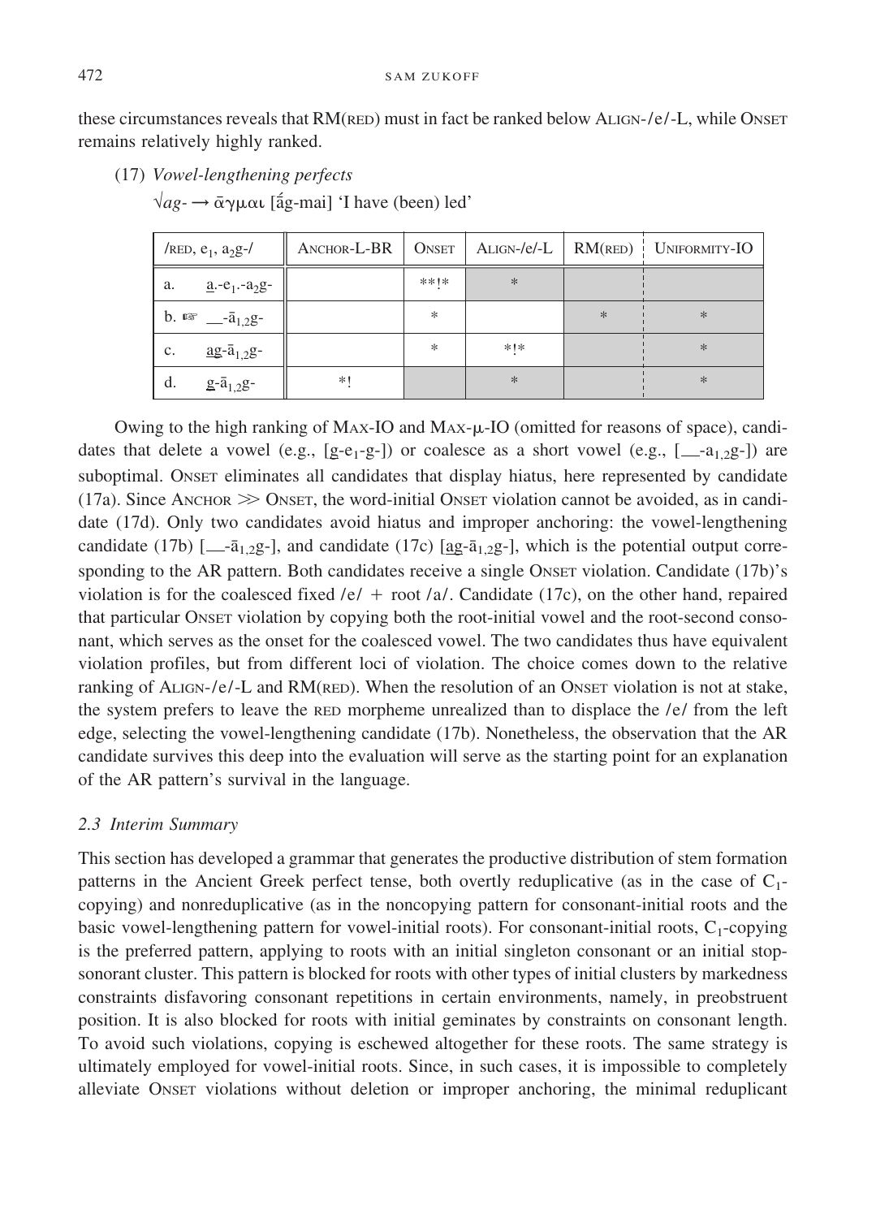these circumstances reveals that RM(RED) must in fact be ranked below ALIGN-/e/-L, while ONSET remains relatively highly ranked.

(17) *Vowel-lengthening perfects*

√*ag-* → ᾶγμαι [ā́g-mai] 'I have (been) led'

| /RED, $e_1$, $a_2$g-/ | ANCHOR-L-BR | ONSET | ALIGN-/e/-L | RM(RED) | UNIFORMITY-IO |
|---|---|---|---|---|---|
| a. <u>a</u>.-$e_1$.-$a_2$g- | | **!* | * | | |
| b. ☞ __-$\bar{a}_{1,2}$g- | | * | | * | * |
| c. <u>ag</u>-$\bar{a}_{1,2}$g- | | * | *!* | | * |
| d. <u>g</u>-$\bar{a}_{1,2}$g- | *! | | * | | * |

Owing to the high ranking of MAX-IO and MAX-μ-IO (omitted for reasons of space), candidates that delete a vowel (e.g., [g-$e_1$-g-]) or coalesce as a short vowel (e.g., [__-$a_{1,2}$g-]) are suboptimal. ONSET eliminates all candidates that display hiatus, here represented by candidate (17a). Since ANCHOR ≫ ONSET, the word-initial ONSET violation cannot be avoided, as in candidate (17d). Only two candidates avoid hiatus and improper anchoring: the vowel-lengthening candidate (17b) [__-$\bar{a}_{1,2}$g-], and candidate (17c) [<u>ag</u>-$\bar{a}_{1,2}$g-], which is the potential output corresponding to the AR pattern. Both candidates receive a single ONSET violation. Candidate (17b)'s violation is for the coalesced fixed /e/ + root /a/. Candidate (17c), on the other hand, repaired that particular ONSET violation by copying both the root-initial vowel and the root-second consonant, which serves as the onset for the coalesced vowel. The two candidates thus have equivalent violation profiles, but from different loci of violation. The choice comes down to the relative ranking of ALIGN-/e/-L and RM(RED). When the resolution of an ONSET violation is not at stake, the system prefers to leave the RED morpheme unrealized than to displace the /e/ from the left edge, selecting the vowel-lengthening candidate (17b). Nonetheless, the observation that the AR candidate survives this deep into the evaluation will serve as the starting point for an explanation of the AR pattern's survival in the language.

### *2.3 Interim Summary*

This section has developed a grammar that generates the productive distribution of stem formation patterns in the Ancient Greek perfect tense, both overtly reduplicative (as in the case of $C_1$-copying) and nonreduplicative (as in the noncopying pattern for consonant-initial roots and the basic vowel-lengthening pattern for vowel-initial roots). For consonant-initial roots, $C_1$-copying is the preferred pattern, applying to roots with an initial singleton consonant or an initial stop-sonorant cluster. This pattern is blocked for roots with other types of initial clusters by markedness constraints disfavoring consonant repetitions in certain environments, namely, in preobstruent position. It is also blocked for roots with initial geminates by constraints on consonant length. To avoid such violations, copying is eschewed altogether for these roots. The same strategy is ultimately employed for vowel-initial roots. Since, in such cases, it is impossible to completely alleviate ONSET violations without deletion or improper anchoring, the minimal reduplicant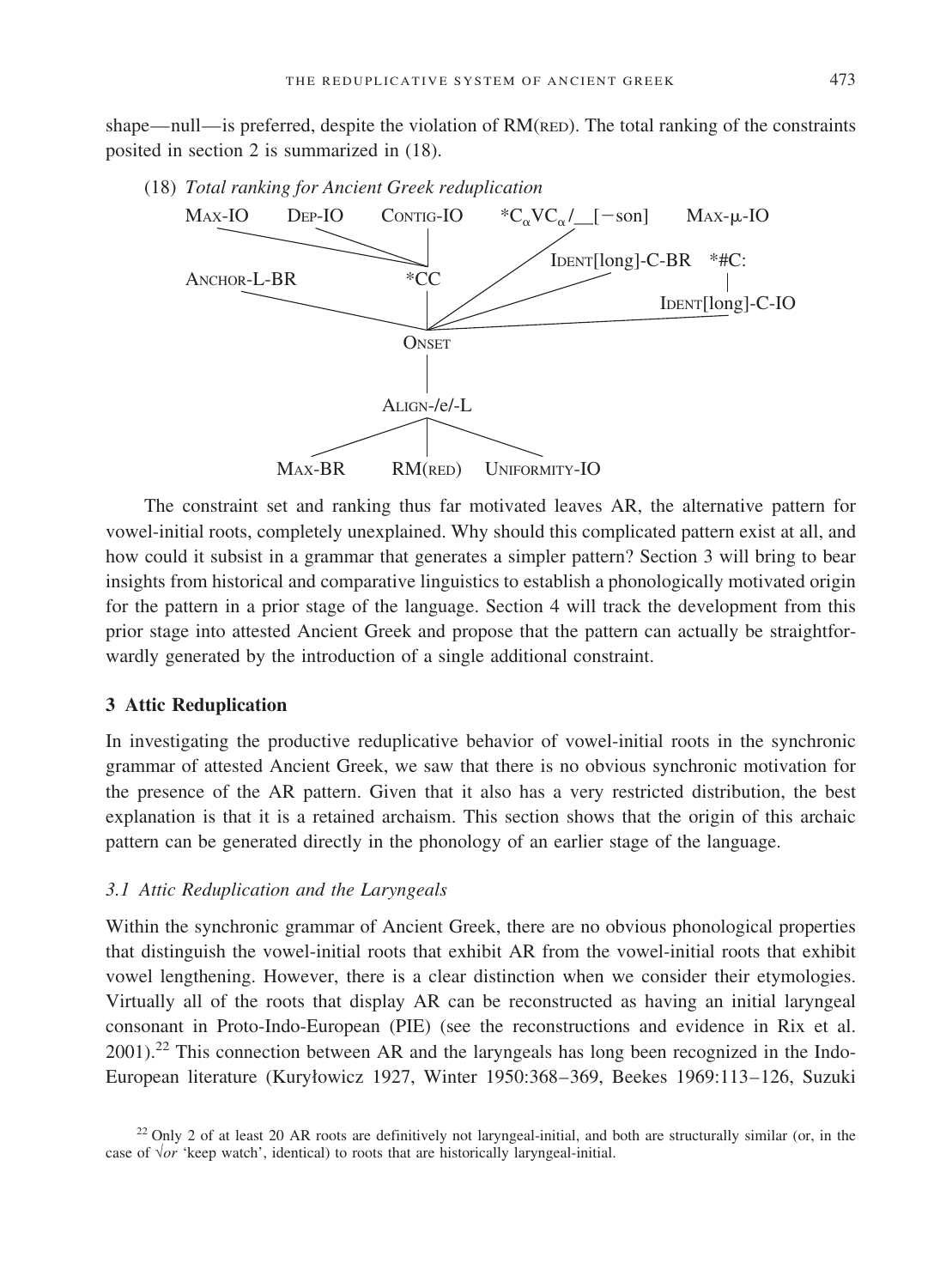shape—null—is preferred, despite the violation of RM(RED). The total ranking of the constraints posited in section 2 is summarized in (18).

(18) *Total ranking for Ancient Greek reduplication*

```
MAX-IO     DEP-IO     CONTIG-IO     *CαVCα/__[−son]     MAX-μ-IO

                                        IDENT[long]-C-BR    *#C:
ANCHOR-L-BR              *CC                                  |
                                                        IDENT[long]-C-IO

                        ONSET
                          |
                      ALIGN-/e/-L

          MAX-BR        RM(RED)      UNIFORMITY-IO
```

The constraint set and ranking thus far motivated leaves AR, the alternative pattern for vowel-initial roots, completely unexplained. Why should this complicated pattern exist at all, and how could it subsist in a grammar that generates a simpler pattern? Section 3 will bring to bear insights from historical and comparative linguistics to establish a phonologically motivated origin for the pattern in a prior stage of the language. Section 4 will track the development from this prior stage into attested Ancient Greek and propose that the pattern can actually be straightforwardly generated by the introduction of a single additional constraint.

## 3 Attic Reduplication

In investigating the productive reduplicative behavior of vowel-initial roots in the synchronic grammar of attested Ancient Greek, we saw that there is no obvious synchronic motivation for the presence of the AR pattern. Given that it also has a very restricted distribution, the best explanation is that it is a retained archaism. This section shows that the origin of this archaic pattern can be generated directly in the phonology of an earlier stage of the language.

### 3.1 Attic Reduplication and the Laryngeals

Within the synchronic grammar of Ancient Greek, there are no obvious phonological properties that distinguish the vowel-initial roots that exhibit AR from the vowel-initial roots that exhibit vowel lengthening. However, there is a clear distinction when we consider their etymologies. Virtually all of the roots that display AR can be reconstructed as having an initial laryngeal consonant in Proto-Indo-European (PIE) (see the reconstructions and evidence in Rix et al. 2001).[22] This connection between AR and the laryngeals has long been recognized in the Indo-European literature (Kuryłowicz 1927, Winter 1950:368–369, Beekes 1969:113–126, Suzuki

[22] Only 2 of at least 20 AR roots are definitively not laryngeal-initial, and both are structurally similar (or, in the case of √*or* 'keep watch', identical) to roots that are historically laryngeal-initial.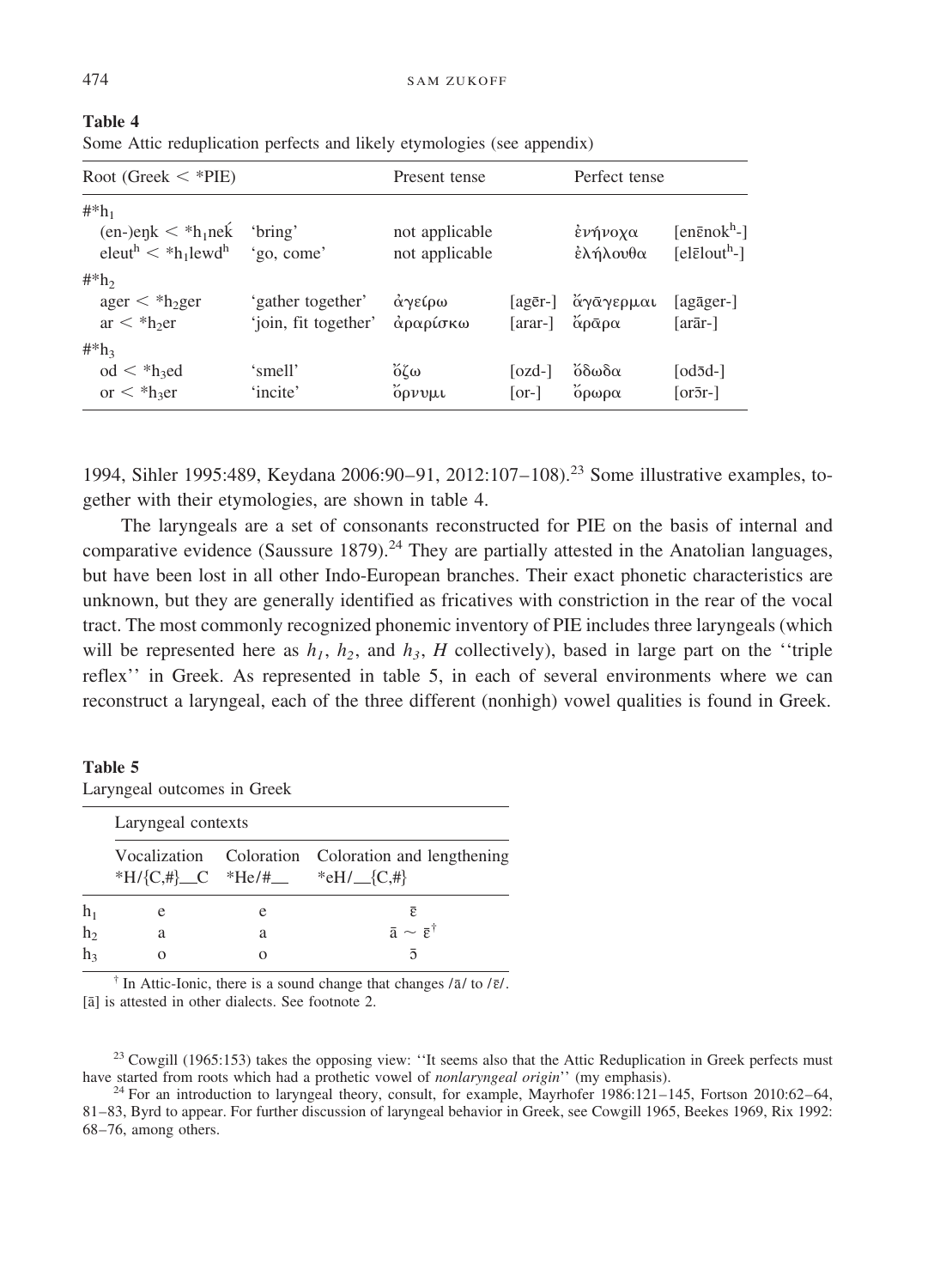**Table 4**
Some Attic reduplication perfects and likely etymologies (see appendix)

| Root (Greek < *PIE) | | Present tense | | Perfect tense | |
|---|---|---|---|---|---|
| #*h₁ | | | | | |
| (en-)eŋk < *h₁neḱ | 'bring' | not applicable | | ἐνήνοχα | [enēnokʰ-] |
| eleutʰ < *h₁lewdʰ | 'go, come' | not applicable | | ἐλήλουθα | [elēloutʰ-] |
| #*h₂ | | | | | |
| ager < *h₂ger | 'gather together' | ἀγείρω | [agēr-] | ἄγᾱγερμαι | [agāger-] |
| ar < *h₂er | 'join, fit together' | ἀραρίσκω | [arar-] | ἄρᾱρα | [arār-] |
| #*h₃ | | | | | |
| od < *h₃ed | 'smell' | ὄζω | [ozd-] | ὄδωδα | [odɔ̄d-] |
| or < *h₃er | 'incite' | ὄρνυμι | [or-] | ὄρωρα | [orɔ̄r-] |

1994, Sihler 1995:489, Keydana 2006:90–91, 2012:107–108).[23] Some illustrative examples, together with their etymologies, are shown in table 4.

The laryngeals are a set of consonants reconstructed for PIE on the basis of internal and comparative evidence (Saussure 1879).[24] They are partially attested in the Anatolian languages, but have been lost in all other Indo-European branches. Their exact phonetic characteristics are unknown, but they are generally identified as fricatives with constriction in the rear of the vocal tract. The most commonly recognized phonemic inventory of PIE includes three laryngeals (which will be represented here as $h_1$, $h_2$, and $h_3$, $H$ collectively), based in large part on the ''triple reflex'' in Greek. As represented in table 5, in each of several environments where we can reconstruct a laryngeal, each of the three different (nonhigh) vowel qualities is found in Greek.

**Table 5**
Laryngeal outcomes in Greek

| | Laryngeal contexts | | |
|---|---|---|---|
| | Vocalization *H/{C,#}__C | Coloration *He/#__ | Coloration and lengthening *eH/__{C,#} |
| $h_1$ | e | e | ē |
| $h_2$ | a | a | ā ~ ē[†] |
| $h_3$ | o | o | ɔ̄ |

[†] In Attic-Ionic, there is a sound change that changes /ā/ to /ē/. [ā] is attested in other dialects. See footnote 2.

[23] Cowgill (1965:153) takes the opposing view: ''It seems also that the Attic Reduplication in Greek perfects must have started from roots which had a prothetic vowel of *nonlaryngeal origin*'' (my emphasis).

[24] For an introduction to laryngeal theory, consult, for example, Mayrhofer 1986:121–145, Fortson 2010:62–64, 81–83, Byrd to appear. For further discussion of laryngeal behavior in Greek, see Cowgill 1965, Beekes 1969, Rix 1992: 68–76, among others.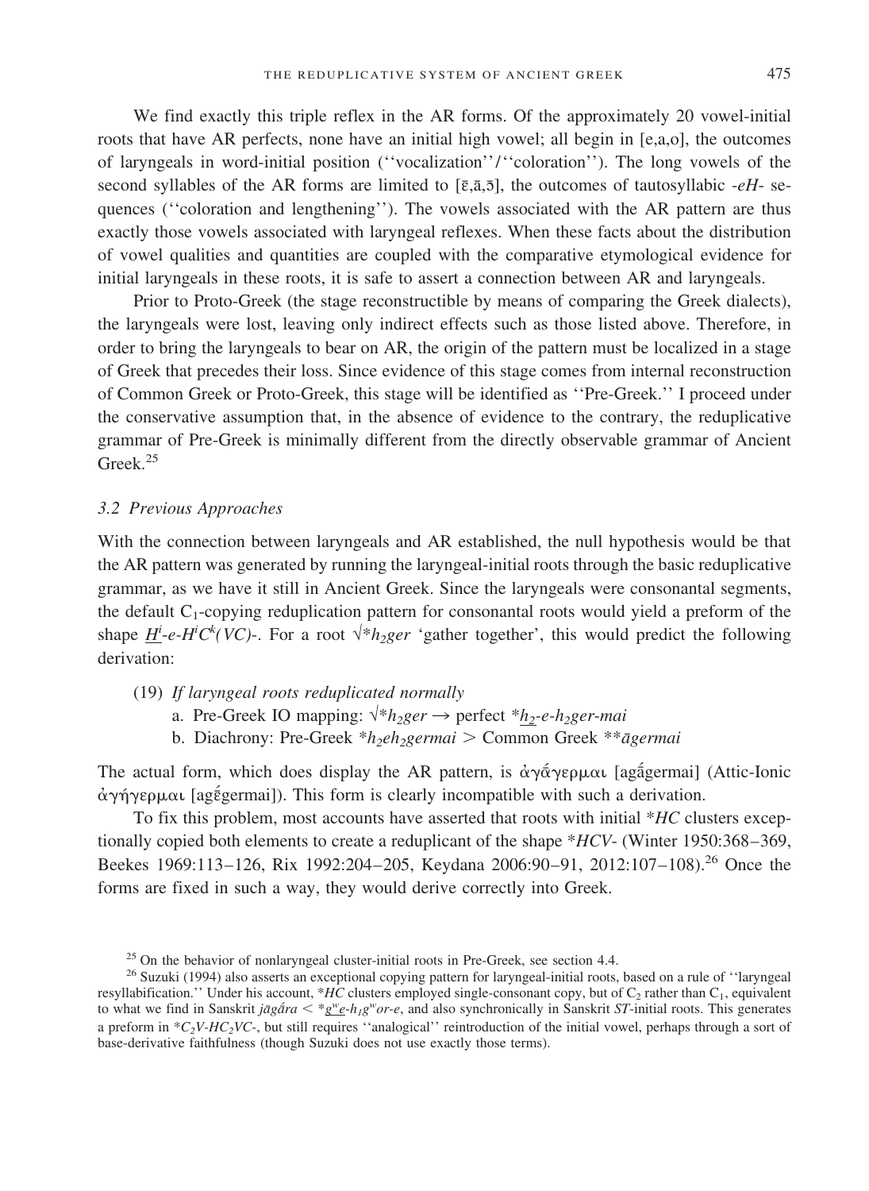We find exactly this triple reflex in the AR forms. Of the approximately 20 vowel-initial roots that have AR perfects, none have an initial high vowel; all begin in [e,a,o], the outcomes of laryngeals in word-initial position (''vocalization''/''coloration''). The long vowels of the second syllables of the AR forms are limited to [ē,ā,ō], the outcomes of tautosyllabic *-eH-* sequences (''coloration and lengthening''). The vowels associated with the AR pattern are thus exactly those vowels associated with laryngeal reflexes. When these facts about the distribution of vowel qualities and quantities are coupled with the comparative etymological evidence for initial laryngeals in these roots, it is safe to assert a connection between AR and laryngeals.

Prior to Proto-Greek (the stage reconstructible by means of comparing the Greek dialects), the laryngeals were lost, leaving only indirect effects such as those listed above. Therefore, in order to bring the laryngeals to bear on AR, the origin of the pattern must be localized in a stage of Greek that precedes their loss. Since evidence of this stage comes from internal reconstruction of Common Greek or Proto-Greek, this stage will be identified as ''Pre-Greek.'' I proceed under the conservative assumption that, in the absence of evidence to the contrary, the reduplicative grammar of Pre-Greek is minimally different from the directly observable grammar of Ancient Greek.[25]

### 3.2 Previous Approaches

With the connection between laryngeals and AR established, the null hypothesis would be that the AR pattern was generated by running the laryngeal-initial roots through the basic reduplicative grammar, as we have it still in Ancient Greek. Since the laryngeals were consonantal segments, the default $C_1$-copying reduplication pattern for consonantal roots would yield a preform of the shape $\underline{H}^i$*-e-*$H^iC^k$*(VC)-*. For a root √**h*$_2$*ger* 'gather together', this would predict the following derivation:

(19) *If laryngeal roots reduplicated normally*
  a. Pre-Greek IO mapping: √**h*$_2$*ger* → perfect *$\underline{h_2}$*-e-h*$_2$*ger-mai*
  b. Diachrony: Pre-Greek **h*$_2$*eh*$_2$*germai* > Common Greek ***āgermai*

The actual form, which does display the AR pattern, is ἀγᾱ́γερμαι [agā́germai] (Attic-Ionic ἀγήγερμαι [agḗgermai]). This form is clearly incompatible with such a derivation.

To fix this problem, most accounts have asserted that roots with initial **HC* clusters exceptionally copied both elements to create a reduplicant of the shape **HCV-* (Winter 1950:368–369, Beekes 1969:113–126, Rix 1992:204–205, Keydana 2006:90–91, 2012:107–108).[26] Once the forms are fixed in such a way, they would derive correctly into Greek.

[25] On the behavior of nonlaryngeal cluster-initial roots in Pre-Greek, see section 4.4.

[26] Suzuki (1994) also asserts an exceptional copying pattern for laryngeal-initial roots, based on a rule of ''laryngeal resyllabification.'' Under his account, **HC* clusters employed single-consonant copy, but of $C_2$ rather than $C_1$, equivalent to what we find in Sanskrit *jāgā́ra* < *$\underline{g^we}$*-h*$_1$*g*$^w$*or-e*, and also synchronically in Sanskrit *ST*-initial roots. This generates a preform in *$C_2V$*-HC*$_2$*VC-*, but still requires ''analogical'' reintroduction of the initial vowel, perhaps through a sort of base-derivative faithfulness (though Suzuki does not use exactly those terms).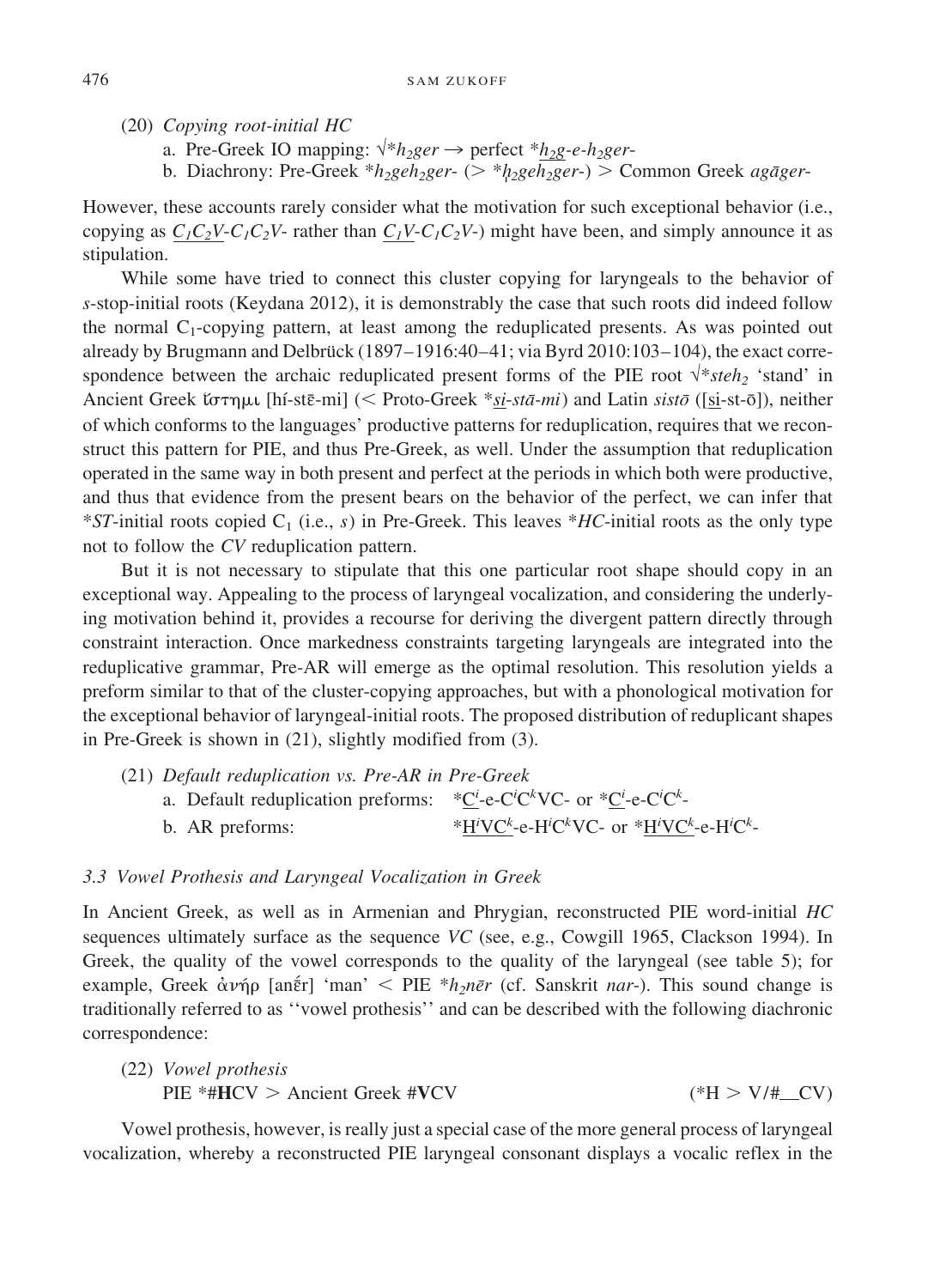(20) *Copying root-initial HC*

a. Pre-Greek IO mapping: √\**h₂ger* → perfect \**<u>h₂g</u>-e-h₂ger-*

b. Diachrony: Pre-Greek \**h₂geh₂ger-* (> \**ḫ₂geh₂ger-*) > Common Greek *agāger-*

However, these accounts rarely consider what the motivation for such exceptional behavior (i.e., copying as *<u>$C_1C_2V$</u>-$C_1C_2V$-* rather than *<u>$C_1V$</u>-$C_1C_2V$-*) might have been, and simply announce it as stipulation.

While some have tried to connect this cluster copying for laryngeals to the behavior of *s*-stop-initial roots (Keydana 2012), it is demonstrably the case that such roots did indeed follow the normal $C_1$-copying pattern, at least among the reduplicated presents. As was pointed out already by Brugmann and Delbrück (1897–1916:40–41; via Byrd 2010:103–104), the exact correspondence between the archaic reduplicated present forms of the PIE root √\**steh₂* 'stand' in Ancient Greek ἵστημι [hí-stē-mi] (< Proto-Greek \**<u>si</u>-stā-mi*) and Latin *sistō* ([<u>si</u>-st-ō]), neither of which conforms to the languages' productive patterns for reduplication, requires that we reconstruct this pattern for PIE, and thus Pre-Greek, as well. Under the assumption that reduplication operated in the same way in both present and perfect at the periods in which both were productive, and thus that evidence from the present bears on the behavior of the perfect, we can infer that \**ST*-initial roots copied $C_1$ (i.e., *s*) in Pre-Greek. This leaves \**HC*-initial roots as the only type not to follow the *CV* reduplication pattern.

But it is not necessary to stipulate that this one particular root shape should copy in an exceptional way. Appealing to the process of laryngeal vocalization, and considering the underlying motivation behind it, provides a recourse for deriving the divergent pattern directly through constraint interaction. Once markedness constraints targeting laryngeals are integrated into the reduplicative grammar, Pre-AR will emerge as the optimal resolution. This resolution yields a preform similar to that of the cluster-copying approaches, but with a phonological motivation for the exceptional behavior of laryngeal-initial roots. The proposed distribution of reduplicant shapes in Pre-Greek is shown in (21), slightly modified from (3).

(21) *Default reduplication vs. Pre-AR in Pre-Greek*

a. Default reduplication preforms: \*<u>$C^i$</u>-e-$C^iC^k$VC- or \*<u>$C^i$</u>-e-$C^iC^k$-

b. AR preforms: \*<u>$H^i$V$C^k$</u>-e-$H^iC^k$VC- or \*<u>$H^i$V$C^k$</u>-e-$H^iC^k$-

### 3.3 Vowel Prothesis and Laryngeal Vocalization in Greek

In Ancient Greek, as well as in Armenian and Phrygian, reconstructed PIE word-initial *HC* sequences ultimately surface as the sequence *VC* (see, e.g., Cowgill 1965, Clackson 1994). In Greek, the quality of the vowel corresponds to the quality of the laryngeal (see table 5); for example, Greek ἀνήρ [anḗr] 'man' < PIE \**h₂nēr* (cf. Sanskrit *nar*-). This sound change is traditionally referred to as ''vowel prothesis'' and can be described with the following diachronic correspondence:

(22) *Vowel prothesis*

PIE \*#**H**CV > Ancient Greek #**V**CV (\*H > V/#\_\_CV)

Vowel prothesis, however, is really just a special case of the more general process of laryngeal vocalization, whereby a reconstructed PIE laryngeal consonant displays a vocalic reflex in the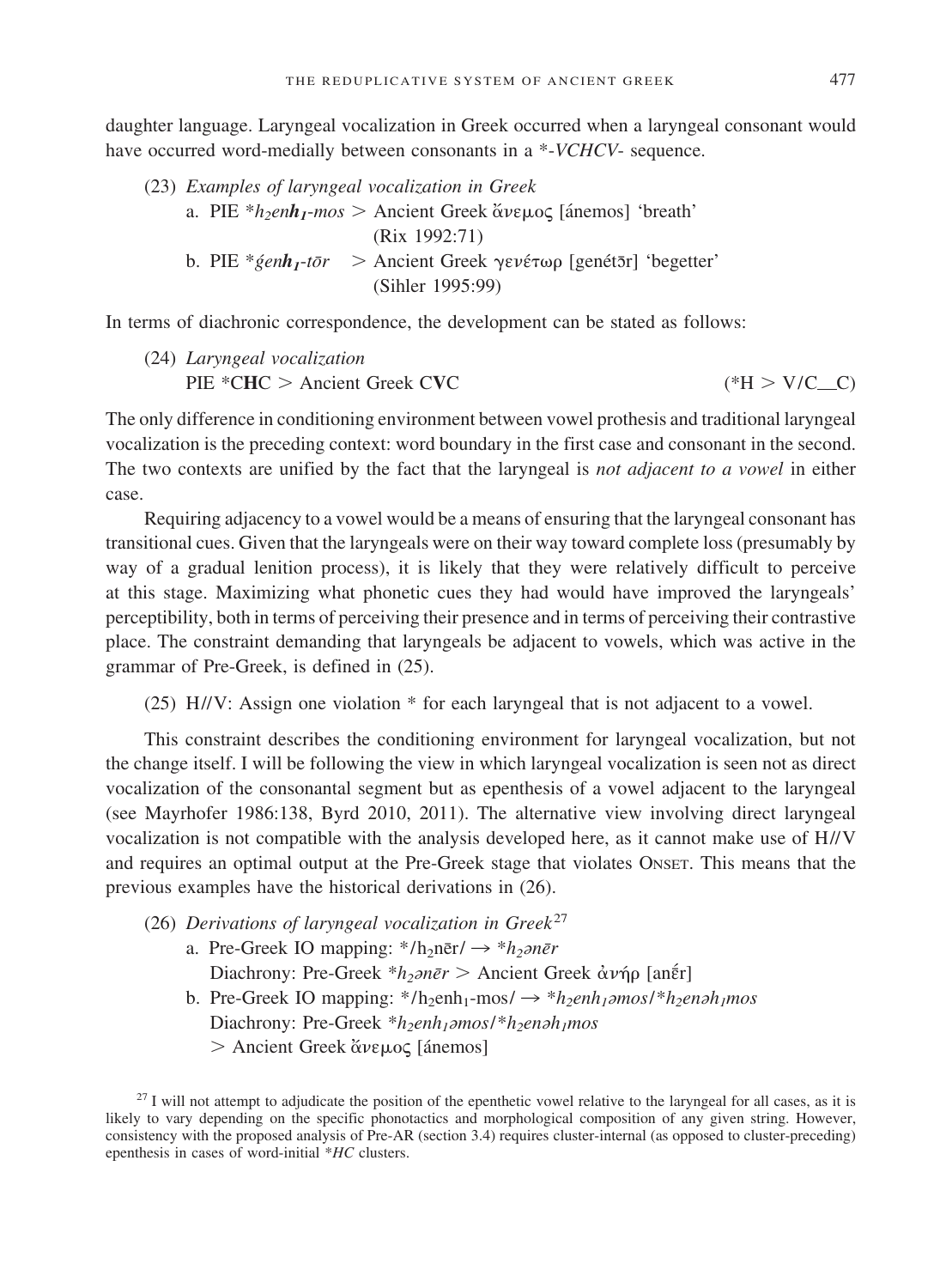daughter language. Laryngeal vocalization in Greek occurred when a laryngeal consonant would have occurred word-medially between consonants in a *\*-VCHCV-* sequence.

(23) *Examples of laryngeal vocalization in Greek*

a. PIE *\*h₂enh₁-mos* > Ancient Greek ἄνεμος [ánemos] 'breath' (Rix 1992:71)

b. PIE *\*ǵenh₁-tōr* > Ancient Greek γενέτωρ [genétōr] 'begetter' (Sihler 1995:99)

In terms of diachronic correspondence, the development can be stated as follows:

(24) *Laryngeal vocalization*

PIE *C**H**C > Ancient Greek C**V**C (*H > V/C__C)

The only difference in conditioning environment between vowel prothesis and traditional laryngeal vocalization is the preceding context: word boundary in the first case and consonant in the second. The two contexts are unified by the fact that the laryngeal is *not adjacent to a vowel* in either case.

Requiring adjacency to a vowel would be a means of ensuring that the laryngeal consonant has transitional cues. Given that the laryngeals were on their way toward complete loss (presumably by way of a gradual lenition process), it is likely that they were relatively difficult to perceive at this stage. Maximizing what phonetic cues they had would have improved the laryngeals' perceptibility, both in terms of perceiving their presence and in terms of perceiving their contrastive place. The constraint demanding that laryngeals be adjacent to vowels, which was active in the grammar of Pre-Greek, is defined in (25).

(25) H//V: Assign one violation * for each laryngeal that is not adjacent to a vowel.

This constraint describes the conditioning environment for laryngeal vocalization, but not the change itself. I will be following the view in which laryngeal vocalization is seen not as direct vocalization of the consonantal segment but as epenthesis of a vowel adjacent to the laryngeal (see Mayrhofer 1986:138, Byrd 2010, 2011). The alternative view involving direct laryngeal vocalization is not compatible with the analysis developed here, as it cannot make use of H//V and requires an optimal output at the Pre-Greek stage that violates Onset. This means that the previous examples have the historical derivations in (26).

(26) *Derivations of laryngeal vocalization in Greek*[27]

a. Pre-Greek IO mapping: */h₂nēr/ → *\*h₂ənēr*

Diachrony: Pre-Greek *\*h₂ənēr* > Ancient Greek ἀνήρ [anḗr]

b. Pre-Greek IO mapping: */h₂enh₁-mos/ → *\*h₂enh₁əmos*/*\*h₂enəh₁mos*

Diachrony: Pre-Greek *\*h₂enh₁əmos*/*\*h₂enəh₁mos*

> Ancient Greek ἄνεμος [ánemos]

[27] I will not attempt to adjudicate the position of the epenthetic vowel relative to the laryngeal for all cases, as it is likely to vary depending on the specific phonotactics and morphological composition of any given string. However, consistency with the proposed analysis of Pre-AR (section 3.4) requires cluster-internal (as opposed to cluster-preceding) epenthesis in cases of word-initial *\*HC* clusters.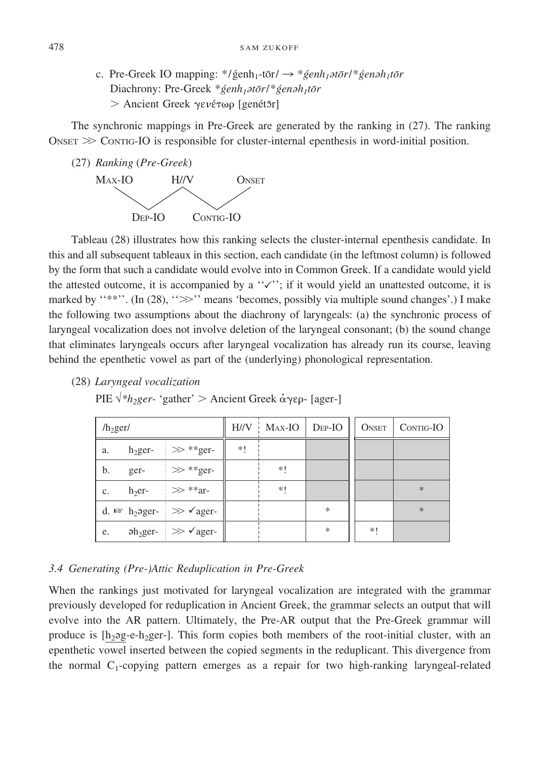c. Pre-Greek IO mapping: */ǵenh$_1$-tōr/ → *ǵenh$_1$ətōr/*ǵenəh$_1$tōr
   Diachrony: Pre-Greek *ǵenh$_1$ətōr/*ǵenəh$_1$tōr
   > Ancient Greek γενέτωρ [genétōr]

The synchronic mappings in Pre-Greek are generated by the ranking in (27). The ranking ONSET ≫ CONTIG-IO is responsible for cluster-internal epenthesis in word-initial position.

(27) *Ranking* (*Pre-Greek*)

MAX-IO ≫ DEP-IO; H//V ≫ DEP-IO; H//V ≫ CONTIG-IO; ONSET ≫ CONTIG-IO

Tableau (28) illustrates how this ranking selects the cluster-internal epenthesis candidate. In this and all subsequent tableaux in this section, each candidate (in the leftmost column) is followed by the form that such a candidate would evolve into in Common Greek. If a candidate would yield the attested outcome, it is accompanied by a "✓"; if it would yield an unattested outcome, it is marked by "**". (In (28), "≫" means 'becomes, possibly via multiple sound changes'.) I make the following two assumptions about the diachrony of laryngeals: (a) the synchronic process of laryngeal vocalization does not involve deletion of the laryngeal consonant; (b) the sound change that eliminates laryngeals occurs after laryngeal vocalization has already run its course, leaving behind the epenthetic vowel as part of the (underlying) phonological representation.

(28) *Laryngeal vocalization*

PIE √*h$_2$ger-* 'gather' > Ancient Greek ἀγερ- [ager-]

| /h$_2$ger/ | | | H//V | MAX-IO | DEP-IO | ONSET | CONTIG-IO |
|---|---|---|---|---|---|---|---|
| a. | h$_2$ger- | ≫ **ger- | *! | | | | |
| b. | ger- | ≫ **ger- | | *! | | | |
| c. | h$_2$er- | ≫ **ar- | | *! | | | * |
| d. ☞ | h$_2$əger- | ≫ ✓ager- | | | * | | * |
| e. | əh$_2$ger- | ≫ ✓ager- | | | * | *! | |

### 3.4 Generating (Pre-)Attic Reduplication in Pre-Greek

When the rankings just motivated for laryngeal vocalization are integrated with the grammar previously developed for reduplication in Ancient Greek, the grammar selects an output that will evolve into the AR pattern. Ultimately, the Pre-AR output that the Pre-Greek grammar will produce is [<u>h$_2$əg</u>-e-h$_2$ger-]. This form copies both members of the root-initial cluster, with an epenthetic vowel inserted between the copied segments in the reduplicant. This divergence from the normal C$_1$-copying pattern emerges as a repair for two high-ranking laryngeal-related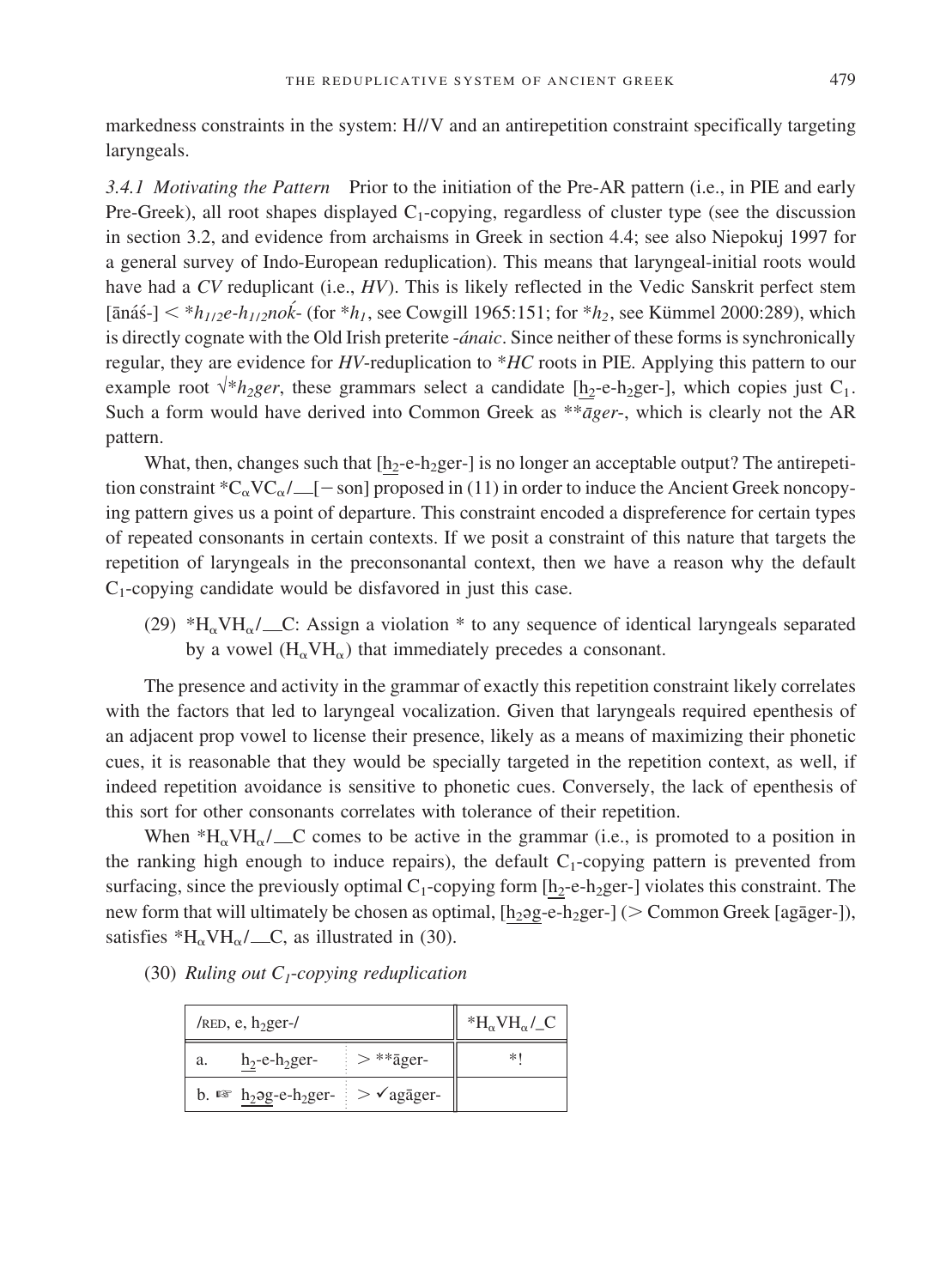markedness constraints in the system: H//V and an antirepetition constraint specifically targeting laryngeals.

*3.4.1 Motivating the Pattern* Prior to the initiation of the Pre-AR pattern (i.e., in PIE and early Pre-Greek), all root shapes displayed $C_1$-copying, regardless of cluster type (see the discussion in section 3.2, and evidence from archaisms in Greek in section 4.4; see also Niepokuj 1997 for a general survey of Indo-European reduplication). This means that laryngeal-initial roots would have had a *CV* reduplicant (i.e., *HV*). This is likely reflected in the Vedic Sanskrit perfect stem [ānáś-] < *$h_{1/2}e$-$h_{1/2}$nóḱ- (for *$h_1$, see Cowgill 1965:151; for *$h_2$, see Kümmel 2000:289), which is directly cognate with the Old Irish preterite *-ánaic*. Since neither of these forms is synchronically regular, they are evidence for *HV*-reduplication to **HC* roots in PIE. Applying this pattern to our example root √*$h_2$ger*, these grammars select a candidate [$\underline{h_2}$-e-$h_2$ger-], which copies just $C_1$. Such a form would have derived into Common Greek as ***āger*-, which is clearly not the AR pattern.

What, then, changes such that [$\underline{h_2}$-e-$h_2$ger-] is no longer an acceptable output? The antirepetition constraint *$C_\alpha VC_\alpha$/__[− son] proposed in (11) in order to induce the Ancient Greek noncopying pattern gives us a point of departure. This constraint encoded a dispreference for certain types of repeated consonants in certain contexts. If we posit a constraint of this nature that targets the repetition of laryngeals in the preconsonantal context, then we have a reason why the default $C_1$-copying candidate would be disfavored in just this case.

(29) *$H_\alpha VH_\alpha$/__C: Assign a violation * to any sequence of identical laryngeals separated by a vowel ($H_\alpha VH_\alpha$) that immediately precedes a consonant.

The presence and activity in the grammar of exactly this repetition constraint likely correlates with the factors that led to laryngeal vocalization. Given that laryngeals required epenthesis of an adjacent prop vowel to license their presence, likely as a means of maximizing their phonetic cues, it is reasonable that they would be specially targeted in the repetition context, as well, if indeed repetition avoidance is sensitive to phonetic cues. Conversely, the lack of epenthesis of this sort for other consonants correlates with tolerance of their repetition.

When *$H_\alpha VH_\alpha$/__C comes to be active in the grammar (i.e., is promoted to a position in the ranking high enough to induce repairs), the default $C_1$-copying pattern is prevented from surfacing, since the previously optimal $C_1$-copying form [$\underline{h_2}$-e-$h_2$ger-] violates this constraint. The new form that will ultimately be chosen as optimal, [$\underline{h_2 ə g}$-e-$h_2$ger-] (> Common Greek [agāger-]), satisfies *$H_\alpha VH_\alpha$/__C, as illustrated in (30).

(30) *Ruling out $C_1$-copying reduplication*

| /RED, e, $h_2$ger-/ | | *$H_\alpha VH_\alpha$/_C |
|---|---|---|
| a. $\underline{h_2}$-e-$h_2$ger- | > **āger- | *! |
| b. ☞ $\underline{h_2 ə g}$-e-$h_2$ger- | > ✓agāger- | |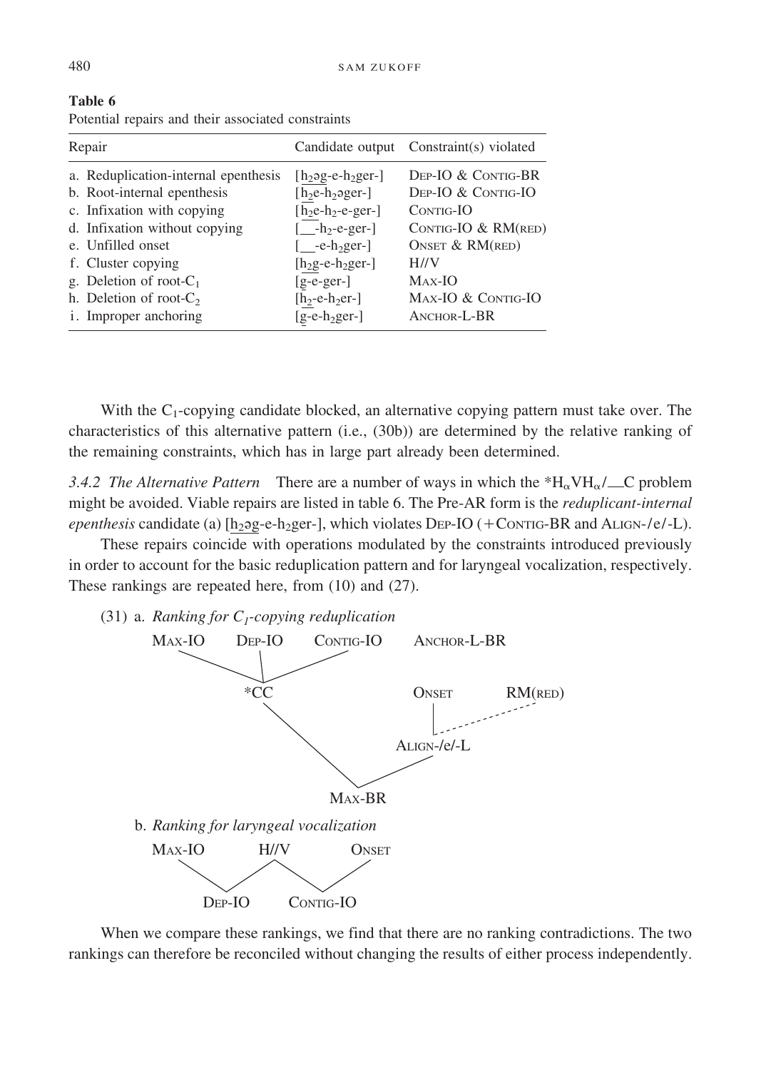**Table 6**
Potential repairs and their associated constraints

| Repair | Candidate output | Constraint(s) violated |
|---|---|---|
| a. Reduplication-internal epenthesis | [$\underline{h_2əg}$-e-$h_2$ger-] | DEP-IO & CONTIG-BR |
| b. Root-internal epenthesis | [$\underline{h_2e}$-$h_2$əger-] | DEP-IO & CONTIG-IO |
| c. Infixation with copying | [$\underline{h_2e}$-$h_2$-e-ger-] | CONTIG-IO |
| d. Infixation without copying | [__-$h_2$-e-ger-] | CONTIG-IO & RM(RED) |
| e. Unfilled onset | [__-e-$h_2$ger-] | ONSET & RM(RED) |
| f. Cluster copying | [$\underline{h_2g}$-e-$h_2$ger-] | H//V |
| g. Deletion of root-$C_1$ | [$\underline{g}$-e-ger-] | MAX-IO |
| h. Deletion of root-$C_2$ | [$\underline{h_2}$-e-$h_2$er-] | MAX-IO & CONTIG-IO |
| i. Improper anchoring | [$\underline{g}$-e-$h_2$ger-] | ANCHOR-L-BR |

With the $C_1$-copying candidate blocked, an alternative copying pattern must take over. The characteristics of this alternative pattern (i.e., (30b)) are determined by the relative ranking of the remaining constraints, which has in large part already been determined.

*3.4.2 The Alternative Pattern* There are a number of ways in which the $*H_\alpha VH_\alpha/\_C$ problem might be avoided. Viable repairs are listed in table 6. The Pre-AR form is the *reduplicant-internal epenthesis* candidate (a) [$\underline{h_2əg}$-e-$h_2$ger-], which violates DEP-IO (+CONTIG-BR and ALIGN-/e/-L).

These repairs coincide with operations modulated by the constraints introduced previously in order to account for the basic reduplication pattern and for laryngeal vocalization, respectively. These rankings are repeated here, from (10) and (27).

(31) a. *Ranking for $C_1$-copying reduplication*

```
MAX-IO    DEP-IO    CONTIG-IO      ANCHOR-L-BR
     \       |       /
        *CC                    ONSET      RM(RED)
          \                      |  . . . . .
           \                ALIGN-/e/-L
            \                 /
               MAX-BR
```

b. *Ranking for laryngeal vocalization*

```
MAX-IO      H//V       ONSET
     \      /    \      /
     DEP-IO      CONTIG-IO
```

When we compare these rankings, we find that there are no ranking contradictions. The two rankings can therefore be reconciled without changing the results of either process independently.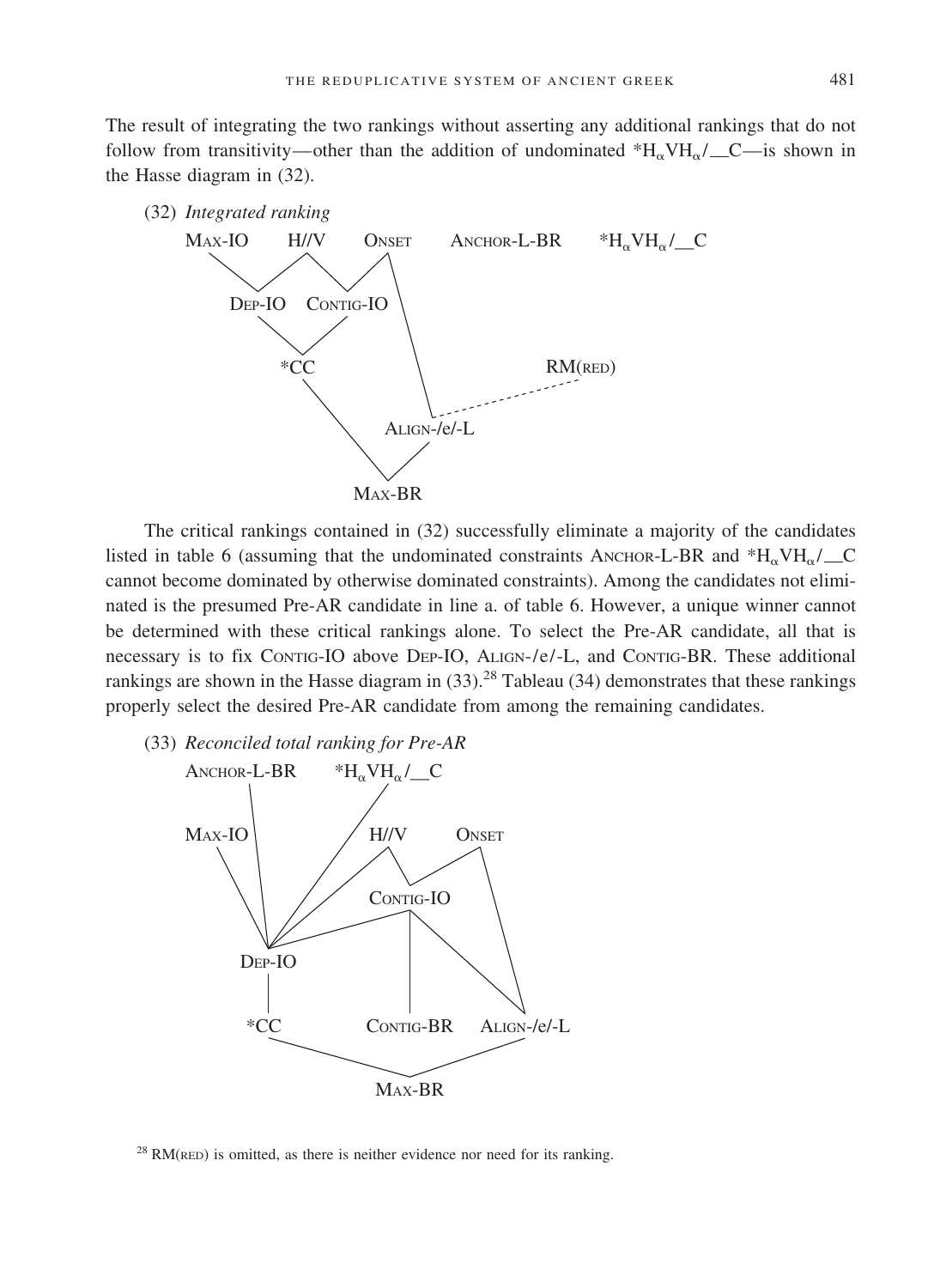The result of integrating the two rankings without asserting any additional rankings that do not follow from transitivity—other than the addition of undominated $*H_{\alpha}VH_{\alpha}/\_C$—is shown in the Hasse diagram in (32).

(32) *Integrated ranking*

```
MAX-IO     H//V     ONSET     ANCHOR-L-BR     *HαVHα/__C

    DEP-IO   CONTIG-IO

         *CC                          RM(RED)

                   ALIGN-/e/-L

             MAX-BR
```

The critical rankings contained in (32) successfully eliminate a majority of the candidates listed in table 6 (assuming that the undominated constraints ANCHOR-L-BR and $*H_{\alpha}VH_{\alpha}/\_C$ cannot become dominated by otherwise dominated constraints). Among the candidates not eliminated is the presumed Pre-AR candidate in line a. of table 6. However, a unique winner cannot be determined with these critical rankings alone. To select the Pre-AR candidate, all that is necessary is to fix CONTIG-IO above DEP-IO, ALIGN-/e/-L, and CONTIG-BR. These additional rankings are shown in the Hasse diagram in (33).[28] Tableau (34) demonstrates that these rankings properly select the desired Pre-AR candidate from among the remaining candidates.

(33) *Reconciled total ranking for Pre-AR*

```
ANCHOR-L-BR     *HαVHα/__C

MAX-IO                  H//V     ONSET

                       CONTIG-IO

   DEP-IO

   *CC           CONTIG-BR     ALIGN-/e/-L

                 MAX-BR
```

[28] RM(RED) is omitted, as there is neither evidence nor need for its ranking.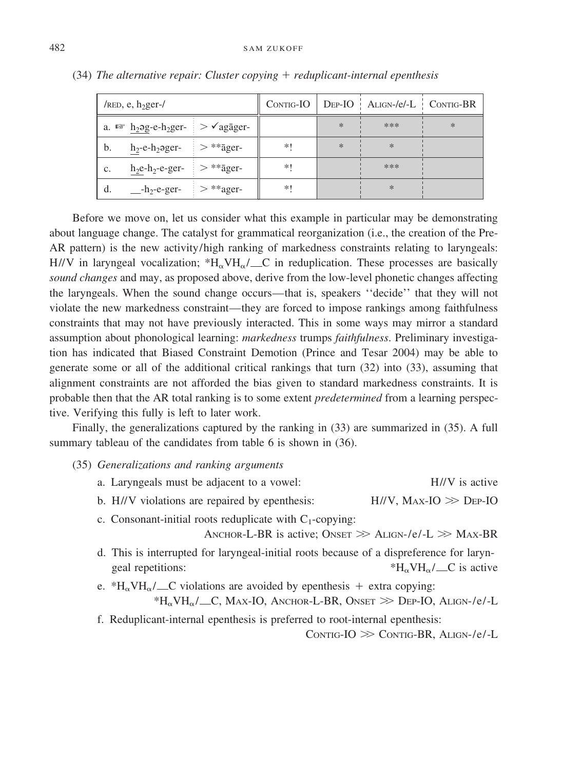(34) *The alternative repair: Cluster copying + reduplicant-internal epenthesis*

| /RED, e, $h_2$ger-/ | | CONTIG-IO | DEP-IO | ALIGN-/e/-L | CONTIG-BR |
|---|---|---|---|---|---|
| a. ☞ <u>$h_2$əg</u>-e-$h_2$ger- | > ✓agāger- | | * | *** | * |
| b. <u>$h_2$</u>-e-$h_2$əger- | > **āger- | *! | * | * | |
| c. <u>$h_2$e</u>-$h_2$-e-ger- | > **āger- | *! | | *** | |
| d. __-$h_2$-e-ger- | > **ager- | *! | | * | |

Before we move on, let us consider what this example in particular may be demonstrating about language change. The catalyst for grammatical reorganization (i.e., the creation of the Pre-AR pattern) is the new activity/high ranking of markedness constraints relating to laryngeals: H//V in laryngeal vocalization; $*H_\alpha VH_\alpha/\_C$ in reduplication. These processes are basically *sound changes* and may, as proposed above, derive from the low-level phonetic changes affecting the laryngeals. When the sound change occurs—that is, speakers ''decide'' that they will not violate the new markedness constraint—they are forced to impose rankings among faithfulness constraints that may not have previously interacted. This in some ways may mirror a standard assumption about phonological learning: *markedness* trumps *faithfulness*. Preliminary investigation has indicated that Biased Constraint Demotion (Prince and Tesar 2004) may be able to generate some or all of the additional critical rankings that turn (32) into (33), assuming that alignment constraints are not afforded the bias given to standard markedness constraints. It is probable then that the AR total ranking is to some extent *predetermined* from a learning perspective. Verifying this fully is left to later work.

Finally, the generalizations captured by the ranking in (33) are summarized in (35). A full summary tableau of the candidates from table 6 is shown in (36).

(35) *Generalizations and ranking arguments*

a. Laryngeals must be adjacent to a vowel: H//V is active

b. H//V violations are repaired by epenthesis: H//V, MAX-IO ≫ DEP-IO

c. Consonant-initial roots reduplicate with $C_1$-copying: ANCHOR-L-BR is active; ONSET ≫ ALIGN-/e/-L ≫ MAX-BR

d. This is interrupted for laryngeal-initial roots because of a dispreference for laryngeal repetitions: $*H_\alpha VH_\alpha/\_C$ is active

e. $*H_\alpha VH_\alpha/\_C$ violations are avoided by epenthesis + extra copying: $*H_\alpha VH_\alpha/\_C$, MAX-IO, ANCHOR-L-BR, ONSET ≫ DEP-IO, ALIGN-/e/-L

f. Reduplicant-internal epenthesis is preferred to root-internal epenthesis: CONTIG-IO ≫ CONTIG-BR, ALIGN-/e/-L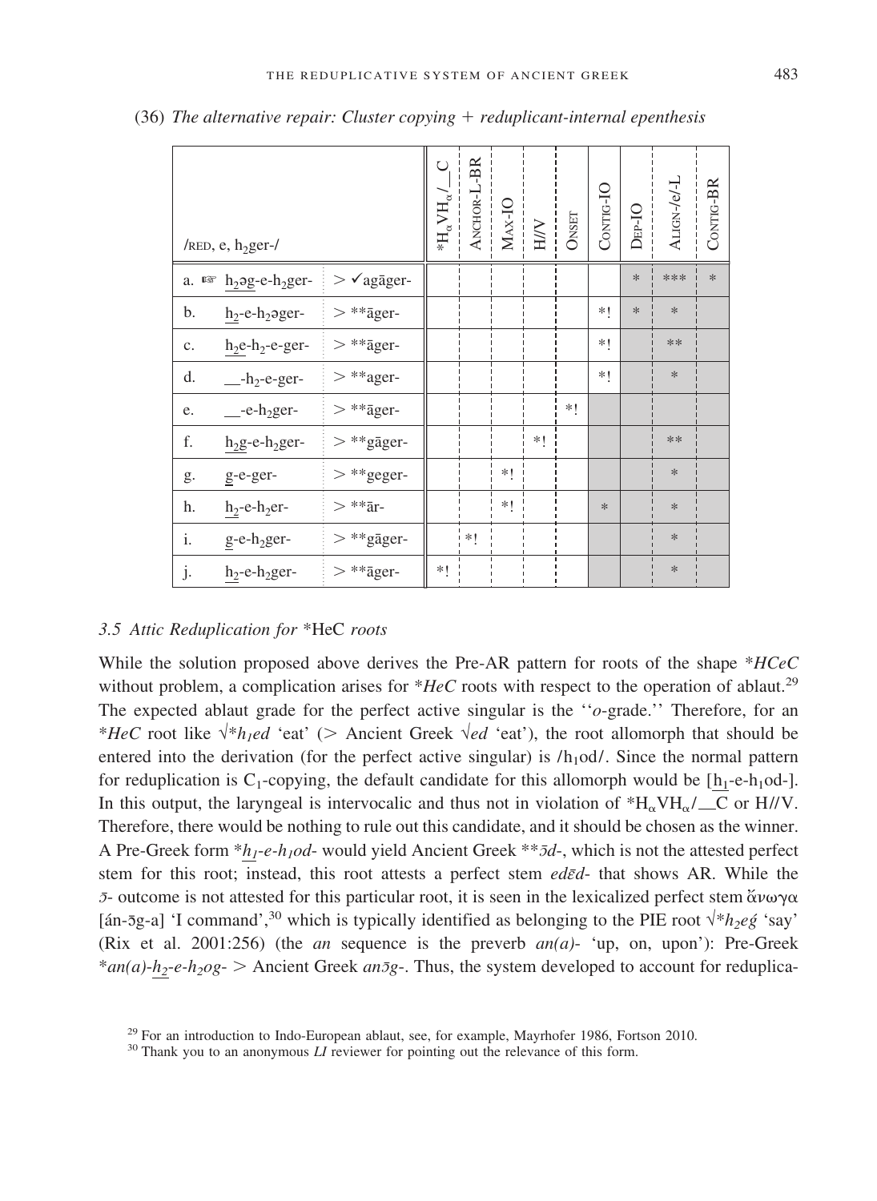(36) *The alternative repair: Cluster copying + reduplicant-internal epenthesis*

| /RED, e, $h_2$ger-/ | | $*H_\alpha VH_\alpha/\_\_C$ | ANCHOR-L-BR | MAX-IO | H//V | ONSET | CONTIG-IO | DEP-IO | ALIGN-/e/-L | CONTIG-BR |
|---|---|---|---|---|---|---|---|---|---|---|
| a. ☞ <u>$h_2$əg</u>-e-$h_2$ger- | > ✓agāger- | | | | | | | * | *** | * |
| b. <u>$h_2$</u>-e-$h_2$əger- | > **āger- | | | | | | *! | * | * | |
| c. <u>$h_2$e</u>-$h_2$-e-ger- | > **āger- | | | | | | *! | | ** | |
| d. <u>__</u>-$h_2$-e-ger- | > **ager- | | | | | | *! | | * | |
| e. <u>__</u>-e-$h_2$ger- | > **āger- | | | | | *! | | | | |
| f. <u>$h_2$g</u>-e-$h_2$ger- | > **gāger- | | | | *! | | | | ** | |
| g. <u>g</u>-e-ger- | > **geger- | | | *! | | | | | * | |
| h. <u>$h_2$</u>-e-$h_2$er- | > **ār- | | | *! | | | * | | * | |
| i. <u>g</u>-e-$h_2$ger- | > **gāger- | | *! | | | | | | * | |
| j. <u>$h_2$</u>-e-$h_2$ger- | > **āger- | *! | | | | | | | * | |

### 3.5 *Attic Reduplication for* *HeC *roots*

While the solution proposed above derives the Pre-AR pattern for roots of the shape *\*HCeC* without problem, a complication arises for *\*HeC* roots with respect to the operation of ablaut.[29] The expected ablaut grade for the perfect active singular is the ''*o*-grade.'' Therefore, for an *\*HeC* root like √*\*$h_1$ed* 'eat' (> Ancient Greek √*ed* 'eat'), the root allomorph that should be entered into the derivation (for the perfect active singular) is /$h_1$od/. Since the normal pattern for reduplication is $C_1$-copying, the default candidate for this allomorph would be [<u>$h_1$</u>-e-$h_1$od-]. In this output, the laryngeal is intervocalic and thus not in violation of $*H_\alpha VH_\alpha/\_\_C$ or H//V. Therefore, there would be nothing to rule out this candidate, and it should be chosen as the winner. A Pre-Greek form *\*<u>$h_1$</u>-e-$h_1$od-* would yield Ancient Greek \*\**ōd*-, which is not the attested perfect stem for this root; instead, this root attests a perfect stem *edēd-* that shows AR. While the *ō-* outcome is not attested for this particular root, it is seen in the lexicalized perfect stem ἄνωγα [án-ōg-a] 'I command',[30] which is typically identified as belonging to the PIE root √*\*$h_2$eǵ* 'say' (Rix et al. 2001:256) (the *an* sequence is the preverb *an(a)-* 'up, on, upon'): Pre-Greek *\*an(a)-<u>$h_2$</u>-e-$h_2$og-* > Ancient Greek *anōg-*. Thus, the system developed to account for reduplica-

[29] For an introduction to Indo-European ablaut, see, for example, Mayrhofer 1986, Fortson 2010.

[30] Thank you to an anonymous *LI* reviewer for pointing out the relevance of this form.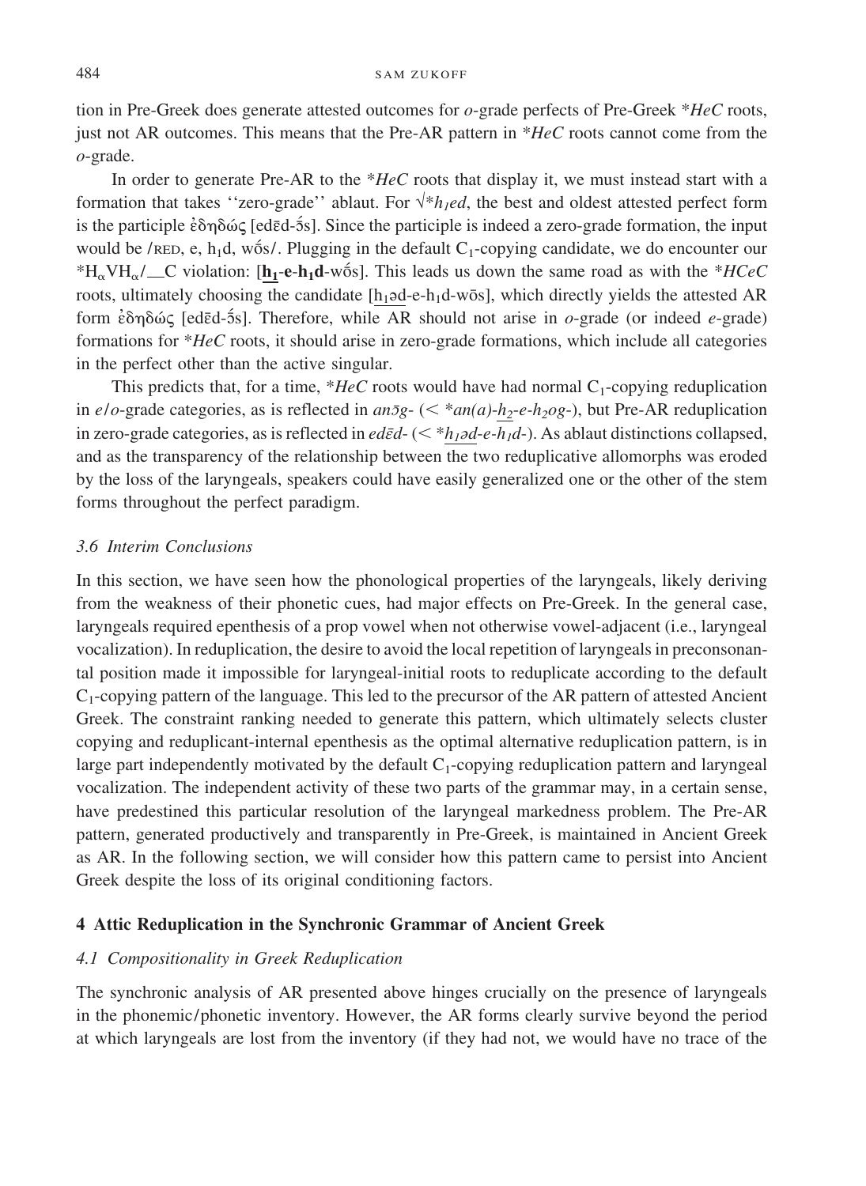tion in Pre-Greek does generate attested outcomes for *o*-grade perfects of Pre-Greek \**HeC* roots, just not AR outcomes. This means that the Pre-AR pattern in \**HeC* roots cannot come from the *o*-grade.

In order to generate Pre-AR to the \**HeC* roots that display it, we must instead start with a formation that takes ''zero-grade'' ablaut. For √\**$h_1$ed*, the best and oldest attested perfect form is the participle ἐδηδώς [edēd-ṓs]. Since the participle is indeed a zero-grade formation, the input would be /RED, e, $h_1$d, wṓs/. Plugging in the default $C_1$-copying candidate, we do encounter our $*H_\alpha VH_\alpha/\_\_C$ violation: [<u>**$h_1$**</u>-**e**-**$h_1$d**-wṓs]. This leads us down the same road as with the \**HCeC* roots, ultimately choosing the candidate [<u>$h_1$əd</u>-e-$h_1$d-wōs], which directly yields the attested AR form ἐδηδώς [edēd-ṓs]. Therefore, while AR should not arise in *o*-grade (or indeed *e*-grade) formations for \**HeC* roots, it should arise in zero-grade formations, which include all categories in the perfect other than the active singular.

This predicts that, for a time, \**HeC* roots would have had normal $C_1$-copying reduplication in *e*/*o*-grade categories, as is reflected in *anōg-* (< \**an(a)-<u>$h_2$</u>-e-$h_2$og-*), but Pre-AR reduplication in zero-grade categories, as is reflected in *edēd-* (< \**<u>$h_1$əd</u>-e-$h_1$d-*). As ablaut distinctions collapsed, and as the transparency of the relationship between the two reduplicative allomorphs was eroded by the loss of the laryngeals, speakers could have easily generalized one or the other of the stem forms throughout the perfect paradigm.

### *3.6 Interim Conclusions*

In this section, we have seen how the phonological properties of the laryngeals, likely deriving from the weakness of their phonetic cues, had major effects on Pre-Greek. In the general case, laryngeals required epenthesis of a prop vowel when not otherwise vowel-adjacent (i.e., laryngeal vocalization). In reduplication, the desire to avoid the local repetition of laryngeals in preconsonantal position made it impossible for laryngeal-initial roots to reduplicate according to the default $C_1$-copying pattern of the language. This led to the precursor of the AR pattern of attested Ancient Greek. The constraint ranking needed to generate this pattern, which ultimately selects cluster copying and reduplicant-internal epenthesis as the optimal alternative reduplication pattern, is in large part independently motivated by the default $C_1$-copying reduplication pattern and laryngeal vocalization. The independent activity of these two parts of the grammar may, in a certain sense, have predestined this particular resolution of the laryngeal markedness problem. The Pre-AR pattern, generated productively and transparently in Pre-Greek, is maintained in Ancient Greek as AR. In the following section, we will consider how this pattern came to persist into Ancient Greek despite the loss of its original conditioning factors.

## 4 Attic Reduplication in the Synchronic Grammar of Ancient Greek

### *4.1 Compositionality in Greek Reduplication*

The synchronic analysis of AR presented above hinges crucially on the presence of laryngeals in the phonemic/phonetic inventory. However, the AR forms clearly survive beyond the period at which laryngeals are lost from the inventory (if they had not, we would have no trace of the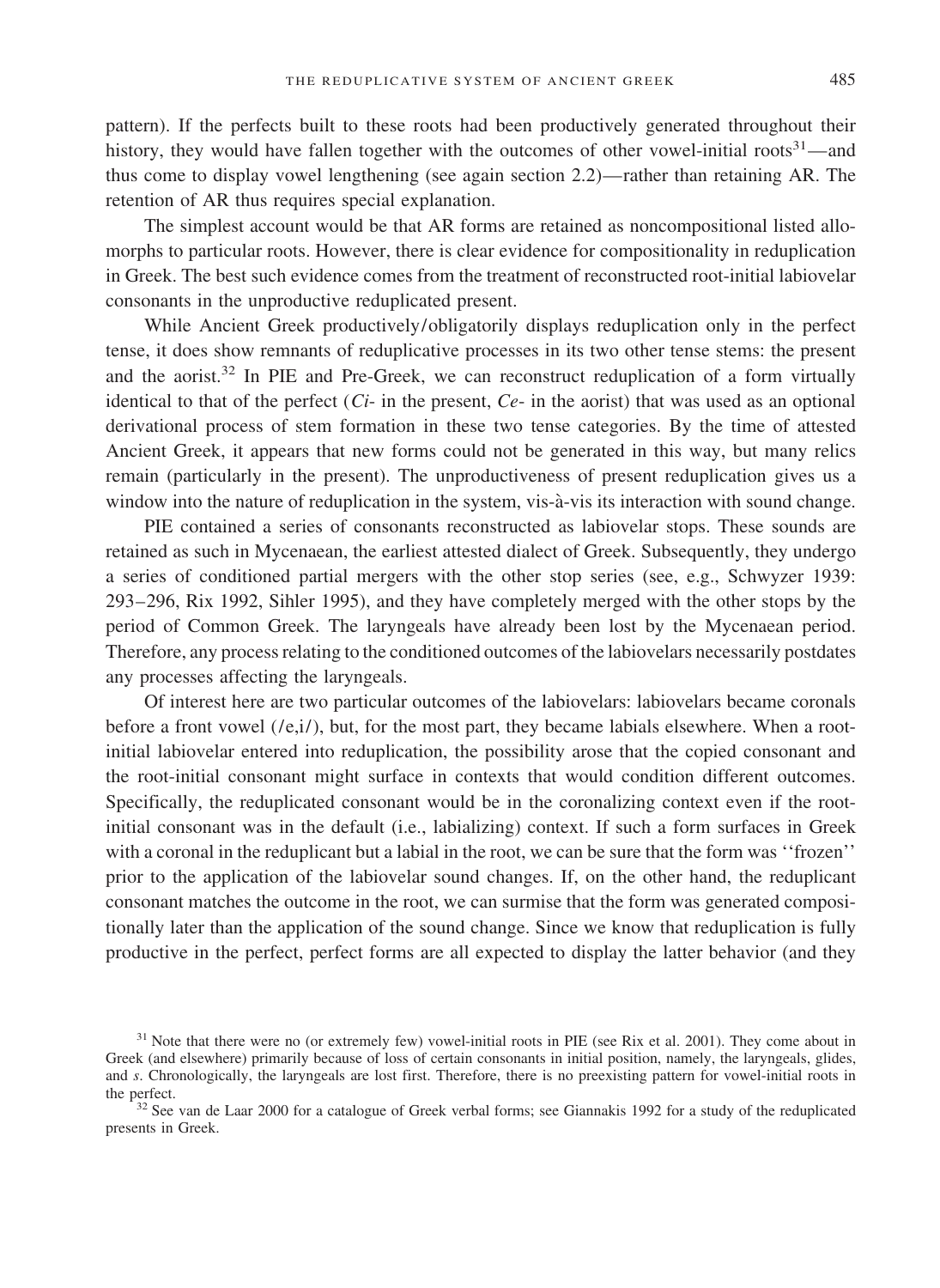pattern). If the perfects built to these roots had been productively generated throughout their history, they would have fallen together with the outcomes of other vowel-initial roots[31]—and thus come to display vowel lengthening (see again section 2.2)—rather than retaining AR. The retention of AR thus requires special explanation.

The simplest account would be that AR forms are retained as noncompositional listed allomorphs to particular roots. However, there is clear evidence for compositionality in reduplication in Greek. The best such evidence comes from the treatment of reconstructed root-initial labiovelar consonants in the unproductive reduplicated present.

While Ancient Greek productively/obligatorily displays reduplication only in the perfect tense, it does show remnants of reduplicative processes in its two other tense stems: the present and the aorist.[32] In PIE and Pre-Greek, we can reconstruct reduplication of a form virtually identical to that of the perfect (*Ci-* in the present, *Ce-* in the aorist) that was used as an optional derivational process of stem formation in these two tense categories. By the time of attested Ancient Greek, it appears that new forms could not be generated in this way, but many relics remain (particularly in the present). The unproductiveness of present reduplication gives us a window into the nature of reduplication in the system, vis-à-vis its interaction with sound change.

PIE contained a series of consonants reconstructed as labiovelar stops. These sounds are retained as such in Mycenaean, the earliest attested dialect of Greek. Subsequently, they undergo a series of conditioned partial mergers with the other stop series (see, e.g., Schwyzer 1939: 293–296, Rix 1992, Sihler 1995), and they have completely merged with the other stops by the period of Common Greek. The laryngeals have already been lost by the Mycenaean period. Therefore, any process relating to the conditioned outcomes of the labiovelars necessarily postdates any processes affecting the laryngeals.

Of interest here are two particular outcomes of the labiovelars: labiovelars became coronals before a front vowel (/e,i/), but, for the most part, they became labials elsewhere. When a root-initial labiovelar entered into reduplication, the possibility arose that the copied consonant and the root-initial consonant might surface in contexts that would condition different outcomes. Specifically, the reduplicated consonant would be in the coronalizing context even if the root-initial consonant was in the default (i.e., labializing) context. If such a form surfaces in Greek with a coronal in the reduplicant but a labial in the root, we can be sure that the form was ''frozen'' prior to the application of the labiovelar sound changes. If, on the other hand, the reduplicant consonant matches the outcome in the root, we can surmise that the form was generated compositionally later than the application of the sound change. Since we know that reduplication is fully productive in the perfect, perfect forms are all expected to display the latter behavior (and they

[31] Note that there were no (or extremely few) vowel-initial roots in PIE (see Rix et al. 2001). They come about in Greek (and elsewhere) primarily because of loss of certain consonants in initial position, namely, the laryngeals, glides, and *s*. Chronologically, the laryngeals are lost first. Therefore, there is no preexisting pattern for vowel-initial roots in the perfect.

[32] See van de Laar 2000 for a catalogue of Greek verbal forms; see Giannakis 1992 for a study of the reduplicated presents in Greek.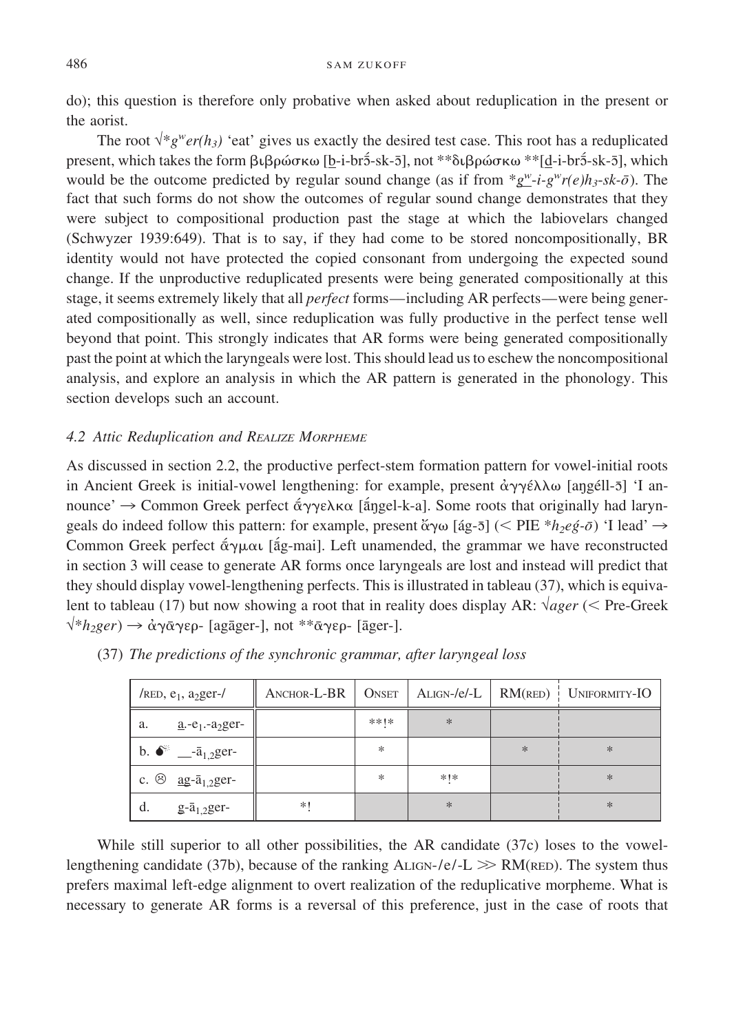do); this question is therefore only probative when asked about reduplication in the present or the aorist.

The root √*$g^w$*er(h₃)* 'eat' gives us exactly the desired test case. This root has a reduplicated present, which takes the form βιβρώσκω [b̲-i-brɔ̃́-sk-ɔ̄], not **διβρώσκω **[d̲-i-brɔ̃́-sk-ɔ̄], which would be the outcome predicted by regular sound change (as if from *$\underline{g^w}$-i-$g^w$r(e)$h_3$-sk-ō*). The fact that such forms do not show the outcomes of regular sound change demonstrates that they were subject to compositional production past the stage at which the labiovelars changed (Schwyzer 1939:649). That is to say, if they had come to be stored noncompositionally, BR identity would not have protected the copied consonant from undergoing the expected sound change. If the unproductive reduplicated presents were being generated compositionally at this stage, it seems extremely likely that all *perfect* forms—including AR perfects—were being generated compositionally as well, since reduplication was fully productive in the perfect tense well beyond that point. This strongly indicates that AR forms were being generated compositionally past the point at which the laryngeals were lost. This should lead us to eschew the noncompositional analysis, and explore an analysis in which the AR pattern is generated in the phonology. This section develops such an account.

### 4.2 *Attic Reduplication and* Realize Morpheme

As discussed in section 2.2, the productive perfect-stem formation pattern for vowel-initial roots in Ancient Greek is initial-vowel lengthening: for example, present ἀγγέλλω [aŋgéll-ɔ̄] 'I announce' → Common Greek perfect ἤγγελκα [ǣŋgel-k-a]. Some roots that originally had laryngeals do indeed follow this pattern: for example, present ἄγω [ág-ɔ̄] (< PIE *$h_2$eǵ-ō*) 'I lead' → Common Greek perfect ἆγμαι [ā́g-mai]. Left unamended, the grammar we have reconstructed in section 3 will cease to generate AR forms once laryngeals are lost and instead will predict that they should display vowel-lengthening perfects. This is illustrated in tableau (37), which is equivalent to tableau (17) but now showing a root that in reality does display AR: √*ager* (< Pre-Greek √*$h_2$ger*) → ἀγᾱγερ- [agāger-], not **ᾱγερ- [āger-].

(37) *The predictions of the synchronic grammar, after laryngeal loss*

| /RED, $e_1$, $a_2$ger-/ | ANCHOR-L-BR | ONSET | ALIGN-/e/-L | RM(RED) | UNIFORMITY-IO |
|---|---|---|---|---|---|
| a. a̲.-$e_1$.-$a_2$ger- | | **!* | * | | |
| b. 💣 \_\_-$\bar{a}_{1,2}$ger- | | * | | * | * |
| c. ☹ a̲g̲-$\bar{a}_{1,2}$ger- | | * | *!* | | * |
| d. g̲-$\bar{a}_{1,2}$ger- | *! | | * | | * |

While still superior to all other possibilities, the AR candidate (37c) loses to the vowel-lengthening candidate (37b), because of the ranking ALIGN-/e/-L ≫ RM(RED). The system thus prefers maximal left-edge alignment to overt realization of the reduplicative morpheme. What is necessary to generate AR forms is a reversal of this preference, just in the case of roots that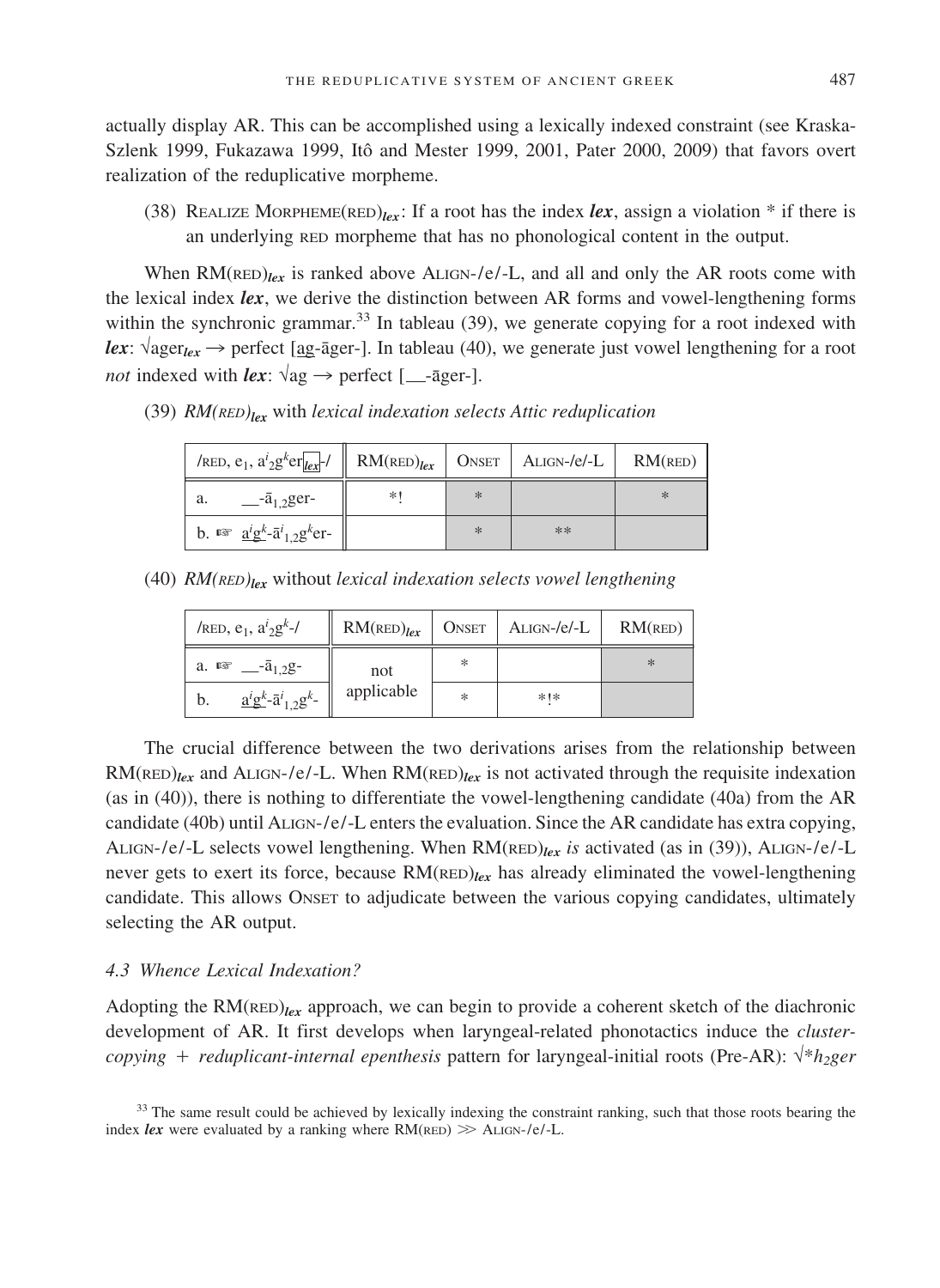actually display AR. This can be accomplished using a lexically indexed constraint (see Kraska-Szlenk 1999, Fukazawa 1999, Itô and Mester 1999, 2001, Pater 2000, 2009) that favors overt realization of the reduplicative morpheme.

(38) Realize Morpheme(red)$_{\boldsymbol{lex}}$: If a root has the index ***lex***, assign a violation * if there is an underlying red morpheme that has no phonological content in the output.

When RM(red)$_{\boldsymbol{lex}}$ is ranked above Align-/e/-L, and all and only the AR roots come with the lexical index ***lex***, we derive the distinction between AR forms and vowel-lengthening forms within the synchronic grammar.[33] In tableau (39), we generate copying for a root indexed with ***lex***: √ager$_{\boldsymbol{lex}}$ → perfect [<u>ag</u>-āger-]. In tableau (40), we generate just vowel lengthening for a root *not* indexed with ***lex***: √ag → perfect [__-āger-].

(39) *RM(red)$_{\boldsymbol{lex}}$* with *lexical indexation selects Attic reduplication*

| /red, $e_1$, $a^i{}_2g^k er_{\boxed{lex}}$-/ | RM(red)$_{lex}$ | Onset | Align-/e/-L | RM(red) |
|---|---|---|---|---|
| a. __-$\bar{a}_{1,2}$ger- | *! | * | | * |
| b. ☞ <u>$a^i g^k$</u>-$\bar{a}^i{}_{1,2}g^k$er- | | * | ** | |

(40) *RM(red)$_{\boldsymbol{lex}}$* without *lexical indexation selects vowel lengthening*

| /red, $e_1$, $a^i{}_2g^k$-/ | RM(red)$_{lex}$ | Onset | Align-/e/-L | RM(red) |
|---|---|---|---|---|
| a. ☞ __-$\bar{a}_{1,2}$g- | not applicable | * | | * |
| b. <u>$a^i g^k$</u>-$\bar{a}^i{}_{1,2}g^k$- | | * | *!* | |

The crucial difference between the two derivations arises from the relationship between RM(red)$_{\boldsymbol{lex}}$ and Align-/e/-L. When RM(red)$_{\boldsymbol{lex}}$ is not activated through the requisite indexation (as in (40)), there is nothing to differentiate the vowel-lengthening candidate (40a) from the AR candidate (40b) until Align-/e/-L enters the evaluation. Since the AR candidate has extra copying, Align-/e/-L selects vowel lengthening. When RM(red)$_{\boldsymbol{lex}}$ *is* activated (as in (39)), Align-/e/-L never gets to exert its force, because RM(red)$_{\boldsymbol{lex}}$ has already eliminated the vowel-lengthening candidate. This allows Onset to adjudicate between the various copying candidates, ultimately selecting the AR output.

### 4.3 Whence Lexical Indexation?

Adopting the RM(red)$_{\boldsymbol{lex}}$ approach, we can begin to provide a coherent sketch of the diachronic development of AR. It first develops when laryngeal-related phonotactics induce the *cluster-copying + reduplicant-internal epenthesis* pattern for laryngeal-initial roots (Pre-AR): √*$h_2$ger*

[33] The same result could be achieved by lexically indexing the constraint ranking, such that those roots bearing the index ***lex*** were evaluated by a ranking where RM(red) ≫ Align-/e/-L.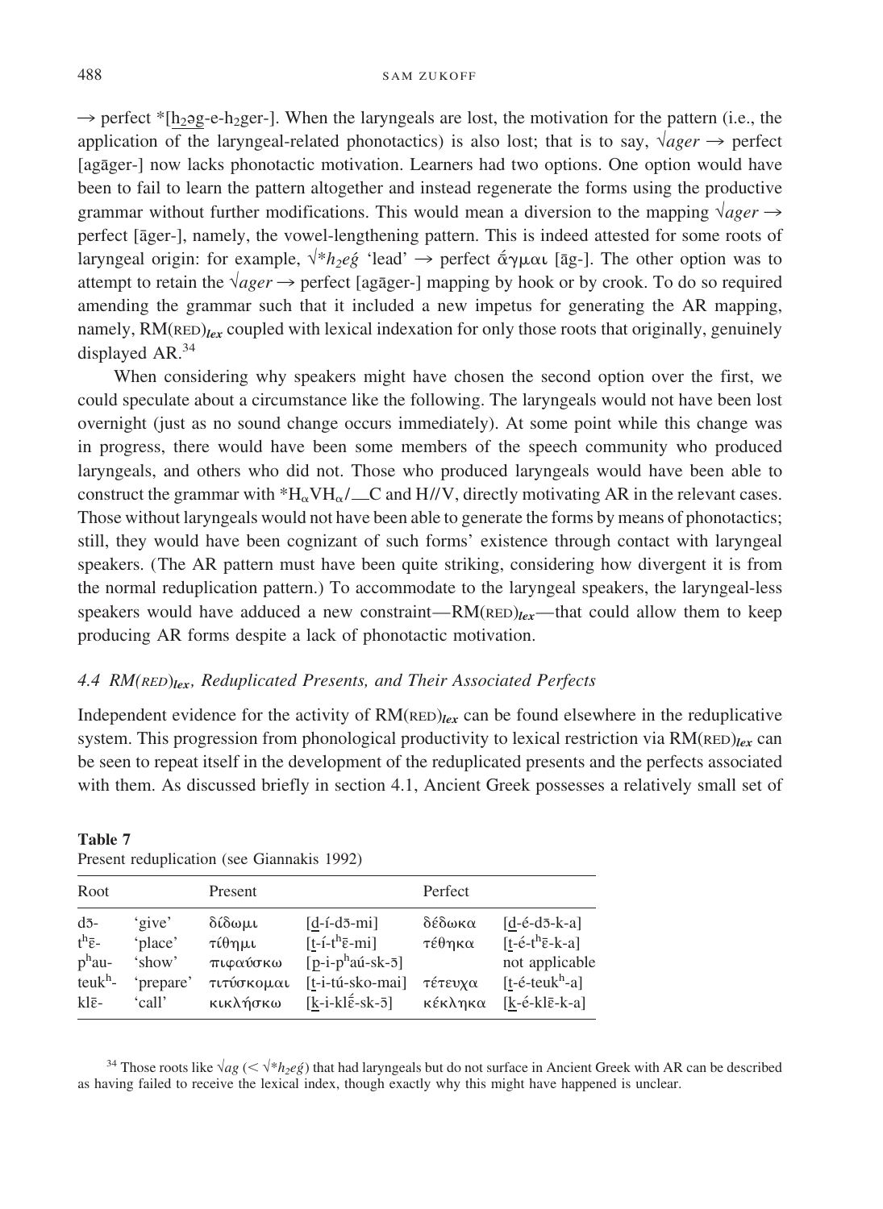→ perfect *[h̲₂ə̲g̲-e-h₂ger-]. When the laryngeals are lost, the motivation for the pattern (i.e., the application of the laryngeal-related phonotactics) is also lost; that is to say, √*ager* → perfect [agāger-] now lacks phonotactic motivation. Learners had two options. One option would have been to fail to learn the pattern altogether and instead regenerate the forms using the productive grammar without further modifications. This would mean a diversion to the mapping √*ager* → perfect [āger-], namely, the vowel-lengthening pattern. This is indeed attested for some roots of laryngeal origin: for example, √**h₂eǵ* 'lead' → perfect ἄγμαι [āg-]. The other option was to attempt to retain the √*ager* → perfect [agāger-] mapping by hook or by crook. To do so required amending the grammar such that it included a new impetus for generating the AR mapping, namely, RM(RED)***lex*** coupled with lexical indexation for only those roots that originally, genuinely displayed AR.[34]

When considering why speakers might have chosen the second option over the first, we could speculate about a circumstance like the following. The laryngeals would not have been lost overnight (just as no sound change occurs immediately). At some point while this change was in progress, there would have been some members of the speech community who produced laryngeals, and others who did not. Those who produced laryngeals would have been able to construct the grammar with $*H_\alpha VH_\alpha/\_C$ and H//V, directly motivating AR in the relevant cases. Those without laryngeals would not have been able to generate the forms by means of phonotactics; still, they would have been cognizant of such forms' existence through contact with laryngeal speakers. (The AR pattern must have been quite striking, considering how divergent it is from the normal reduplication pattern.) To accommodate to the laryngeal speakers, the laryngeal-less speakers would have adduced a new constraint—RM(RED)***lex***—that could allow them to keep producing AR forms despite a lack of phonotactic motivation.

### 4.4 RM(RED)*lex*, Reduplicated Presents, and Their Associated Perfects

Independent evidence for the activity of RM(RED)***lex*** can be found elsewhere in the reduplicative system. This progression from phonological productivity to lexical restriction via RM(RED)***lex*** can be seen to repeat itself in the development of the reduplicated presents and the perfects associated with them. As discussed briefly in section 4.1, Ancient Greek possesses a relatively small set of

**Table 7**
Present reduplication (see Giannakis 1992)

| Root | | Present | | Perfect | |
|---|---|---|---|---|---|
| dɔ̄- | 'give' | δίδωμι | [d̲-í-dɔ̄-mi] | δέδωκα | [d̲-é-dɔ̄-k-a] |
| tʰɛ̄- | 'place' | τίθημι | [t̲-í-tʰɛ̄-mi] | τέθηκα | [t̲-é-tʰɛ̄-k-a] |
| pʰau- | 'show' | πιφαύσκω | [p̲-i-pʰaú-sk-ɔ̄] | | not applicable |
| teukʰ- | 'prepare' | τιτύσκομαι | [t̲-i-tú-sko-mai] | τέτευχα | [t̲-é-teukʰ-a] |
| klɛ̄- | 'call' | κικλήσκω | [k̲-i-klɛ̄́-sk-ɔ̄] | κέκληκα | [k̲-é-klɛ̄-k-a] |

[34] Those roots like √*ag* (< √**h₂eǵ*) that had laryngeals but do not surface in Ancient Greek with AR can be described as having failed to receive the lexical index, though exactly why this might have happened is unclear.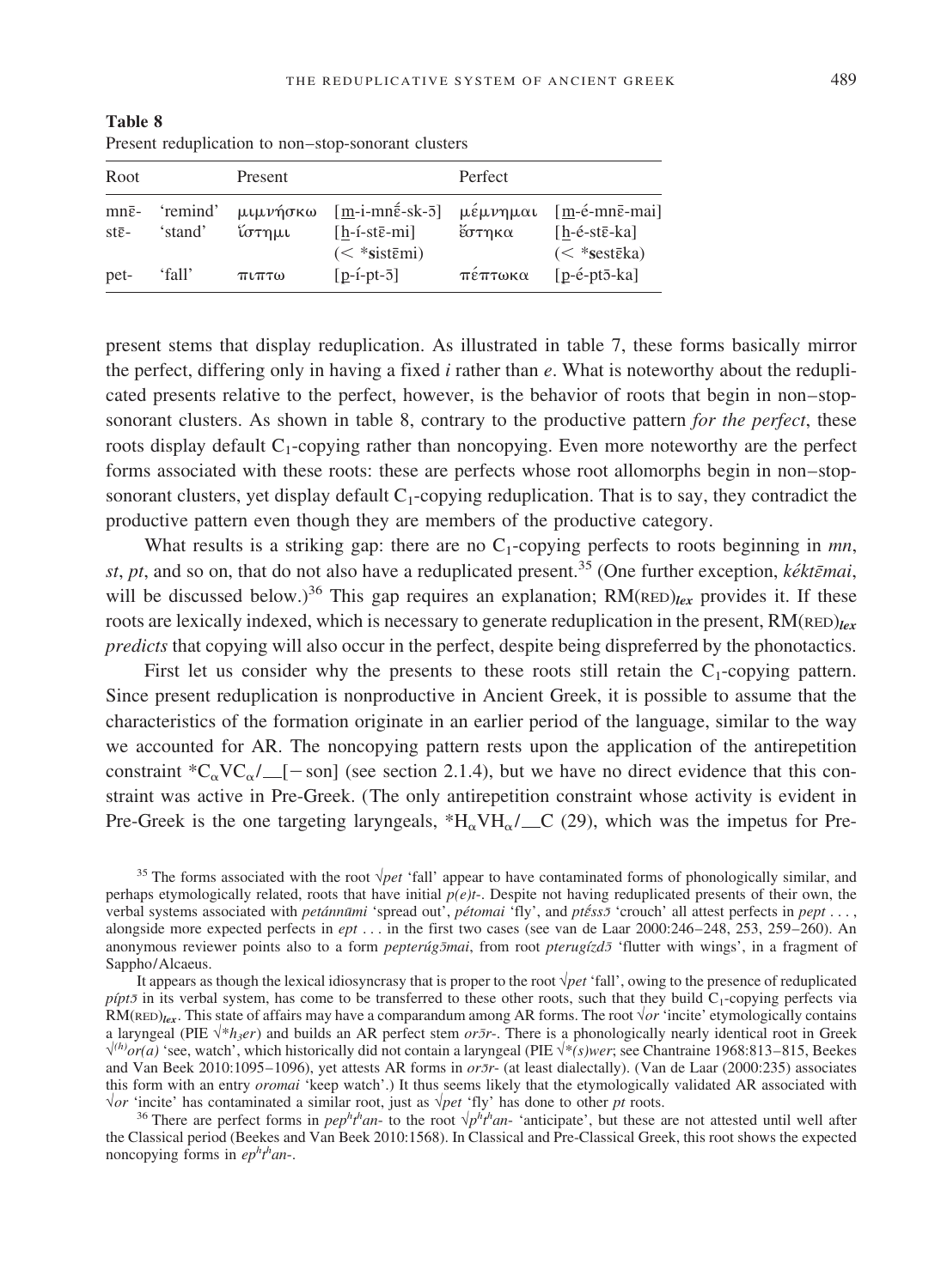**Table 8**
Present reduplication to non–stop-sonorant clusters

| Root | | Present | | Perfect | |
|---|---|---|---|---|---|
| mnē- | 'remind' | μιμνήσκω | [m̲-i-mnḗ-sk-ō] | μέμνημαι | [m̲-é-mnē-mai] |
| stē- | 'stand' | ἵστημι | [h̲-í-stē-mi] (< *s̲istēmi) | ἕστηκα | [h̲-é-stē-ka] (< *s̲estēka) |
| pet- | 'fall' | πιπτω | [p̲-í-pt-ō] | πέπτωκα | [p̲-é-ptō-ka] |

present stems that display reduplication. As illustrated in table 7, these forms basically mirror the perfect, differing only in having a fixed *i* rather than *e*. What is noteworthy about the reduplicated presents relative to the perfect, however, is the behavior of roots that begin in non–stop-sonorant clusters. As shown in table 8, contrary to the productive pattern *for the perfect*, these roots display default $C_1$-copying rather than noncopying. Even more noteworthy are the perfect forms associated with these roots: these are perfects whose root allomorphs begin in non–stop-sonorant clusters, yet display default $C_1$-copying reduplication. That is to say, they contradict the productive pattern even though they are members of the productive category.

What results is a striking gap: there are no $C_1$-copying perfects to roots beginning in *mn*, *st*, *pt*, and so on, that do not also have a reduplicated present.[35] (One further exception, *kéktēmai*, will be discussed below.)[36] This gap requires an explanation; RM(RED)$_{lex}$ provides it. If these roots are lexically indexed, which is necessary to generate reduplication in the present, RM(RED)$_{lex}$ *predicts* that copying will also occur in the perfect, despite being dispreferred by the phonotactics.

First let us consider why the presents to these roots still retain the $C_1$-copying pattern. Since present reduplication is nonproductive in Ancient Greek, it is possible to assume that the characteristics of the formation originate in an earlier period of the language, similar to the way we accounted for AR. The noncopying pattern rests upon the application of the antirepetition constraint $*C_\alpha VC_\alpha/\_\_[-\text{son}]$ (see section 2.1.4), but we have no direct evidence that this constraint was active in Pre-Greek. (The only antirepetition constraint whose activity is evident in Pre-Greek is the one targeting laryngeals, $*H_\alpha VH_\alpha/\_\_C$ (29), which was the impetus for Pre-

[35] The forms associated with the root √*pet* 'fall' appear to have contaminated forms of phonologically similar, and perhaps etymologically related, roots that have initial *p(e)t*-. Despite not having reduplicated presents of their own, the verbal systems associated with *petánnūmi* 'spread out', *pétomai* 'fly', and *ptḗssō* 'crouch' all attest perfects in *pept* . . . , alongside more expected perfects in *ept* . . . in the first two cases (see van de Laar 2000:246–248, 253, 259–260). An anonymous reviewer points also to a form *pepterúgōmai*, from root *pterugízdō* 'flutter with wings', in a fragment of Sappho/Alcaeus.

It appears as though the lexical idiosyncrasy that is proper to the root √*pet* 'fall', owing to the presence of reduplicated *píptō* in its verbal system, has come to be transferred to these other roots, such that they build $C_1$-copying perfects via RM(RED)$_{lex}$. This state of affairs may have a comparandum among AR forms. The root √*or* 'incite' etymologically contains a laryngeal (PIE √**h₃er*) and builds an AR perfect stem *orōr*-. There is a phonologically nearly identical root in Greek √$^{(h)}$*or(a)* 'see, watch', which historically did not contain a laryngeal (PIE √**(s)wer*; see Chantraine 1968:813–815, Beekes and Van Beek 2010:1095–1096), yet attests AR forms in *orōr*- (at least dialectally). (Van de Laar (2000:235) associates this form with an entry *oromai* 'keep watch'.) It thus seems likely that the etymologically validated AR associated with √*or* 'incite' has contaminated a similar root, just as √*pet* 'fly' has done to other *pt* roots.

[36] There are perfect forms in *pep$^h$t$^h$an*- to the root √*p$^h$t$^h$an*- 'anticipate', but these are not attested until well after the Classical period (Beekes and Van Beek 2010:1568). In Classical and Pre-Classical Greek, this root shows the expected noncopying forms in *ep$^h$t$^h$an*-.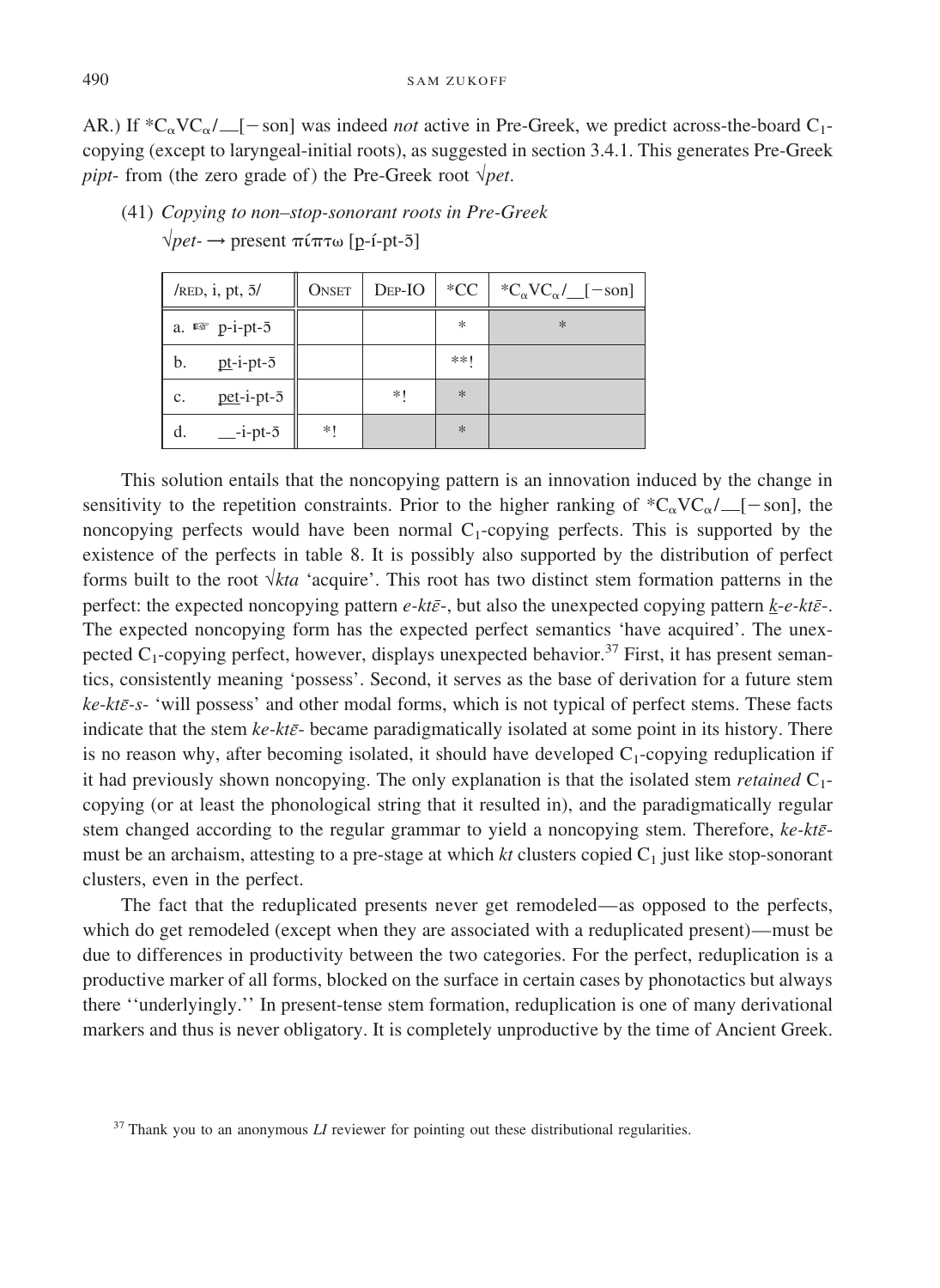AR.) If $*C_{\alpha}VC_{\alpha}/\_\_[-\text{son}]$ was indeed *not* active in Pre-Greek, we predict across-the-board $C_1$-copying (except to laryngeal-initial roots), as suggested in section 3.4.1. This generates Pre-Greek *pipt-* from (the zero grade of) the Pre-Greek root √*pet*.

(41) *Copying to non–stop-sonorant roots in Pre-Greek*

√*pet-* → present πίπτω [p-í-pt-ɔ̄]

| /RED, i, pt, ɔ̄/ | ONSET | DEP-IO | *CC | $*C_{\alpha}VC_{\alpha}/\_\_[-\text{son}]$ |
|---|---|---|---|---|
| a. ☞ p-i-pt-ɔ̄ | | | * | * |
| b. pt-i-pt-ɔ̄ | | | **! | |
| c. pet-i-pt-ɔ̄ | | *! | * | |
| d. \_\_-i-pt-ɔ̄ | *! | | * | |

This solution entails that the noncopying pattern is an innovation induced by the change in sensitivity to the repetition constraints. Prior to the higher ranking of $*C_{\alpha}VC_{\alpha}/\_\_[-\text{son}]$, the noncopying perfects would have been normal $C_1$-copying perfects. This is supported by the existence of the perfects in table 8. It is possibly also supported by the distribution of perfect forms built to the root √*kta* 'acquire'. This root has two distinct stem formation patterns in the perfect: the expected noncopying pattern *e-ktɛ̄-*, but also the unexpected copying pattern *k-e-ktɛ̄-*. The expected noncopying form has the expected perfect semantics 'have acquired'. The unexpected $C_1$-copying perfect, however, displays unexpected behavior.[37] First, it has present semantics, consistently meaning 'possess'. Second, it serves as the base of derivation for a future stem *ke-ktɛ̄-s-* 'will possess' and other modal forms, which is not typical of perfect stems. These facts indicate that the stem *ke-ktɛ̄-* became paradigmatically isolated at some point in its history. There is no reason why, after becoming isolated, it should have developed $C_1$-copying reduplication if it had previously shown noncopying. The only explanation is that the isolated stem *retained* $C_1$-copying (or at least the phonological string that it resulted in), and the paradigmatically regular stem changed according to the regular grammar to yield a noncopying stem. Therefore, *ke-ktɛ̄-* must be an archaism, attesting to a pre-stage at which *kt* clusters copied $C_1$ just like stop-sonorant clusters, even in the perfect.

The fact that the reduplicated presents never get remodeled—as opposed to the perfects, which do get remodeled (except when they are associated with a reduplicated present)—must be due to differences in productivity between the two categories. For the perfect, reduplication is a productive marker of all forms, blocked on the surface in certain cases by phonotactics but always there ''underlyingly.'' In present-tense stem formation, reduplication is one of many derivational markers and thus is never obligatory. It is completely unproductive by the time of Ancient Greek.

[37] Thank you to an anonymous *LI* reviewer for pointing out these distributional regularities.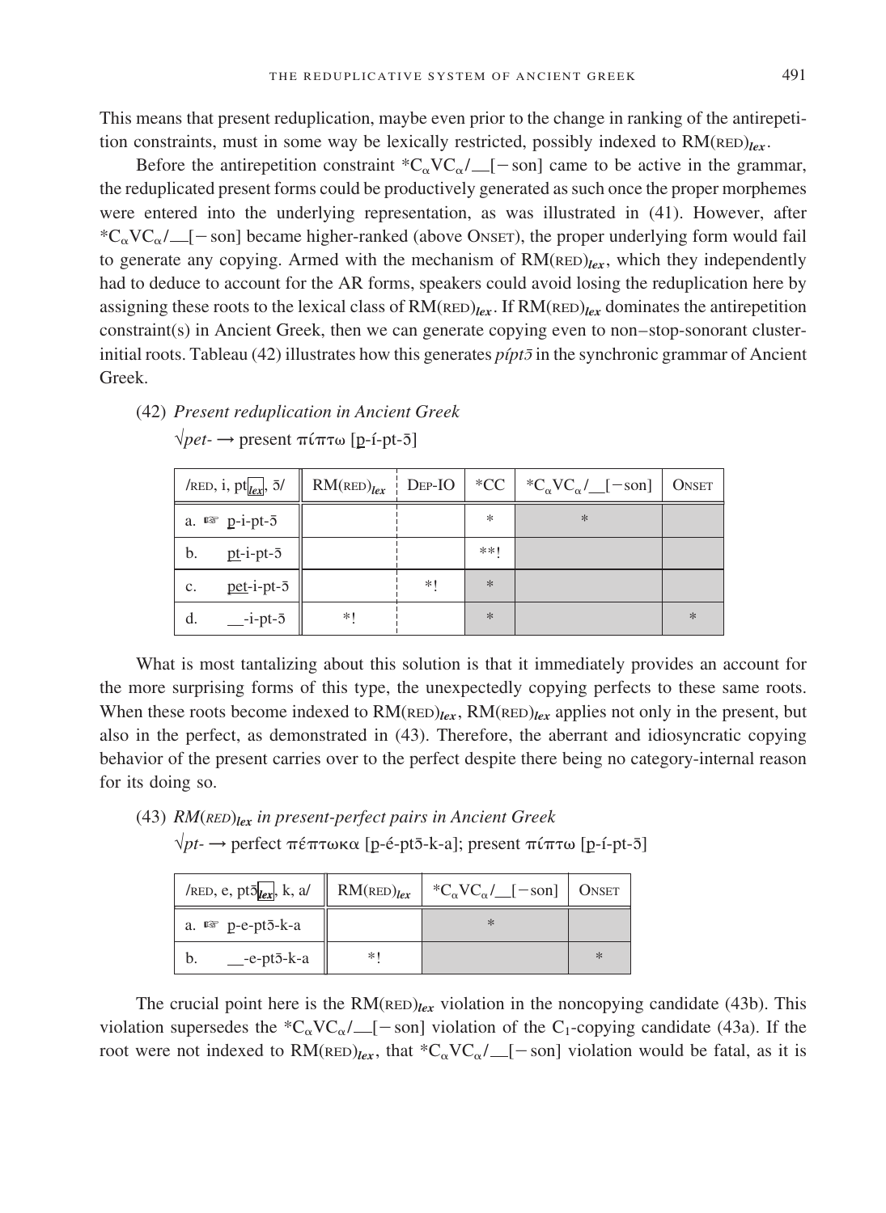This means that present reduplication, maybe even prior to the change in ranking of the antirepetition constraints, must in some way be lexically restricted, possibly indexed to RM(RED)$_{lex}$.

Before the antirepetition constraint $*C_\alpha VC_\alpha/\_\_[-\text{son}]$ came to be active in the grammar, the reduplicated present forms could be productively generated as such once the proper morphemes were entered into the underlying representation, as was illustrated in (41). However, after $*C_\alpha VC_\alpha/\_\_[-\text{son}]$ became higher-ranked (above ONSET), the proper underlying form would fail to generate any copying. Armed with the mechanism of RM(RED)$_{lex}$, which they independently had to deduce to account for the AR forms, speakers could avoid losing the reduplication here by assigning these roots to the lexical class of RM(RED)$_{lex}$. If RM(RED)$_{lex}$ dominates the antirepetition constraint(s) in Ancient Greek, then we can generate copying even to non–stop-sonorant cluster-initial roots. Tableau (42) illustrates how this generates *píptō* in the synchronic grammar of Ancient Greek.

(42) *Present reduplication in Ancient Greek*

√*pet-* → present πίπτω [p-í-pt-ō]

| /RED, i, pt$_{lex}$, ō/ | RM(RED)$_{lex}$ | DEP-IO | *CC | $*C_\alpha VC_\alpha/\_\_[-\text{son}]$ | ONSET |
|---|---|---|---|---|---|
| a. ☞ p-i-pt-ō | | | * | * | |
| b. pt-i-pt-ō | | | **! | | |
| c. pet-i-pt-ō | | *! | * | | |
| d. \_\_-i-pt-ō | *! | | * | | * |

What is most tantalizing about this solution is that it immediately provides an account for the more surprising forms of this type, the unexpectedly copying perfects to these same roots. When these roots become indexed to RM(RED)$_{lex}$, RM(RED)$_{lex}$ applies not only in the present, but also in the perfect, as demonstrated in (43). Therefore, the aberrant and idiosyncratic copying behavior of the present carries over to the perfect despite there being no category-internal reason for its doing so.

(43) *RM(RED)$_{lex}$ in present-perfect pairs in Ancient Greek*

√*pt-* → perfect πέπτωκα [p-é-ptō-k-a]; present πίπτω [p-í-pt-ō]

| /RED, e, ptō$_{lex}$, k, a/ | RM(RED)$_{lex}$ | $*C_\alpha VC_\alpha/\_\_[-\text{son}]$ | ONSET |
|---|---|---|---|
| a. ☞ p-e-ptō-k-a | | * | |
| b. \_\_-e-ptō-k-a | *! | | * |

The crucial point here is the RM(RED)$_{lex}$ violation in the noncopying candidate (43b). This violation supersedes the $*C_\alpha VC_\alpha/\_\_[-\text{son}]$ violation of the $C_1$-copying candidate (43a). If the root were not indexed to RM(RED)$_{lex}$, that $*C_\alpha VC_\alpha/\_\_[-\text{son}]$ violation would be fatal, as it is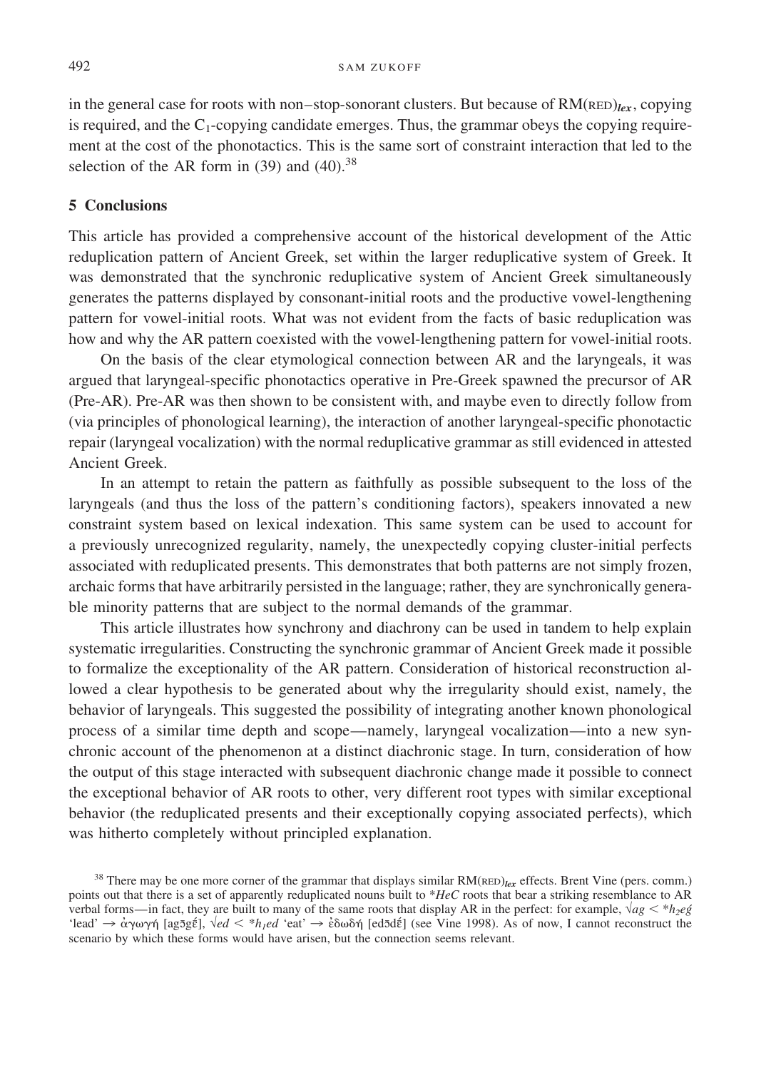in the general case for roots with non–stop-sonorant clusters. But because of RM(RED)$_{lex}$, copying is required, and the $C_1$-copying candidate emerges. Thus, the grammar obeys the copying requirement at the cost of the phonotactics. This is the same sort of constraint interaction that led to the selection of the AR form in (39) and (40).[38]

## 5 Conclusions

This article has provided a comprehensive account of the historical development of the Attic reduplication pattern of Ancient Greek, set within the larger reduplicative system of Greek. It was demonstrated that the synchronic reduplicative system of Ancient Greek simultaneously generates the patterns displayed by consonant-initial roots and the productive vowel-lengthening pattern for vowel-initial roots. What was not evident from the facts of basic reduplication was how and why the AR pattern coexisted with the vowel-lengthening pattern for vowel-initial roots.

On the basis of the clear etymological connection between AR and the laryngeals, it was argued that laryngeal-specific phonotactics operative in Pre-Greek spawned the precursor of AR (Pre-AR). Pre-AR was then shown to be consistent with, and maybe even to directly follow from (via principles of phonological learning), the interaction of another laryngeal-specific phonotactic repair (laryngeal vocalization) with the normal reduplicative grammar as still evidenced in attested Ancient Greek.

In an attempt to retain the pattern as faithfully as possible subsequent to the loss of the laryngeals (and thus the loss of the pattern's conditioning factors), speakers innovated a new constraint system based on lexical indexation. This same system can be used to account for a previously unrecognized regularity, namely, the unexpectedly copying cluster-initial perfects associated with reduplicated presents. This demonstrates that both patterns are not simply frozen, archaic forms that have arbitrarily persisted in the language; rather, they are synchronically generable minority patterns that are subject to the normal demands of the grammar.

This article illustrates how synchrony and diachrony can be used in tandem to help explain systematic irregularities. Constructing the synchronic grammar of Ancient Greek made it possible to formalize the exceptionality of the AR pattern. Consideration of historical reconstruction allowed a clear hypothesis to be generated about why the irregularity should exist, namely, the behavior of laryngeals. This suggested the possibility of integrating another known phonological process of a similar time depth and scope—namely, laryngeal vocalization—into a new synchronic account of the phenomenon at a distinct diachronic stage. In turn, consideration of how the output of this stage interacted with subsequent diachronic change made it possible to connect the exceptional behavior of AR roots to other, very different root types with similar exceptional behavior (the reduplicated presents and their exceptionally copying associated perfects), which was hitherto completely without principled explanation.

[38] There may be one more corner of the grammar that displays similar RM(RED)$_{lex}$ effects. Brent Vine (pers. comm.) points out that there is a set of apparently reduplicated nouns built to *$HeC$ roots that bear a striking resemblance to AR verbal forms—in fact, they are built to many of the same roots that display AR in the perfect: for example, √*ag* < *$h_2e\acute{g}$ 'lead' → ἀγωγή [agɔ̄gɛ̄́], √*ed* < *$h_1ed$ 'eat' → ἐδωδή [edɔ̄dɛ̄́] (see Vine 1998). As of now, I cannot reconstruct the scenario by which these forms would have arisen, but the connection seems relevant.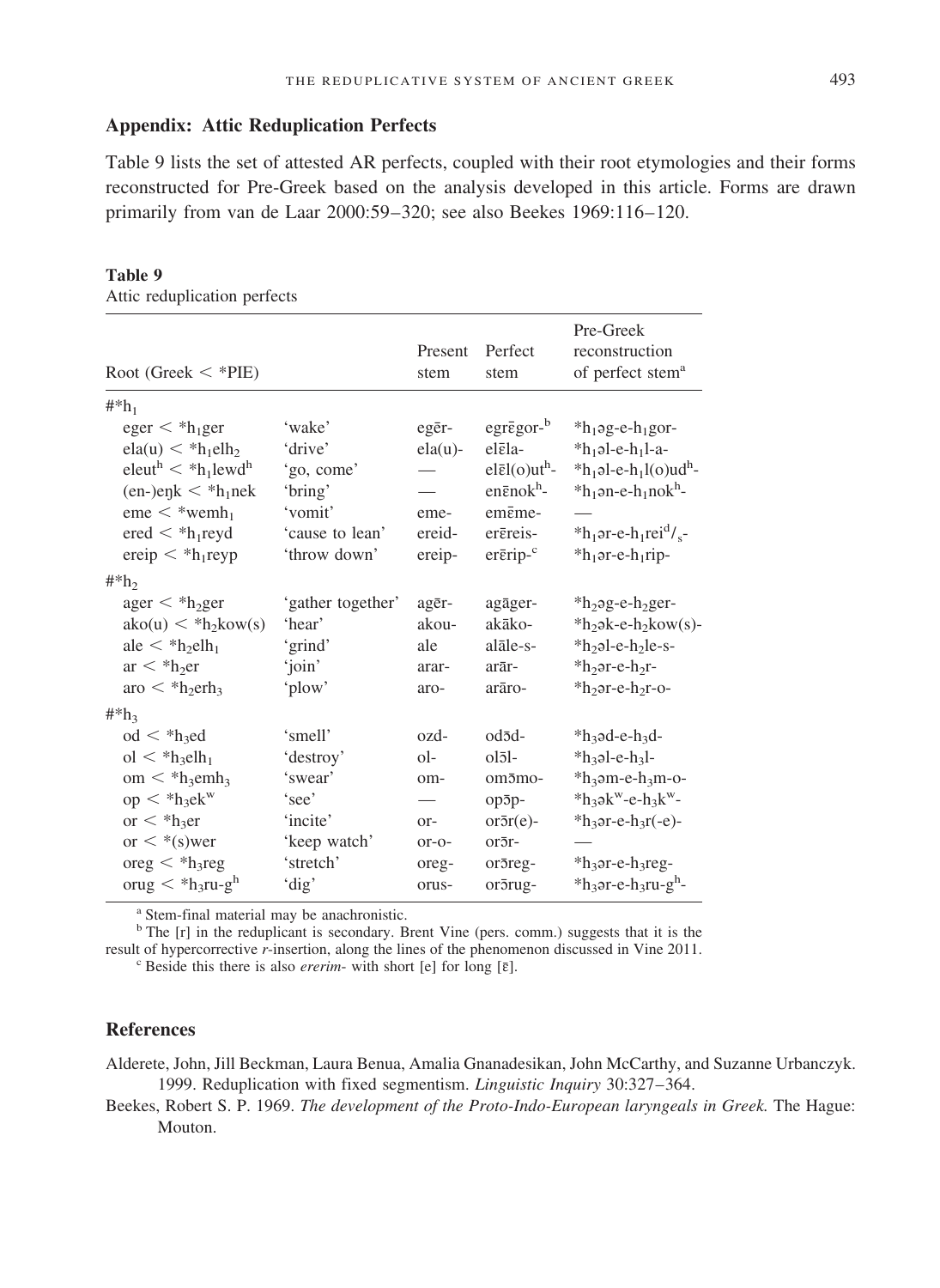## Appendix: Attic Reduplication Perfects

Table 9 lists the set of attested AR perfects, coupled with their root etymologies and their forms reconstructed for Pre-Greek based on the analysis developed in this article. Forms are drawn primarily from van de Laar 2000:59–320; see also Beekes 1969:116–120.

**Table 9**
Attic reduplication perfects

| Root (Greek < *PIE) | | Present stem | Perfect stem | Pre-Greek reconstruction of perfect stem[a] |
|---|---|---|---|---|
| #*$h_1$ | | | | |
| eger < *$h_1$ger | 'wake' | egēr- | egrēgor-[b] | *$h_1$əg-e-$h_1$gor- |
| ela(u) < *$h_1$el$h_2$ | 'drive' | ela(u)- | elēla- | *$h_1$əl-e-$h_1$l-a- |
| eleut$^h$ < *$h_1$lewd$^h$ | 'go, come' | — | elēl(o)ut$^h$- | *$h_1$əl-e-$h_1$l(o)ud$^h$- |
| (en-)eŋk < *$h_1$nek | 'bring' | — | enēnok$^h$- | *$h_1$ən-e-$h_1$nok$^h$- |
| eme < *wem$h_1$ | 'vomit' | eme- | emēme- | — |
| ered < *$h_1$reyd | 'cause to lean' | ereid- | erēreis- | *$h_1$ər-e-$h_1$rei$^d$/$_s$- |
| ereip < *$h_1$reyp | 'throw down' | ereip- | erērip-[c] | *$h_1$ər-e-$h_1$rip- |
| #*$h_2$ | | | | |
| ager < *$h_2$ger | 'gather together' | agēr- | agāger- | *$h_2$əg-e-$h_2$ger- |
| ako(u) < *$h_2$kow(s) | 'hear' | akou- | akāko- | *$h_2$ək-e-$h_2$kow(s)- |
| ale < *$h_2$el$h_1$ | 'grind' | ale | alāle-s- | *$h_2$əl-e-$h_2$le-s- |
| ar < *$h_2$er | 'join' | arar- | arār- | *$h_2$ər-e-$h_2$r- |
| aro < *$h_2$er$h_3$ | 'plow' | aro- | arāro- | *$h_2$ər-e-$h_2$r-o- |
| #*$h_3$ | | | | |
| od < *$h_3$ed | 'smell' | ozd- | odōd- | *$h_3$əd-e-$h_3$d- |
| ol < *$h_3$el$h_1$ | 'destroy' | ol- | olōl- | *$h_3$əl-e-$h_3$l- |
| om < *$h_3$em$h_3$ | 'swear' | om- | omōmo- | *$h_3$əm-e-$h_3$m-o- |
| op < *$h_3$ek$^w$ | 'see' | — | opōp- | *$h_3$ək$^w$-e-$h_3$k$^w$- |
| or < *$h_3$er | 'incite' | or- | orōr(e)- | *$h_3$ər-e-$h_3$r(-e)- |
| or < *(s)wer | 'keep watch' | or-o- | orōr- | — |
| oreg < *$h_3$reg | 'stretch' | oreg- | orōreg- | *$h_3$ər-e-$h_3$reg- |
| orug < *$h_3$ru-g$^h$ | 'dig' | orus- | orōrug- | *$h_3$ər-e-$h_3$ru-g$^h$- |

[a] Stem-final material may be anachronistic.

[b] The [r] in the reduplicant is secondary. Brent Vine (pers. comm.) suggests that it is the result of hypercorrective *r*-insertion, along the lines of the phenomenon discussed in Vine 2011.

[c] Beside this there is also *ererim-* with short [e] for long [ē].

## References

Alderete, John, Jill Beckman, Laura Benua, Amalia Gnanadesikan, John McCarthy, and Suzanne Urbanczyk. 1999. Reduplication with fixed segmentism. *Linguistic Inquiry* 30:327–364.

Beekes, Robert S. P. 1969. *The development of the Proto-Indo-European laryngeals in Greek.* The Hague: Mouton.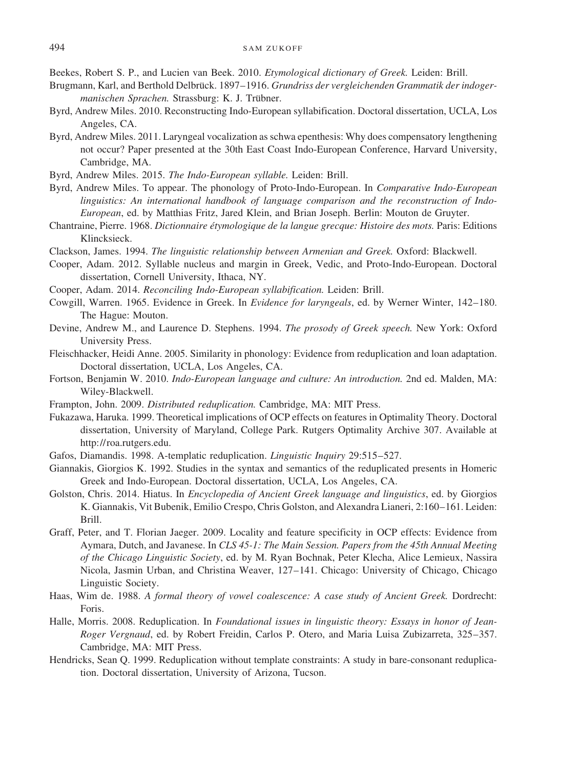Beekes, Robert S. P., and Lucien van Beek. 2010. *Etymological dictionary of Greek.* Leiden: Brill.

Brugmann, Karl, and Berthold Delbrück. 1897–1916. *Grundriss der vergleichenden Grammatik der indogermanischen Sprachen.* Strassburg: K. J. Trübner.

Byrd, Andrew Miles. 2010. Reconstructing Indo-European syllabification. Doctoral dissertation, UCLA, Los Angeles, CA.

Byrd, Andrew Miles. 2011. Laryngeal vocalization as schwa epenthesis: Why does compensatory lengthening not occur? Paper presented at the 30th East Coast Indo-European Conference, Harvard University, Cambridge, MA.

Byrd, Andrew Miles. 2015. *The Indo-European syllable.* Leiden: Brill.

Byrd, Andrew Miles. To appear. The phonology of Proto-Indo-European. In *Comparative Indo-European linguistics: An international handbook of language comparison and the reconstruction of Indo-European*, ed. by Matthias Fritz, Jared Klein, and Brian Joseph. Berlin: Mouton de Gruyter.

Chantraine, Pierre. 1968. *Dictionnaire étymologique de la langue grecque: Histoire des mots.* Paris: Editions Klincksieck.

Clackson, James. 1994. *The linguistic relationship between Armenian and Greek.* Oxford: Blackwell.

Cooper, Adam. 2012. Syllable nucleus and margin in Greek, Vedic, and Proto-Indo-European. Doctoral dissertation, Cornell University, Ithaca, NY.

Cooper, Adam. 2014. *Reconciling Indo-European syllabification.* Leiden: Brill.

Cowgill, Warren. 1965. Evidence in Greek. In *Evidence for laryngeals*, ed. by Werner Winter, 142–180. The Hague: Mouton.

Devine, Andrew M., and Laurence D. Stephens. 1994. *The prosody of Greek speech.* New York: Oxford University Press.

Fleischhacker, Heidi Anne. 2005. Similarity in phonology: Evidence from reduplication and loan adaptation. Doctoral dissertation, UCLA, Los Angeles, CA.

Fortson, Benjamin W. 2010. *Indo-European language and culture: An introduction.* 2nd ed. Malden, MA: Wiley-Blackwell.

Frampton, John. 2009. *Distributed reduplication.* Cambridge, MA: MIT Press.

Fukazawa, Haruka. 1999. Theoretical implications of OCP effects on features in Optimality Theory. Doctoral dissertation, University of Maryland, College Park. Rutgers Optimality Archive 307. Available at http://roa.rutgers.edu.

Gafos, Diamandis. 1998. A-templatic reduplication. *Linguistic Inquiry* 29:515–527.

Giannakis, Giorgios K. 1992. Studies in the syntax and semantics of the reduplicated presents in Homeric Greek and Indo-European. Doctoral dissertation, UCLA, Los Angeles, CA.

Golston, Chris. 2014. Hiatus. In *Encyclopedia of Ancient Greek language and linguistics*, ed. by Giorgios K. Giannakis, Vit Bubenik, Emilio Crespo, Chris Golston, and Alexandra Lianeri, 2:160–161. Leiden: Brill.

Graff, Peter, and T. Florian Jaeger. 2009. Locality and feature specificity in OCP effects: Evidence from Aymara, Dutch, and Javanese. In *CLS 45-1: The Main Session. Papers from the 45th Annual Meeting of the Chicago Linguistic Society*, ed. by M. Ryan Bochnak, Peter Klecha, Alice Lemieux, Nassira Nicola, Jasmin Urban, and Christina Weaver, 127–141. Chicago: University of Chicago, Chicago Linguistic Society.

Haas, Wim de. 1988. *A formal theory of vowel coalescence: A case study of Ancient Greek.* Dordrecht: Foris.

Halle, Morris. 2008. Reduplication. In *Foundational issues in linguistic theory: Essays in honor of Jean-Roger Vergnaud*, ed. by Robert Freidin, Carlos P. Otero, and Maria Luisa Zubizarreta, 325–357. Cambridge, MA: MIT Press.

Hendricks, Sean Q. 1999. Reduplication without template constraints: A study in bare-consonant reduplication. Doctoral dissertation, University of Arizona, Tucson.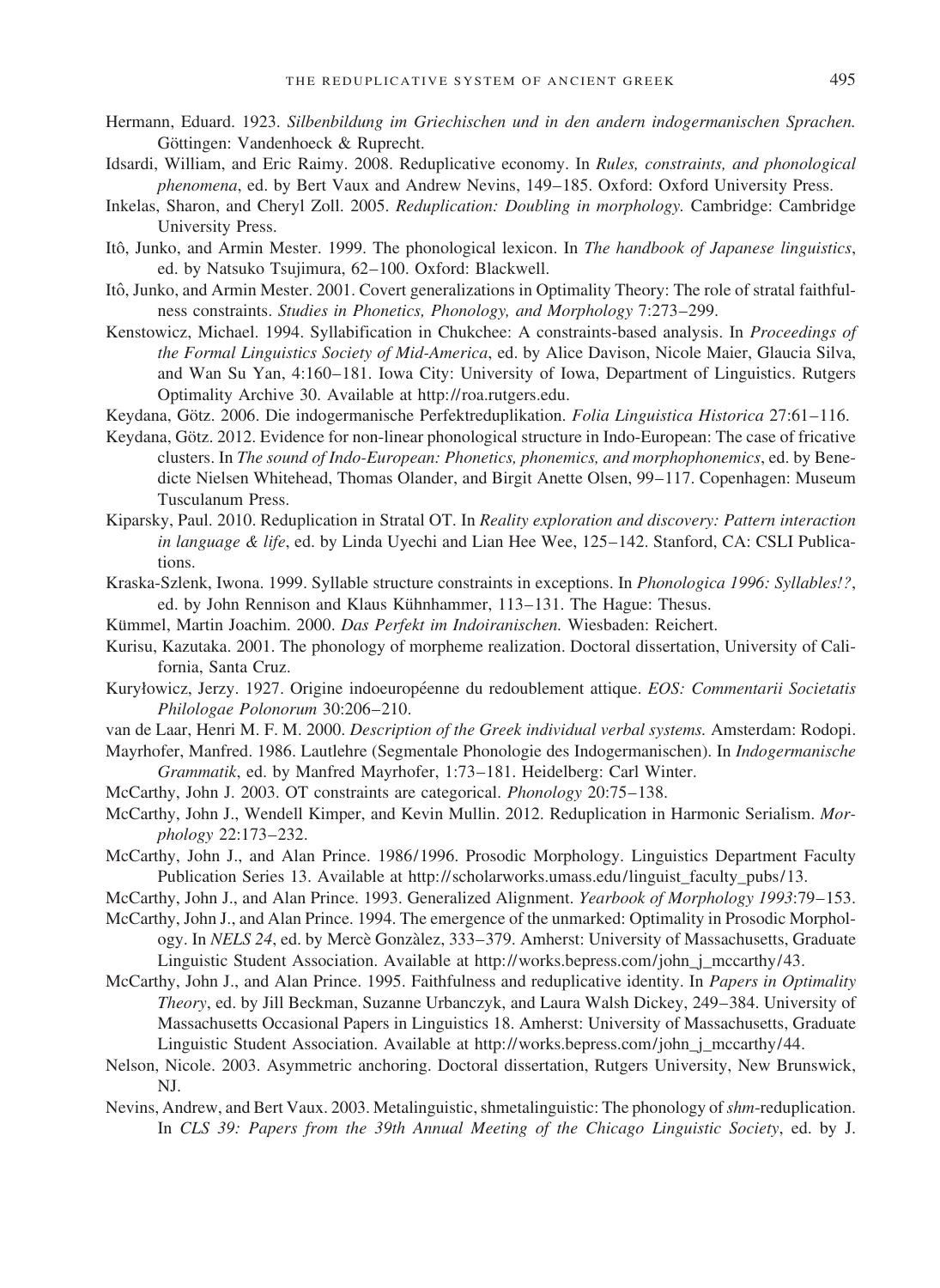Hermann, Eduard. 1923. *Silbenbildung im Griechischen und in den andern indogermanischen Sprachen.* Göttingen: Vandenhoeck & Ruprecht.

Idsardi, William, and Eric Raimy. 2008. Reduplicative economy. In *Rules, constraints, and phonological phenomena*, ed. by Bert Vaux and Andrew Nevins, 149–185. Oxford: Oxford University Press.

Inkelas, Sharon, and Cheryl Zoll. 2005. *Reduplication: Doubling in morphology.* Cambridge: Cambridge University Press.

Itô, Junko, and Armin Mester. 1999. The phonological lexicon. In *The handbook of Japanese linguistics*, ed. by Natsuko Tsujimura, 62–100. Oxford: Blackwell.

Itô, Junko, and Armin Mester. 2001. Covert generalizations in Optimality Theory: The role of stratal faithfulness constraints. *Studies in Phonetics, Phonology, and Morphology* 7:273–299.

Kenstowicz, Michael. 1994. Syllabification in Chukchee: A constraints-based analysis. In *Proceedings of the Formal Linguistics Society of Mid-America*, ed. by Alice Davison, Nicole Maier, Glaucia Silva, and Wan Su Yan, 4:160–181. Iowa City: University of Iowa, Department of Linguistics. Rutgers Optimality Archive 30. Available at http://roa.rutgers.edu.

Keydana, Götz. 2006. Die indogermanische Perfektreduplikation. *Folia Linguistica Historica* 27:61–116.

Keydana, Götz. 2012. Evidence for non-linear phonological structure in Indo-European: The case of fricative clusters. In *The sound of Indo-European: Phonetics, phonemics, and morphophonemics*, ed. by Benedicte Nielsen Whitehead, Thomas Olander, and Birgit Anette Olsen, 99–117. Copenhagen: Museum Tusculanum Press.

Kiparsky, Paul. 2010. Reduplication in Stratal OT. In *Reality exploration and discovery: Pattern interaction in language & life*, ed. by Linda Uyechi and Lian Hee Wee, 125–142. Stanford, CA: CSLI Publications.

Kraska-Szlenk, Iwona. 1999. Syllable structure constraints in exceptions. In *Phonologica 1996: Syllables!?*, ed. by John Rennison and Klaus Kühnhammer, 113–131. The Hague: Thesus.

Kümmel, Martin Joachim. 2000. *Das Perfekt im Indoiranischen.* Wiesbaden: Reichert.

Kurisu, Kazutaka. 2001. The phonology of morpheme realization. Doctoral dissertation, University of California, Santa Cruz.

Kuryłowicz, Jerzy. 1927. Origine indoeuropéenne du redoublement attique. *EOS: Commentarii Societatis Philologae Polonorum* 30:206–210.

van de Laar, Henri M. F. M. 2000. *Description of the Greek individual verbal systems.* Amsterdam: Rodopi.

Mayrhofer, Manfred. 1986. Lautlehre (Segmentale Phonologie des Indogermanischen). In *Indogermanische Grammatik*, ed. by Manfred Mayrhofer, 1:73–181. Heidelberg: Carl Winter.

McCarthy, John J. 2003. OT constraints are categorical. *Phonology* 20:75–138.

McCarthy, John J., Wendell Kimper, and Kevin Mullin. 2012. Reduplication in Harmonic Serialism. *Morphology* 22:173–232.

McCarthy, John J., and Alan Prince. 1986/1996. Prosodic Morphology. Linguistics Department Faculty Publication Series 13. Available at http://scholarworks.umass.edu/linguist_faculty_pubs/13.

McCarthy, John J., and Alan Prince. 1993. Generalized Alignment. *Yearbook of Morphology 1993*:79–153.

McCarthy, John J., and Alan Prince. 1994. The emergence of the unmarked: Optimality in Prosodic Morphology. In *NELS 24*, ed. by Mercè Gonzàlez, 333–379. Amherst: University of Massachusetts, Graduate Linguistic Student Association. Available at http://works.bepress.com/john_j_mccarthy/43.

McCarthy, John J., and Alan Prince. 1995. Faithfulness and reduplicative identity. In *Papers in Optimality Theory*, ed. by Jill Beckman, Suzanne Urbanczyk, and Laura Walsh Dickey, 249–384. University of Massachusetts Occasional Papers in Linguistics 18. Amherst: University of Massachusetts, Graduate Linguistic Student Association. Available at http://works.bepress.com/john_j_mccarthy/44.

Nelson, Nicole. 2003. Asymmetric anchoring. Doctoral dissertation, Rutgers University, New Brunswick, NJ.

Nevins, Andrew, and Bert Vaux. 2003. Metalinguistic, shmetalinguistic: The phonology of *shm*-reduplication. In *CLS 39: Papers from the 39th Annual Meeting of the Chicago Linguistic Society*, ed. by J.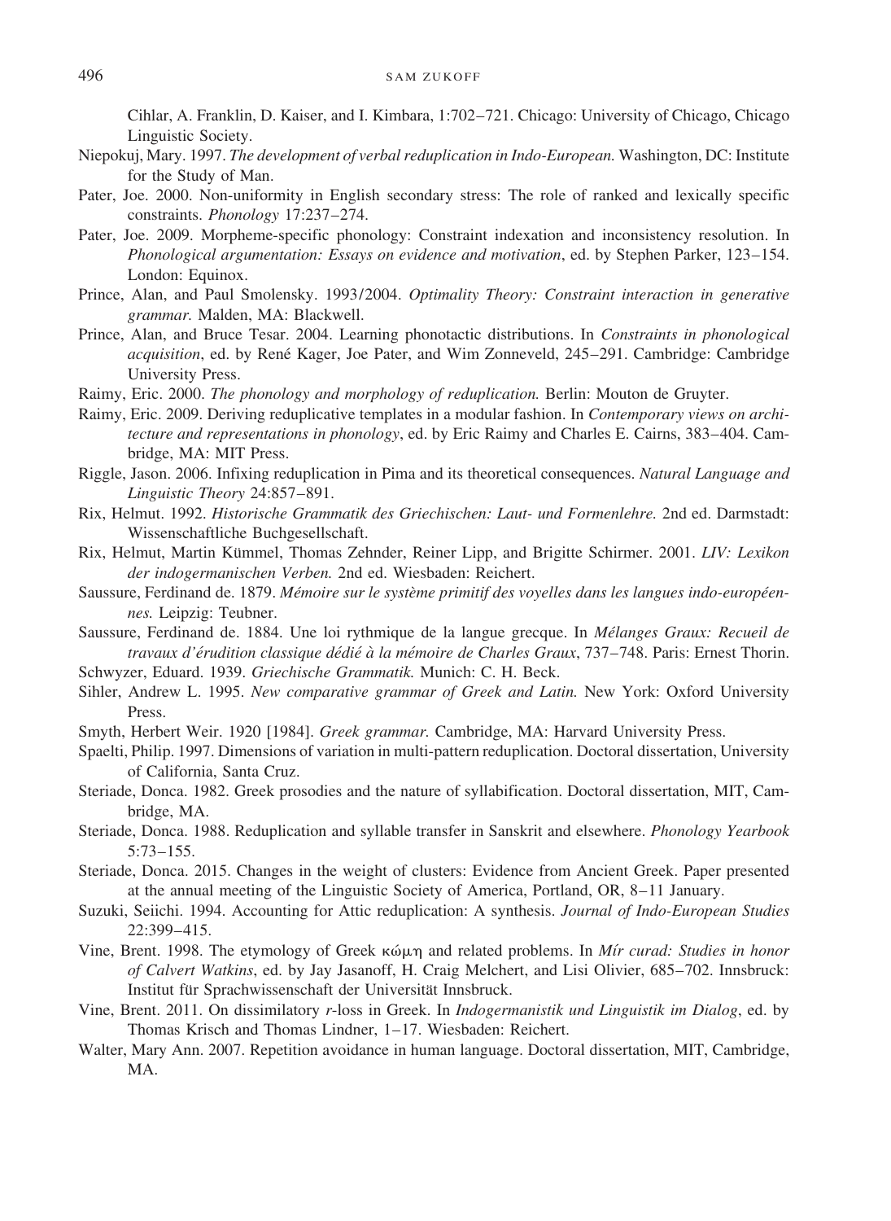Cihlar, A. Franklin, D. Kaiser, and I. Kimbara, 1:702–721. Chicago: University of Chicago, Chicago Linguistic Society.

Niepokuj, Mary. 1997. *The development of verbal reduplication in Indo-European.* Washington, DC: Institute for the Study of Man.

Pater, Joe. 2000. Non-uniformity in English secondary stress: The role of ranked and lexically specific constraints. *Phonology* 17:237–274.

Pater, Joe. 2009. Morpheme-specific phonology: Constraint indexation and inconsistency resolution. In *Phonological argumentation: Essays on evidence and motivation*, ed. by Stephen Parker, 123–154. London: Equinox.

Prince, Alan, and Paul Smolensky. 1993/2004. *Optimality Theory: Constraint interaction in generative grammar.* Malden, MA: Blackwell.

Prince, Alan, and Bruce Tesar. 2004. Learning phonotactic distributions. In *Constraints in phonological acquisition*, ed. by René Kager, Joe Pater, and Wim Zonneveld, 245–291. Cambridge: Cambridge University Press.

Raimy, Eric. 2000. *The phonology and morphology of reduplication.* Berlin: Mouton de Gruyter.

Raimy, Eric. 2009. Deriving reduplicative templates in a modular fashion. In *Contemporary views on architecture and representations in phonology*, ed. by Eric Raimy and Charles E. Cairns, 383–404. Cambridge, MA: MIT Press.

Riggle, Jason. 2006. Infixing reduplication in Pima and its theoretical consequences. *Natural Language and Linguistic Theory* 24:857–891.

Rix, Helmut. 1992. *Historische Grammatik des Griechischen: Laut- und Formenlehre.* 2nd ed. Darmstadt: Wissenschaftliche Buchgesellschaft.

Rix, Helmut, Martin Kümmel, Thomas Zehnder, Reiner Lipp, and Brigitte Schirmer. 2001. *LIV: Lexikon der indogermanischen Verben.* 2nd ed. Wiesbaden: Reichert.

Saussure, Ferdinand de. 1879. *Mémoire sur le système primitif des voyelles dans les langues indo-européennes.* Leipzig: Teubner.

Saussure, Ferdinand de. 1884. Une loi rythmique de la langue grecque. In *Mélanges Graux: Recueil de travaux d'érudition classique dédié à la mémoire de Charles Graux*, 737–748. Paris: Ernest Thorin.

Schwyzer, Eduard. 1939. *Griechische Grammatik.* Munich: C. H. Beck.

Sihler, Andrew L. 1995. *New comparative grammar of Greek and Latin.* New York: Oxford University Press.

Smyth, Herbert Weir. 1920 [1984]. *Greek grammar.* Cambridge, MA: Harvard University Press.

Spaelti, Philip. 1997. Dimensions of variation in multi-pattern reduplication. Doctoral dissertation, University of California, Santa Cruz.

Steriade, Donca. 1982. Greek prosodies and the nature of syllabification. Doctoral dissertation, MIT, Cambridge, MA.

Steriade, Donca. 1988. Reduplication and syllable transfer in Sanskrit and elsewhere. *Phonology Yearbook* 5:73–155.

Steriade, Donca. 2015. Changes in the weight of clusters: Evidence from Ancient Greek. Paper presented at the annual meeting of the Linguistic Society of America, Portland, OR, 8–11 January.

Suzuki, Seiichi. 1994. Accounting for Attic reduplication: A synthesis. *Journal of Indo-European Studies* 22:399–415.

Vine, Brent. 1998. The etymology of Greek κώμη and related problems. In *Mír curad: Studies in honor of Calvert Watkins*, ed. by Jay Jasanoff, H. Craig Melchert, and Lisi Olivier, 685–702. Innsbruck: Institut für Sprachwissenschaft der Universität Innsbruck.

Vine, Brent. 2011. On dissimilatory *r*-loss in Greek. In *Indogermanistik und Linguistik im Dialog*, ed. by Thomas Krisch and Thomas Lindner, 1–17. Wiesbaden: Reichert.

Walter, Mary Ann. 2007. Repetition avoidance in human language. Doctoral dissertation, MIT, Cambridge, MA.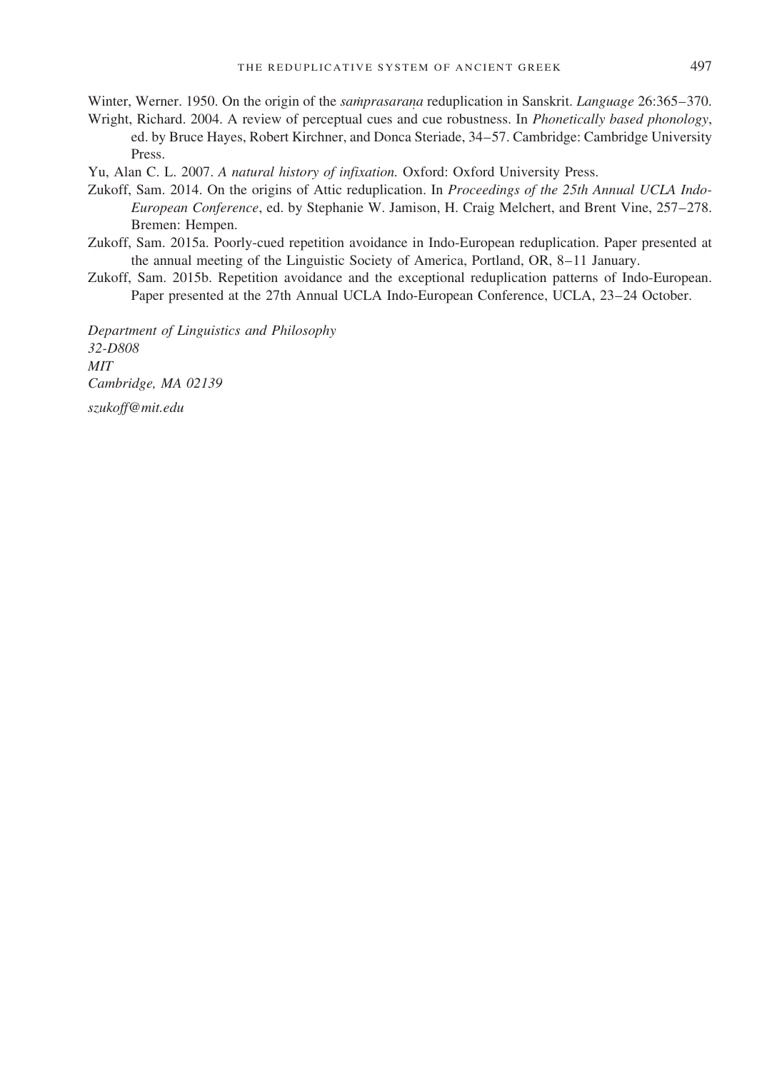Winter, Werner. 1950. On the origin of the *saṁprasaraṇa* reduplication in Sanskrit. *Language* 26:365–370.

Wright, Richard. 2004. A review of perceptual cues and cue robustness. In *Phonetically based phonology*, ed. by Bruce Hayes, Robert Kirchner, and Donca Steriade, 34–57. Cambridge: Cambridge University Press.

Yu, Alan C. L. 2007. *A natural history of infixation.* Oxford: Oxford University Press.

Zukoff, Sam. 2014. On the origins of Attic reduplication. In *Proceedings of the 25th Annual UCLA Indo-European Conference*, ed. by Stephanie W. Jamison, H. Craig Melchert, and Brent Vine, 257–278. Bremen: Hempen.

Zukoff, Sam. 2015a. Poorly-cued repetition avoidance in Indo-European reduplication. Paper presented at the annual meeting of the Linguistic Society of America, Portland, OR, 8–11 January.

Zukoff, Sam. 2015b. Repetition avoidance and the exceptional reduplication patterns of Indo-European. Paper presented at the 27th Annual UCLA Indo-European Conference, UCLA, 23–24 October.

*Department of Linguistics and Philosophy*
*32-D808*
*MIT*
*Cambridge, MA 02139*

*szukoff@mit.edu*